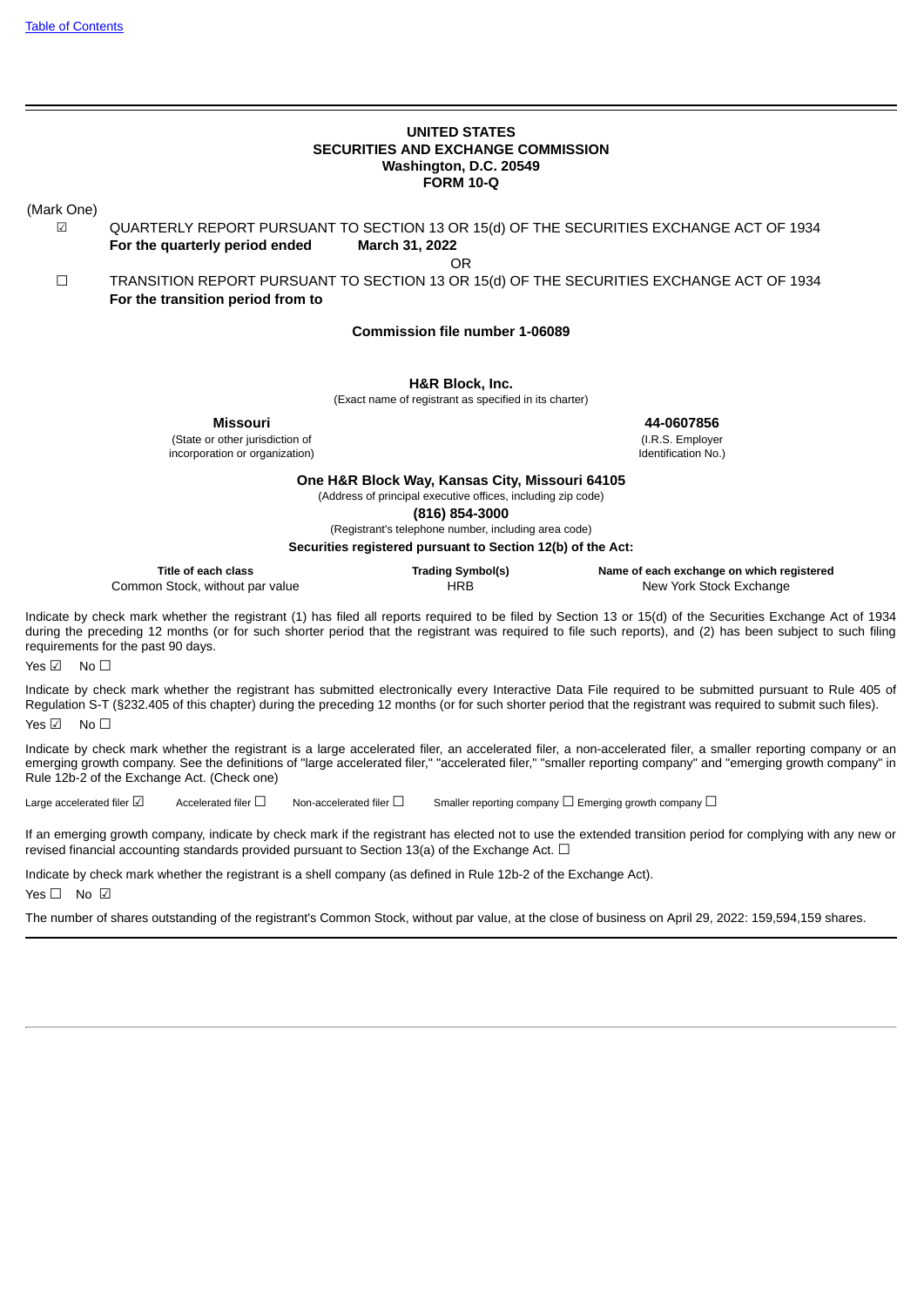[Table of Contents](#)

**UNITED STATES**
**SECURITIES AND EXCHANGE COMMISSION**
**Washington, D.C. 20549**
**FORM 10-Q**

(Mark One)

☑ QUARTERLY REPORT PURSUANT TO SECTION 13 OR 15(d) OF THE SECURITIES EXCHANGE ACT OF 1934
**For the quarterly period ended March 31, 2022**

OR

☐ TRANSITION REPORT PURSUANT TO SECTION 13 OR 15(d) OF THE SECURITIES EXCHANGE ACT OF 1934
**For the transition period from to**

**Commission file number 1-06089**

**H&R Block, Inc.**
(Exact name of registrant as specified in its charter)

| | |
|---|---|
| **Missouri** | **44-0607856** |
| (State or other jurisdiction of incorporation or organization) | (I.R.S. Employer Identification No.) |

**One H&R Block Way, Kansas City, Missouri 64105**
(Address of principal executive offices, including zip code)

**(816) 854-3000**
(Registrant's telephone number, including area code)

**Securities registered pursuant to Section 12(b) of the Act:**

| Title of each class | Trading Symbol(s) | Name of each exchange on which registered |
|---|---|---|
| Common Stock, without par value | HRB | New York Stock Exchange |

Indicate by check mark whether the registrant (1) has filed all reports required to be filed by Section 13 or 15(d) of the Securities Exchange Act of 1934 during the preceding 12 months (or for such shorter period that the registrant was required to file such reports), and (2) has been subject to such filing requirements for the past 90 days.

Yes ☑ No ☐

Indicate by check mark whether the registrant has submitted electronically every Interactive Data File required to be submitted pursuant to Rule 405 of Regulation S-T (§232.405 of this chapter) during the preceding 12 months (or for such shorter period that the registrant was required to submit such files).

Yes ☑ No ☐

Indicate by check mark whether the registrant is a large accelerated filer, an accelerated filer, a non-accelerated filer, a smaller reporting company or an emerging growth company. See the definitions of "large accelerated filer," "accelerated filer," "smaller reporting company" and "emerging growth company" in Rule 12b-2 of the Exchange Act. (Check one)

Large accelerated filer ☑ Accelerated filer ☐ Non-accelerated filer ☐ Smaller reporting company ☐ Emerging growth company ☐

If an emerging growth company, indicate by check mark if the registrant has elected not to use the extended transition period for complying with any new or revised financial accounting standards provided pursuant to Section 13(a) of the Exchange Act. ☐

Indicate by check mark whether the registrant is a shell company (as defined in Rule 12b-2 of the Exchange Act).

Yes ☐ No ☑

The number of shares outstanding of the registrant's Common Stock, without par value, at the close of business on April 29, 2022: 159,594,159 shares.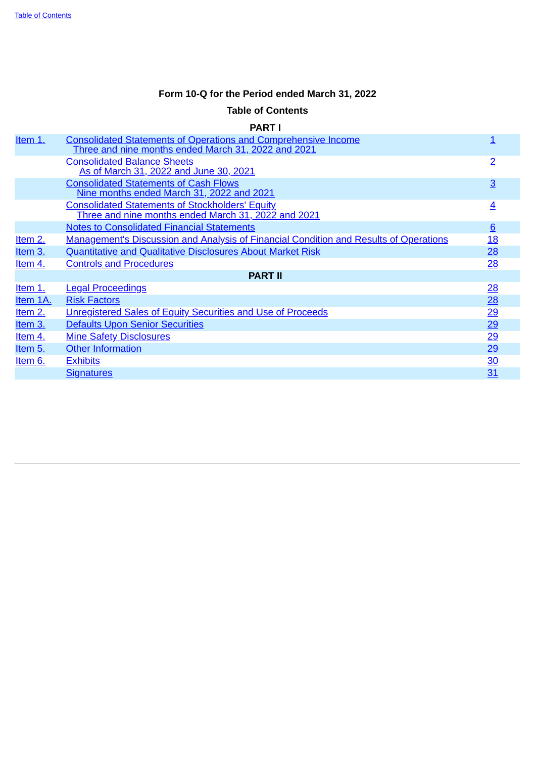**Form 10-Q for the Period ended March 31, 2022**

**Table of Contents**

| | | |
|---|---|---|
| | **PART I** | |
| Item 1. | Consolidated Statements of Operations and Comprehensive Income<br>Three and nine months ended March 31, 2022 and 2021 | 1 |
| | Consolidated Balance Sheets<br>As of March 31, 2022 and June 30, 2021 | 2 |
| | Consolidated Statements of Cash Flows<br>Nine months ended March 31, 2022 and 2021 | 3 |
| | Consolidated Statements of Stockholders' Equity<br>Three and nine months ended March 31, 2022 and 2021 | 4 |
| | Notes to Consolidated Financial Statements | 6 |
| Item 2. | Management's Discussion and Analysis of Financial Condition and Results of Operations | 18 |
| Item 3. | Quantitative and Qualitative Disclosures About Market Risk | 28 |
| Item 4. | Controls and Procedures | 28 |
| | **PART II** | |
| Item 1. | Legal Proceedings | 28 |
| Item 1A. | Risk Factors | 28 |
| Item 2. | Unregistered Sales of Equity Securities and Use of Proceeds | 29 |
| Item 3. | Defaults Upon Senior Securities | 29 |
| Item 4. | Mine Safety Disclosures | 29 |
| Item 5. | Other Information | 29 |
| Item 6. | Exhibits | 30 |
| | Signatures | 31 |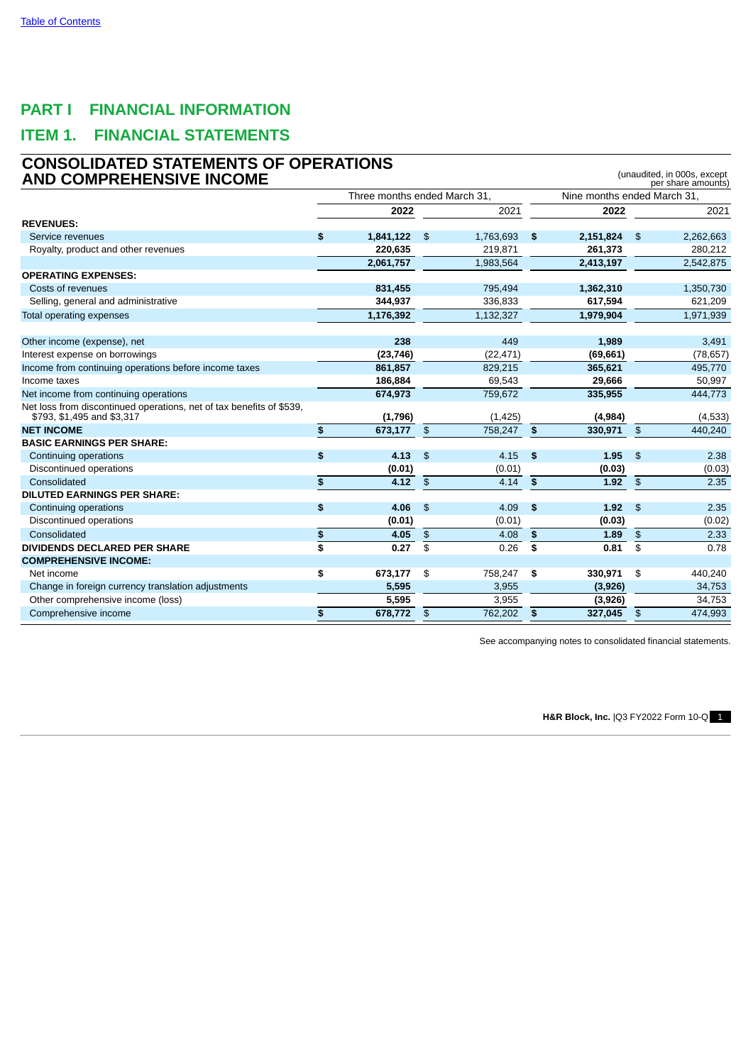[Table of Contents](#)

# PART I FINANCIAL INFORMATION

# ITEM 1. FINANCIAL STATEMENTS

## CONSOLIDATED STATEMENTS OF OPERATIONS AND COMPREHENSIVE INCOME

(unaudited, in 000s, except per share amounts)

| | Three months ended March 31, | | Nine months ended March 31, | |
|---|---|---|---|---|
| | **2022** | 2021 | **2022** | 2021 |
| **REVENUES:** | | | | |
| Service revenues | **$ 1,841,122** | $ 1,763,693 | **$ 2,151,824** | $ 2,262,663 |
| Royalty, product and other revenues | **220,635** | 219,871 | **261,373** | 280,212 |
| | **2,061,757** | 1,983,564 | **2,413,197** | 2,542,875 |
| **OPERATING EXPENSES:** | | | | |
| Costs of revenues | **831,455** | 795,494 | **1,362,310** | 1,350,730 |
| Selling, general and administrative | **344,937** | 336,833 | **617,594** | 621,209 |
| Total operating expenses | **1,176,392** | 1,132,327 | **1,979,904** | 1,971,939 |
| | | | | |
| Other income (expense), net | **238** | 449 | **1,989** | 3,491 |
| Interest expense on borrowings | **(23,746)** | (22,471) | **(69,661)** | (78,657) |
| Income from continuing operations before income taxes | **861,857** | 829,215 | **365,621** | 495,770 |
| Income taxes | **186,884** | 69,543 | **29,666** | 50,997 |
| Net income from continuing operations | **674,973** | 759,672 | **335,955** | 444,773 |
| Net loss from discontinued operations, net of tax benefits of $539, $793, $1,495 and $3,317 | **(1,796)** | (1,425) | **(4,984)** | (4,533) |
| **NET INCOME** | **$ 673,177** | $ 758,247 | **$ 330,971** | $ 440,240 |
| **BASIC EARNINGS PER SHARE:** | | | | |
| Continuing operations | **$ 4.13** | $ 4.15 | **$ 1.95** | $ 2.38 |
| Discontinued operations | **(0.01)** | (0.01) | **(0.03)** | (0.03) |
| Consolidated | **$ 4.12** | $ 4.14 | **$ 1.92** | $ 2.35 |
| **DILUTED EARNINGS PER SHARE:** | | | | |
| Continuing operations | **$ 4.06** | $ 4.09 | **$ 1.92** | $ 2.35 |
| Discontinued operations | **(0.01)** | (0.01) | **(0.03)** | (0.02) |
| Consolidated | **$ 4.05** | $ 4.08 | **$ 1.89** | $ 2.33 |
| **DIVIDENDS DECLARED PER SHARE** | **$ 0.27** | $ 0.26 | **$ 0.81** | $ 0.78 |
| **COMPREHENSIVE INCOME:** | | | | |
| Net income | **$ 673,177** | $ 758,247 | **$ 330,971** | $ 440,240 |
| Change in foreign currency translation adjustments | **5,595** | 3,955 | **(3,926)** | 34,753 |
| Other comprehensive income (loss) | **5,595** | 3,955 | **(3,926)** | 34,753 |
| Comprehensive income | **$ 678,772** | $ 762,202 | **$ 327,045** | $ 474,993 |

See accompanying notes to consolidated financial statements.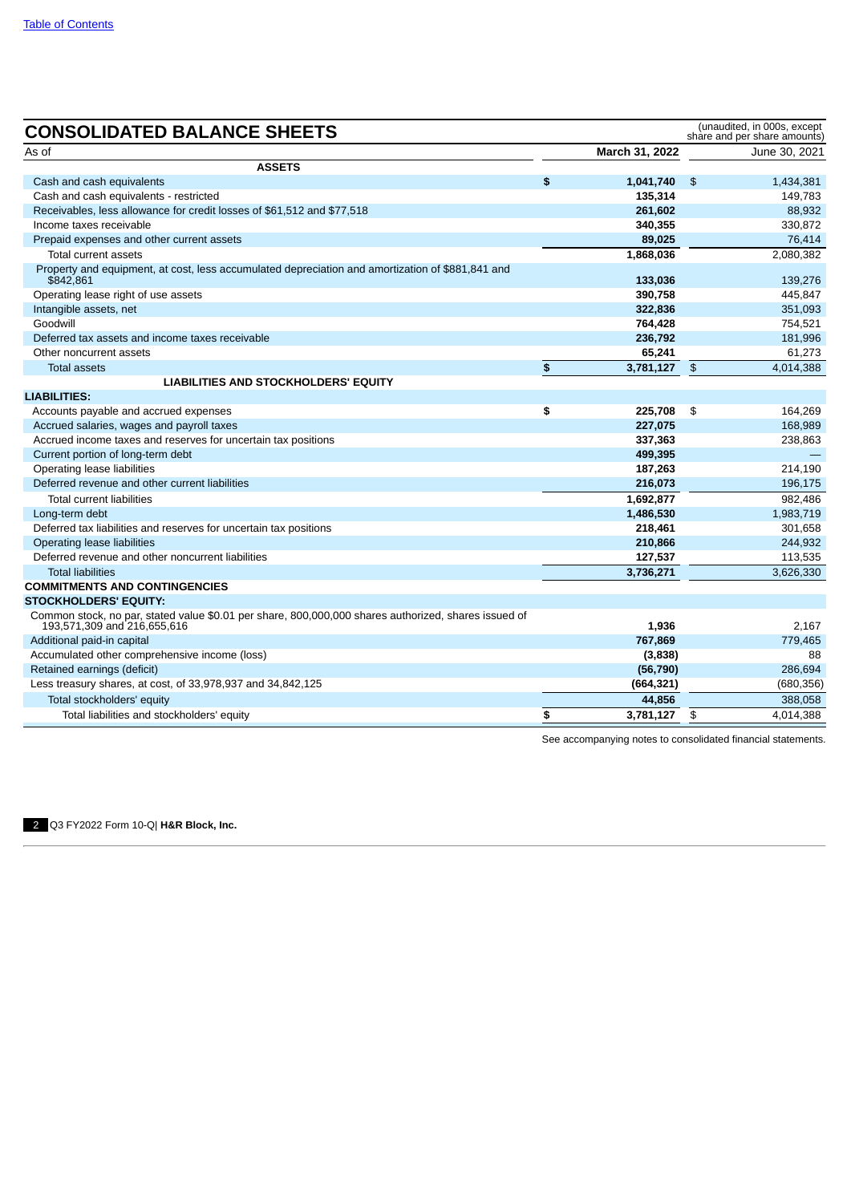Table of Contents

## CONSOLIDATED BALANCE SHEETS

(unaudited, in 000s, except share and per share amounts)

| As of | March 31, 2022 | June 30, 2021 |
|---|---|---|
| **ASSETS** | | |
| Cash and cash equivalents | $ 1,041,740 | $ 1,434,381 |
| Cash and cash equivalents - restricted | 135,314 | 149,783 |
| Receivables, less allowance for credit losses of $61,512 and $77,518 | 261,602 | 88,932 |
| Income taxes receivable | 340,355 | 330,872 |
| Prepaid expenses and other current assets | 89,025 | 76,414 |
| Total current assets | 1,868,036 | 2,080,382 |
| Property and equipment, at cost, less accumulated depreciation and amortization of $881,841 and $842,861 | 133,036 | 139,276 |
| Operating lease right of use assets | 390,758 | 445,847 |
| Intangible assets, net | 322,836 | 351,093 |
| Goodwill | 764,428 | 754,521 |
| Deferred tax assets and income taxes receivable | 236,792 | 181,996 |
| Other noncurrent assets | 65,241 | 61,273 |
| Total assets | $ 3,781,127 | $ 4,014,388 |
| **LIABILITIES AND STOCKHOLDERS' EQUITY** | | |
| **LIABILITIES:** | | |
| Accounts payable and accrued expenses | $ 225,708 | $ 164,269 |
| Accrued salaries, wages and payroll taxes | 227,075 | 168,989 |
| Accrued income taxes and reserves for uncertain tax positions | 337,363 | 238,863 |
| Current portion of long-term debt | 499,395 | — |
| Operating lease liabilities | 187,263 | 214,190 |
| Deferred revenue and other current liabilities | 216,073 | 196,175 |
| Total current liabilities | 1,692,877 | 982,486 |
| Long-term debt | 1,486,530 | 1,983,719 |
| Deferred tax liabilities and reserves for uncertain tax positions | 218,461 | 301,658 |
| Operating lease liabilities | 210,866 | 244,932 |
| Deferred revenue and other noncurrent liabilities | 127,537 | 113,535 |
| Total liabilities | 3,736,271 | 3,626,330 |
| **COMMITMENTS AND CONTINGENCIES** | | |
| **STOCKHOLDERS' EQUITY:** | | |
| Common stock, no par, stated value $0.01 per share, 800,000,000 shares authorized, shares issued of 193,571,309 and 216,655,616 | 1,936 | 2,167 |
| Additional paid-in capital | 767,869 | 779,465 |
| Accumulated other comprehensive income (loss) | (3,838) | 88 |
| Retained earnings (deficit) | (56,790) | 286,694 |
| Less treasury shares, at cost, of 33,978,937 and 34,842,125 | (664,321) | (680,356) |
| Total stockholders' equity | 44,856 | 388,058 |
| Total liabilities and stockholders' equity | $ 3,781,127 | $ 4,014,388 |

See accompanying notes to consolidated financial statements.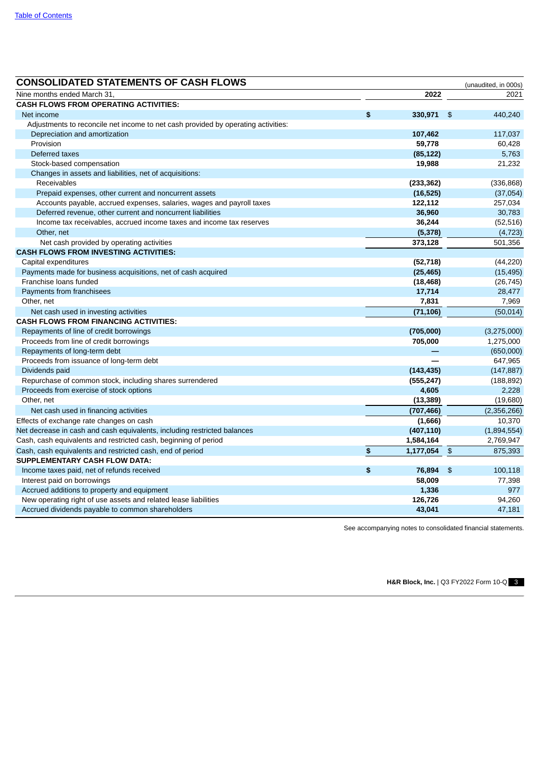## CONSOLIDATED STATEMENTS OF CASH FLOWS

(unaudited, in 000s)

| Nine months ended March 31, | 2022 | 2021 |
| --- | --- | --- |
| **CASH FLOWS FROM OPERATING ACTIVITIES:** | | |
| Net income | **$ 330,971** | $ 440,240 |
| Adjustments to reconcile net income to net cash provided by operating activities: | | |
| Depreciation and amortization | **107,462** | 117,037 |
| Provision | **59,778** | 60,428 |
| Deferred taxes | **(85,122)** | 5,763 |
| Stock-based compensation | **19,988** | 21,232 |
| Changes in assets and liabilities, net of acquisitions: | | |
| Receivables | **(233,362)** | (336,868) |
| Prepaid expenses, other current and noncurrent assets | **(16,525)** | (37,054) |
| Accounts payable, accrued expenses, salaries, wages and payroll taxes | **122,112** | 257,034 |
| Deferred revenue, other current and noncurrent liabilities | **36,960** | 30,783 |
| Income tax receivables, accrued income taxes and income tax reserves | **36,244** | (52,516) |
| Other, net | **(5,378)** | (4,723) |
| Net cash provided by operating activities | **373,128** | 501,356 |
| **CASH FLOWS FROM INVESTING ACTIVITIES:** | | |
| Capital expenditures | **(52,718)** | (44,220) |
| Payments made for business acquisitions, net of cash acquired | **(25,465)** | (15,495) |
| Franchise loans funded | **(18,468)** | (26,745) |
| Payments from franchisees | **17,714** | 28,477 |
| Other, net | **7,831** | 7,969 |
| Net cash used in investing activities | **(71,106)** | (50,014) |
| **CASH FLOWS FROM FINANCING ACTIVITIES:** | | |
| Repayments of line of credit borrowings | **(705,000)** | (3,275,000) |
| Proceeds from line of credit borrowings | **705,000** | 1,275,000 |
| Repayments of long-term debt | **—** | (650,000) |
| Proceeds from issuance of long-term debt | **—** | 647,965 |
| Dividends paid | **(143,435)** | (147,887) |
| Repurchase of common stock, including shares surrendered | **(555,247)** | (188,892) |
| Proceeds from exercise of stock options | **4,605** | 2,228 |
| Other, net | **(13,389)** | (19,680) |
| Net cash used in financing activities | **(707,466)** | (2,356,266) |
| Effects of exchange rate changes on cash | **(1,666)** | 10,370 |
| Net decrease in cash and cash equivalents, including restricted balances | **(407,110)** | (1,894,554) |
| Cash, cash equivalents and restricted cash, beginning of period | **1,584,164** | 2,769,947 |
| Cash, cash equivalents and restricted cash, end of period | **$ 1,177,054** | $ 875,393 |
| **SUPPLEMENTARY CASH FLOW DATA:** | | |
| Income taxes paid, net of refunds received | **$ 76,894** | $ 100,118 |
| Interest paid on borrowings | **58,009** | 77,398 |
| Accrued additions to property and equipment | **1,336** | 977 |
| New operating right of use assets and related lease liabilities | **126,726** | 94,260 |
| Accrued dividends payable to common shareholders | **43,041** | 47,181 |

See accompanying notes to consolidated financial statements.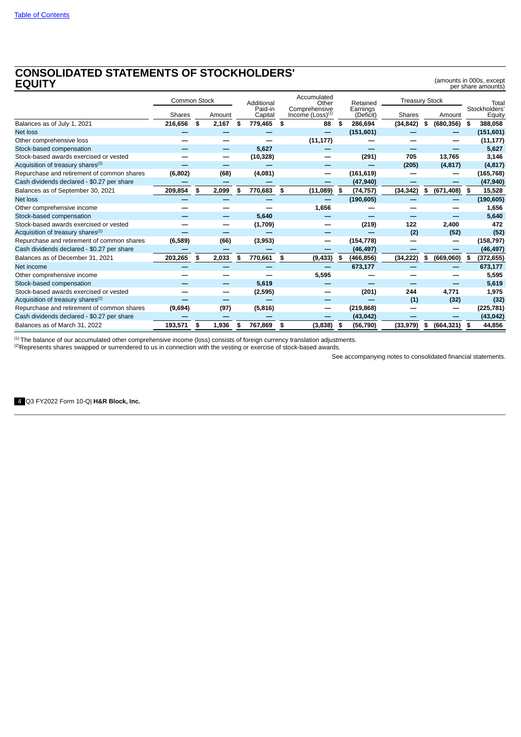# CONSOLIDATED STATEMENTS OF STOCKHOLDERS' EQUITY

(amounts in 000s, except per share amounts)

| | Common Stock | | Additional Paid-in Capital | Accumulated Other Comprehensive Income (Loss)[(1)] | Retained Earnings (Deficit) | Treasury Stock | | Total Stockholders' Equity |
|---|---|---|---|---|---|---|---|---|
| | Shares | Amount | | | | Shares | Amount | |
| Balances as of July 1, 2021 | 216,656 | $ 2,167 | $ 779,465 | $ 88 | $ 286,694 | (34,842) | $ (680,356) | $ 388,058 |
| Net loss | — | — | — | — | (151,601) | — | — | (151,601) |
| Other comprehensive loss | — | — | — | (11,177) | — | — | — | (11,177) |
| Stock-based compensation | — | — | 5,627 | — | — | — | — | 5,627 |
| Stock-based awards exercised or vested | — | — | (10,328) | — | (291) | 705 | 13,765 | 3,146 |
| Acquisition of treasury shares[(2)] | — | — | — | — | — | (205) | (4,817) | (4,817) |
| Repurchase and retirement of common shares | (6,802) | (68) | (4,081) | — | (161,619) | — | — | (165,768) |
| Cash dividends declared - $0.27 per share | — | — | — | — | (47,940) | — | — | (47,940) |
| Balances as of September 30, 2021 | 209,854 | $ 2,099 | $ 770,683 | $ (11,089) | $ (74,757) | (34,342) | $ (671,408) | $ 15,528 |
| Net loss | — | — | — | — | (190,605) | — | — | (190,605) |
| Other comprehensive income | — | — | — | 1,656 | — | — | — | 1,656 |
| Stock-based compensation | — | — | 5,640 | — | — | — | — | 5,640 |
| Stock-based awards exercised or vested | — | — | (1,709) | — | (219) | 122 | 2,400 | 472 |
| Acquisition of treasury shares[(2)] | — | — | — | — | — | (2) | (52) | (52) |
| Repurchase and retirement of common shares | (6,589) | (66) | (3,953) | — | (154,778) | — | — | (158,797) |
| Cash dividends declared - $0.27 per share | — | — | — | — | (46,497) | — | — | (46,497) |
| Balances as of December 31, 2021 | 203,265 | $ 2,033 | $ 770,661 | $ (9,433) | $ (466,856) | (34,222) | $ (669,060) | $ (372,655) |
| Net income | — | — | — | — | 673,177 | — | — | 673,177 |
| Other comprehensive income | — | — | — | 5,595 | — | — | — | 5,595 |
| Stock-based compensation | — | — | 5,619 | — | — | — | — | 5,619 |
| Stock-based awards exercised or vested | — | — | (2,595) | — | (201) | 244 | 4,771 | 1,975 |
| Acquisition of treasury shares[(2)] | — | — | — | — | — | (1) | (32) | (32) |
| Repurchase and retirement of common shares | (9,694) | (97) | (5,816) | — | (219,868) | — | — | (225,781) |
| Cash dividends declared - $0.27 per share | — | — | — | — | (43,042) | — | — | (43,042) |
| Balances as of March 31, 2022 | 193,571 | $ 1,936 | $ 767,869 | $ (3,838) | $ (56,790) | (33,979) | $ (664,321) | $ 44,856 |

[(1)] The balance of our accumulated other comprehensive income (loss) consists of foreign currency translation adjustments.
[(2)] Represents shares swapped or surrendered to us in connection with the vesting or exercise of stock-based awards.

See accompanying notes to consolidated financial statements.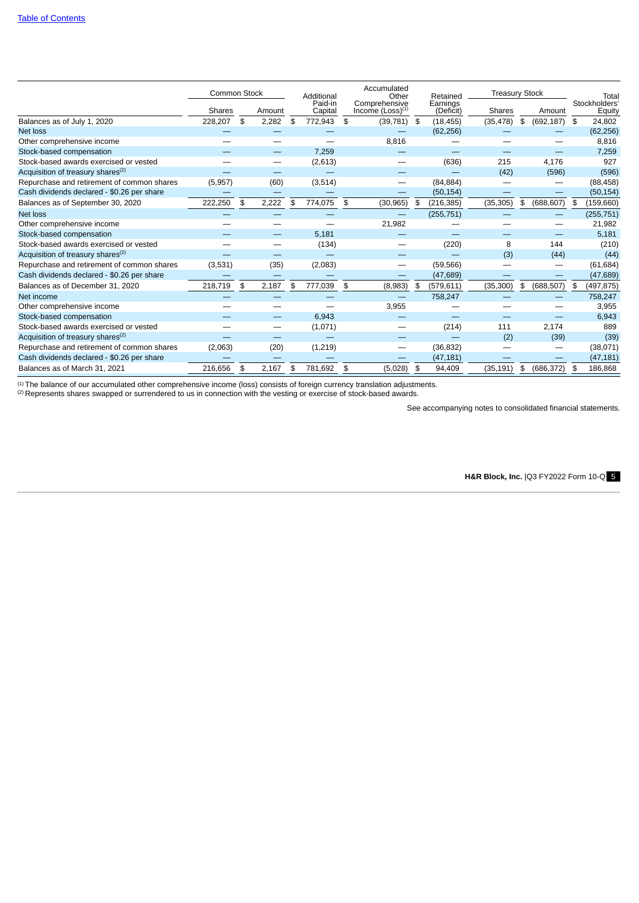| | Common Stock | | Additional Paid-in Capital | Accumulated Other Comprehensive Income (Loss)[(1)] | Retained Earnings (Deficit) | Treasury Stock | | Total Stockholders' Equity |
|---|---|---|---|---|---|---|---|---|
| | Shares | Amount | | | | Shares | Amount | |
| Balances as of July 1, 2020 | 228,207 | $ 2,282 | $ 772,943 | $ (39,781) | $ (18,455) | (35,478) | $ (692,187) | $ 24,802 |
| Net loss | — | — | — | — | (62,256) | — | — | (62,256) |
| Other comprehensive income | — | — | — | 8,816 | — | — | — | 8,816 |
| Stock-based compensation | — | — | 7,259 | — | — | — | — | 7,259 |
| Stock-based awards exercised or vested | — | — | (2,613) | — | (636) | 215 | 4,176 | 927 |
| Acquisition of treasury shares[(2)] | — | — | — | — | — | (42) | (596) | (596) |
| Repurchase and retirement of common shares | (5,957) | (60) | (3,514) | — | (84,884) | — | — | (88,458) |
| Cash dividends declared - $0.26 per share | — | — | — | — | (50,154) | — | — | (50,154) |
| Balances as of September 30, 2020 | 222,250 | $ 2,222 | $ 774,075 | $ (30,965) | $ (216,385) | (35,305) | $ (688,607) | $ (159,660) |
| Net loss | — | — | — | — | (255,751) | — | — | (255,751) |
| Other comprehensive income | — | — | — | 21,982 | — | — | — | 21,982 |
| Stock-based compensation | — | — | 5,181 | — | — | — | — | 5,181 |
| Stock-based awards exercised or vested | — | — | (134) | — | (220) | 8 | 144 | (210) |
| Acquisition of treasury shares[(2)] | — | — | — | — | — | (3) | (44) | (44) |
| Repurchase and retirement of common shares | (3,531) | (35) | (2,083) | — | (59,566) | — | — | (61,684) |
| Cash dividends declared - $0.26 per share | — | — | — | — | (47,689) | — | — | (47,689) |
| Balances as of December 31, 2020 | 218,719 | $ 2,187 | $ 777,039 | $ (8,983) | $ (579,611) | (35,300) | $ (688,507) | $ (497,875) |
| Net income | — | — | — | — | 758,247 | — | — | 758,247 |
| Other comprehensive income | — | — | — | 3,955 | — | — | — | 3,955 |
| Stock-based compensation | — | — | 6,943 | — | — | — | — | 6,943 |
| Stock-based awards exercised or vested | — | — | (1,071) | — | (214) | 111 | 2,174 | 889 |
| Acquisition of treasury shares[(2)] | — | — | — | — | — | (2) | (39) | (39) |
| Repurchase and retirement of common shares | (2,063) | (20) | (1,219) | — | (36,832) | — | — | (38,071) |
| Cash dividends declared - $0.26 per share | — | — | — | — | (47,181) | — | — | (47,181) |
| Balances as of March 31, 2021 | 216,656 | $ 2,167 | $ 781,692 | $ (5,028) | $ 94,409 | (35,191) | $ (686,372) | $ 186,868 |

[(1)] The balance of our accumulated other comprehensive income (loss) consists of foreign currency translation adjustments.
[(2)] Represents shares swapped or surrendered to us in connection with the vesting or exercise of stock-based awards.

See accompanying notes to consolidated financial statements.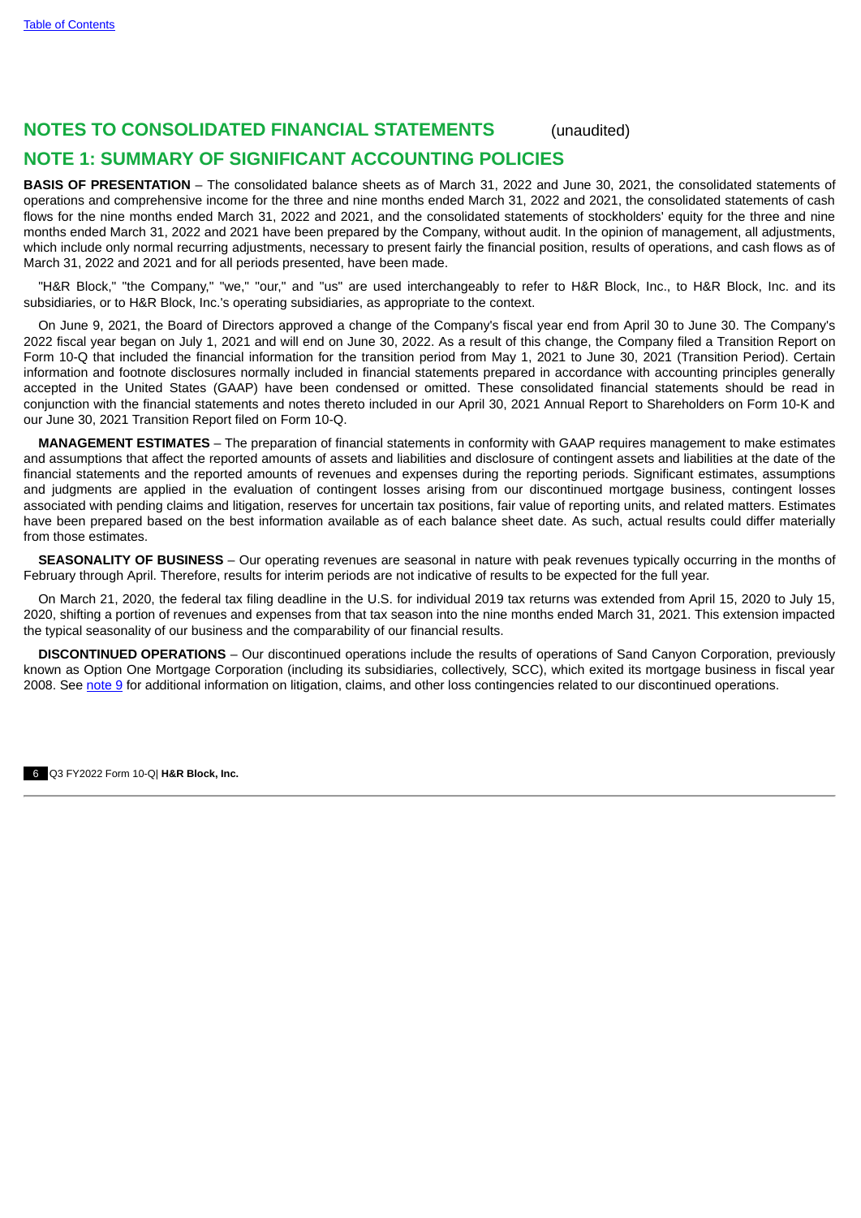## NOTES TO CONSOLIDATED FINANCIAL STATEMENTS (unaudited)

## NOTE 1: SUMMARY OF SIGNIFICANT ACCOUNTING POLICIES

**BASIS OF PRESENTATION** – The consolidated balance sheets as of March 31, 2022 and June 30, 2021, the consolidated statements of operations and comprehensive income for the three and nine months ended March 31, 2022 and 2021, the consolidated statements of cash flows for the nine months ended March 31, 2022 and 2021, and the consolidated statements of stockholders' equity for the three and nine months ended March 31, 2022 and 2021 have been prepared by the Company, without audit. In the opinion of management, all adjustments, which include only normal recurring adjustments, necessary to present fairly the financial position, results of operations, and cash flows as of March 31, 2022 and 2021 and for all periods presented, have been made.

"H&R Block," "the Company," "we," "our," and "us" are used interchangeably to refer to H&R Block, Inc., to H&R Block, Inc. and its subsidiaries, or to H&R Block, Inc.'s operating subsidiaries, as appropriate to the context.

On June 9, 2021, the Board of Directors approved a change of the Company's fiscal year end from April 30 to June 30. The Company's 2022 fiscal year began on July 1, 2021 and will end on June 30, 2022. As a result of this change, the Company filed a Transition Report on Form 10-Q that included the financial information for the transition period from May 1, 2021 to June 30, 2021 (Transition Period). Certain information and footnote disclosures normally included in financial statements prepared in accordance with accounting principles generally accepted in the United States (GAAP) have been condensed or omitted. These consolidated financial statements should be read in conjunction with the financial statements and notes thereto included in our April 30, 2021 Annual Report to Shareholders on Form 10-K and our June 30, 2021 Transition Report filed on Form 10-Q.

**MANAGEMENT ESTIMATES** – The preparation of financial statements in conformity with GAAP requires management to make estimates and assumptions that affect the reported amounts of assets and liabilities and disclosure of contingent assets and liabilities at the date of the financial statements and the reported amounts of revenues and expenses during the reporting periods. Significant estimates, assumptions and judgments are applied in the evaluation of contingent losses arising from our discontinued mortgage business, contingent losses associated with pending claims and litigation, reserves for uncertain tax positions, fair value of reporting units, and related matters. Estimates have been prepared based on the best information available as of each balance sheet date. As such, actual results could differ materially from those estimates.

**SEASONALITY OF BUSINESS** – Our operating revenues are seasonal in nature with peak revenues typically occurring in the months of February through April. Therefore, results for interim periods are not indicative of results to be expected for the full year.

On March 21, 2020, the federal tax filing deadline in the U.S. for individual 2019 tax returns was extended from April 15, 2020 to July 15, 2020, shifting a portion of revenues and expenses from that tax season into the nine months ended March 31, 2021. This extension impacted the typical seasonality of our business and the comparability of our financial results.

**DISCONTINUED OPERATIONS** – Our discontinued operations include the results of operations of Sand Canyon Corporation, previously known as Option One Mortgage Corporation (including its subsidiaries, collectively, SCC), which exited its mortgage business in fiscal year 2008. See note 9 for additional information on litigation, claims, and other loss contingencies related to our discontinued operations.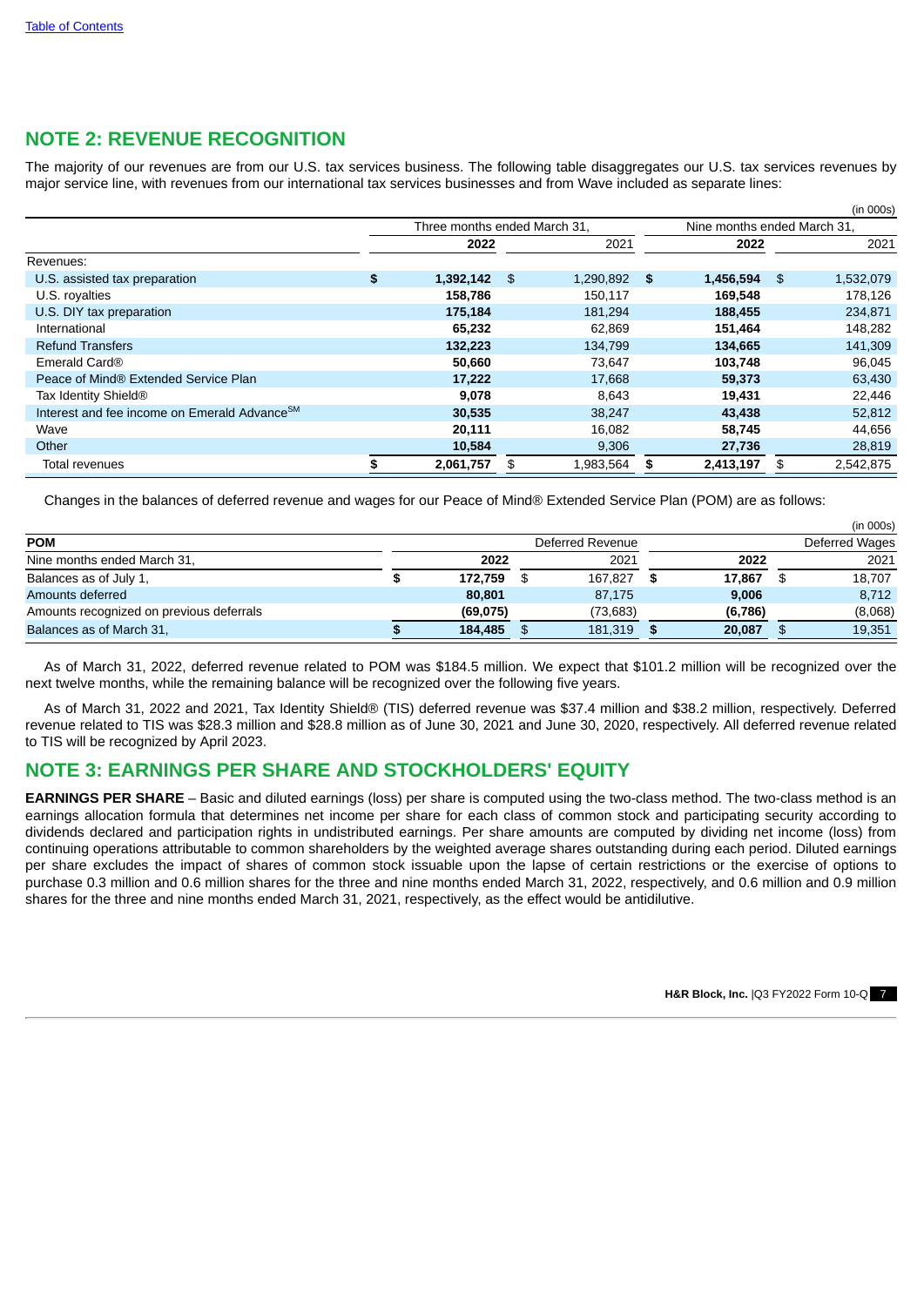## NOTE 2: REVENUE RECOGNITION

The majority of our revenues are from our U.S. tax services business. The following table disaggregates our U.S. tax services revenues by major service line, with revenues from our international tax services businesses and from Wave included as separate lines:

(in 000s)

| | Three months ended March 31, | | Nine months ended March 31, | |
|---|---|---|---|---|
| | **2022** | 2021 | **2022** | 2021 |
| Revenues: | | | | |
| U.S. assisted tax preparation | **$ 1,392,142** | $ 1,290,892 | **$ 1,456,594** | $ 1,532,079 |
| U.S. royalties | **158,786** | 150,117 | **169,548** | 178,126 |
| U.S. DIY tax preparation | **175,184** | 181,294 | **188,455** | 234,871 |
| International | **65,232** | 62,869 | **151,464** | 148,282 |
| Refund Transfers | **132,223** | 134,799 | **134,665** | 141,309 |
| Emerald Card® | **50,660** | 73,647 | **103,748** | 96,045 |
| Peace of Mind® Extended Service Plan | **17,222** | 17,668 | **59,373** | 63,430 |
| Tax Identity Shield® | **9,078** | 8,643 | **19,431** | 22,446 |
| Interest and fee income on Emerald Advance℠ | **30,535** | 38,247 | **43,438** | 52,812 |
| Wave | **20,111** | 16,082 | **58,745** | 44,656 |
| Other | **10,584** | 9,306 | **27,736** | 28,819 |
| Total revenues | **$ 2,061,757** | $ 1,983,564 | **$ 2,413,197** | $ 2,542,875 |

Changes in the balances of deferred revenue and wages for our Peace of Mind® Extended Service Plan (POM) are as follows:

(in 000s)

| **POM** | Deferred Revenue | | Deferred Wages | |
|---|---|---|---|---|
| Nine months ended March 31, | **2022** | 2021 | **2022** | 2021 |
| Balances as of July 1, | **$ 172,759** | $ 167,827 | **$ 17,867** | $ 18,707 |
| Amounts deferred | **80,801** | 87,175 | **9,006** | 8,712 |
| Amounts recognized on previous deferrals | **(69,075)** | (73,683) | **(6,786)** | (8,068) |
| Balances as of March 31, | **$ 184,485** | $ 181,319 | **$ 20,087** | $ 19,351 |

As of March 31, 2022, deferred revenue related to POM was $184.5 million. We expect that $101.2 million will be recognized over the next twelve months, while the remaining balance will be recognized over the following five years.

As of March 31, 2022 and 2021, Tax Identity Shield® (TIS) deferred revenue was $37.4 million and $38.2 million, respectively. Deferred revenue related to TIS was $28.3 million and $28.8 million as of June 30, 2021 and June 30, 2020, respectively. All deferred revenue related to TIS will be recognized by April 2023.

## NOTE 3: EARNINGS PER SHARE AND STOCKHOLDERS' EQUITY

**EARNINGS PER SHARE** – Basic and diluted earnings (loss) per share is computed using the two-class method. The two-class method is an earnings allocation formula that determines net income per share for each class of common stock and participating security according to dividends declared and participation rights in undistributed earnings. Per share amounts are computed by dividing net income (loss) from continuing operations attributable to common shareholders by the weighted average shares outstanding during each period. Diluted earnings per share excludes the impact of shares of common stock issuable upon the lapse of certain restrictions or the exercise of options to purchase 0.3 million and 0.6 million shares for the three and nine months ended March 31, 2022, respectively, and 0.6 million and 0.9 million shares for the three and nine months ended March 31, 2021, respectively, as the effect would be antidilutive.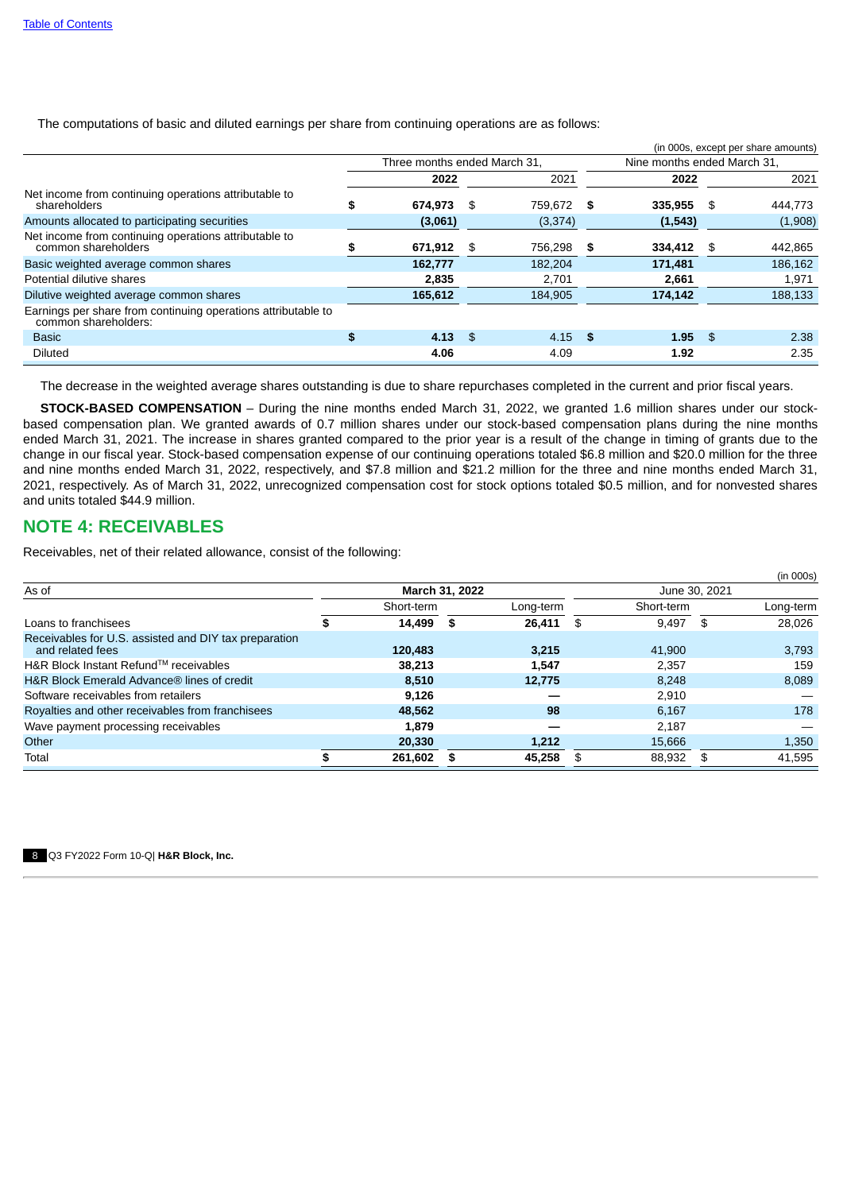The computations of basic and diluted earnings per share from continuing operations are as follows:

(in 000s, except per share amounts)

| | Three months ended March 31, | | Nine months ended March 31, | |
|---|---|---|---|---|
| | **2022** | 2021 | **2022** | 2021 |
| Net income from continuing operations attributable to shareholders | **$ 674,973** | $ 759,672 | **$ 335,955** | $ 444,773 |
| Amounts allocated to participating securities | **(3,061)** | (3,374) | **(1,543)** | (1,908) |
| Net income from continuing operations attributable to common shareholders | **$ 671,912** | $ 756,298 | **$ 334,412** | $ 442,865 |
| Basic weighted average common shares | **162,777** | 182,204 | **171,481** | 186,162 |
| Potential dilutive shares | **2,835** | 2,701 | **2,661** | 1,971 |
| Dilutive weighted average common shares | **165,612** | 184,905 | **174,142** | 188,133 |
| Earnings per share from continuing operations attributable to common shareholders: | | | | |
| Basic | **$ 4.13** | $ 4.15 | **$ 1.95** | $ 2.38 |
| Diluted | **4.06** | 4.09 | **1.92** | 2.35 |

The decrease in the weighted average shares outstanding is due to share repurchases completed in the current and prior fiscal years.

**STOCK-BASED COMPENSATION** – During the nine months ended March 31, 2022, we granted 1.6 million shares under our stock-based compensation plan. We granted awards of 0.7 million shares under our stock-based compensation plans during the nine months ended March 31, 2021. The increase in shares granted compared to the prior year is a result of the change in timing of grants due to the change in our fiscal year. Stock-based compensation expense of our continuing operations totaled $6.8 million and $20.0 million for the three and nine months ended March 31, 2022, respectively, and $7.8 million and $21.2 million for the three and nine months ended March 31, 2021, respectively. As of March 31, 2022, unrecognized compensation cost for stock options totaled $0.5 million, and for nonvested shares and units totaled $44.9 million.

## NOTE 4: RECEIVABLES

Receivables, net of their related allowance, consist of the following:

(in 000s)

| As of | **March 31, 2022** | | June 30, 2021 | |
|---|---|---|---|---|
| | Short-term | Long-term | Short-term | Long-term |
| Loans to franchisees | **$ 14,499** | **$ 26,411** | $ 9,497 | $ 28,026 |
| Receivables for U.S. assisted and DIY tax preparation and related fees | **120,483** | **3,215** | 41,900 | 3,793 |
| H&R Block Instant Refund™ receivables | **38,213** | **1,547** | 2,357 | 159 |
| H&R Block Emerald Advance® lines of credit | **8,510** | **12,775** | 8,248 | 8,089 |
| Software receivables from retailers | **9,126** | **—** | 2,910 | — |
| Royalties and other receivables from franchisees | **48,562** | **98** | 6,167 | 178 |
| Wave payment processing receivables | **1,879** | **—** | 2,187 | — |
| Other | **20,330** | **1,212** | 15,666 | 1,350 |
| Total | **$ 261,602** | **$ 45,258** | $ 88,932 | $ 41,595 |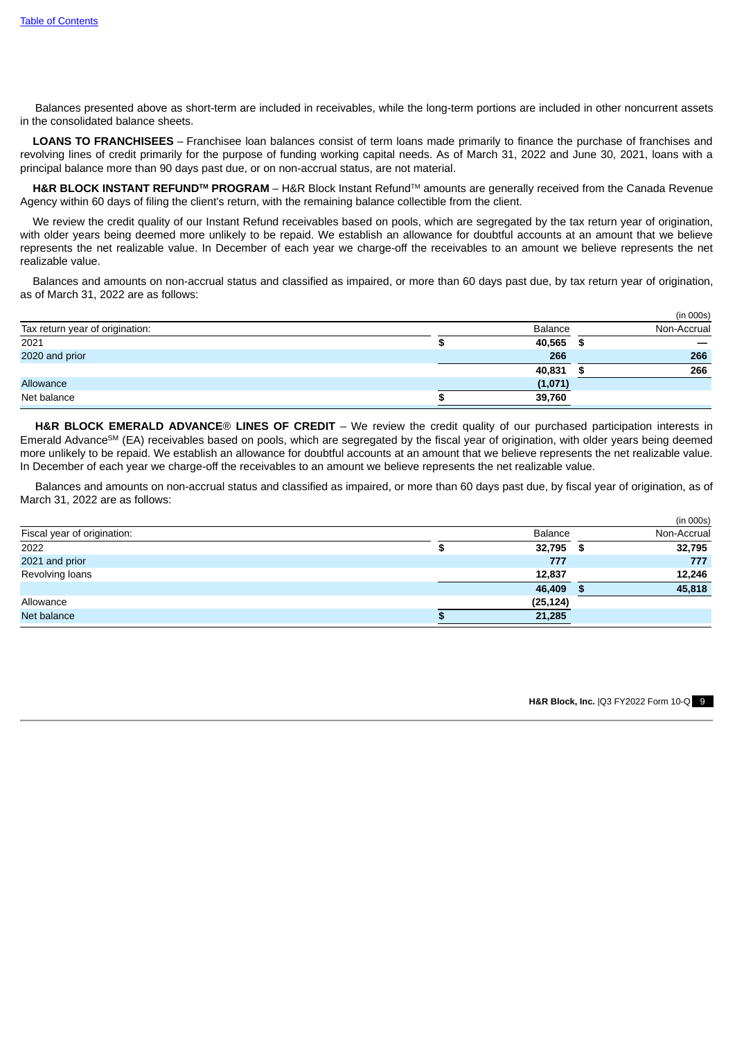Balances presented above as short-term are included in receivables, while the long-term portions are included in other noncurrent assets in the consolidated balance sheets.

**LOANS TO FRANCHISEES** – Franchisee loan balances consist of term loans made primarily to finance the purchase of franchises and revolving lines of credit primarily for the purpose of funding working capital needs. As of March 31, 2022 and June 30, 2021, loans with a principal balance more than 90 days past due, or on non-accrual status, are not material.

**H&R BLOCK INSTANT REFUND™ PROGRAM** – H&R Block Instant Refund™ amounts are generally received from the Canada Revenue Agency within 60 days of filing the client's return, with the remaining balance collectible from the client.

We review the credit quality of our Instant Refund receivables based on pools, which are segregated by the tax return year of origination, with older years being deemed more unlikely to be repaid. We establish an allowance for doubtful accounts at an amount that we believe represents the net realizable value. In December of each year we charge-off the receivables to an amount we believe represents the net realizable value.

Balances and amounts on non-accrual status and classified as impaired, or more than 60 days past due, by tax return year of origination, as of March 31, 2022 are as follows:

(in 000s)

| Tax return year of origination: | Balance | Non-Accrual |
|---|---|---|
| 2021 | $ 40,565 | $ — |
| 2020 and prior | 266 | 266 |
| | 40,831 | $ 266 |
| Allowance | (1,071) | |
| Net balance | $ 39,760 | |

**H&R BLOCK EMERALD ADVANCE® LINES OF CREDIT** – We review the credit quality of our purchased participation interests in Emerald Advance℠ (EA) receivables based on pools, which are segregated by the fiscal year of origination, with older years being deemed more unlikely to be repaid. We establish an allowance for doubtful accounts at an amount that we believe represents the net realizable value. In December of each year we charge-off the receivables to an amount we believe represents the net realizable value.

Balances and amounts on non-accrual status and classified as impaired, or more than 60 days past due, by fiscal year of origination, as of March 31, 2022 are as follows:

(in 000s)

| Fiscal year of origination: | Balance | Non-Accrual |
|---|---|---|
| 2022 | $ 32,795 | $ 32,795 |
| 2021 and prior | 777 | 777 |
| Revolving loans | 12,837 | 12,246 |
| | 46,409 | $ 45,818 |
| Allowance | (25,124) | |
| Net balance | $ 21,285 | |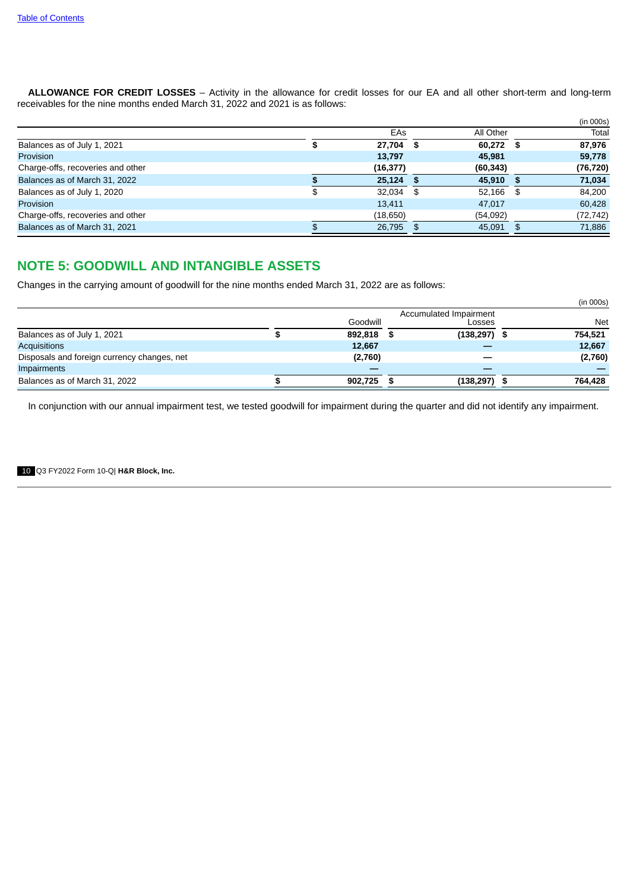**ALLOWANCE FOR CREDIT LOSSES** – Activity in the allowance for credit losses for our EA and all other short-term and long-term receivables for the nine months ended March 31, 2022 and 2021 is as follows:

(in 000s)

| | EAs | All Other | Total |
|---|---|---|---|
| Balances as of July 1, 2021 | **$ 27,704** | **$ 60,272** | **$ 87,976** |
| Provision | **13,797** | **45,981** | **59,778** |
| Charge-offs, recoveries and other | **(16,377)** | **(60,343)** | **(76,720)** |
| Balances as of March 31, 2022 | **$ 25,124** | **$ 45,910** | **$ 71,034** |
| Balances as of July 1, 2020 | $ 32,034 | $ 52,166 | $ 84,200 |
| Provision | 13,411 | 47,017 | 60,428 |
| Charge-offs, recoveries and other | (18,650) | (54,092) | (72,742) |
| Balances as of March 31, 2021 | $ 26,795 | $ 45,091 | $ 71,886 |

## NOTE 5: GOODWILL AND INTANGIBLE ASSETS

Changes in the carrying amount of goodwill for the nine months ended March 31, 2022 are as follows:

(in 000s)

| | Goodwill | Accumulated Impairment Losses | Net |
|---|---|---|---|
| Balances as of July 1, 2021 | **$ 892,818** | **$ (138,297)** | **$ 754,521** |
| Acquisitions | **12,667** | **—** | **12,667** |
| Disposals and foreign currency changes, net | **(2,760)** | **—** | **(2,760)** |
| Impairments | **—** | **—** | **—** |
| Balances as of March 31, 2022 | **$ 902,725** | **$ (138,297)** | **$ 764,428** |

In conjunction with our annual impairment test, we tested goodwill for impairment during the quarter and did not identify any impairment.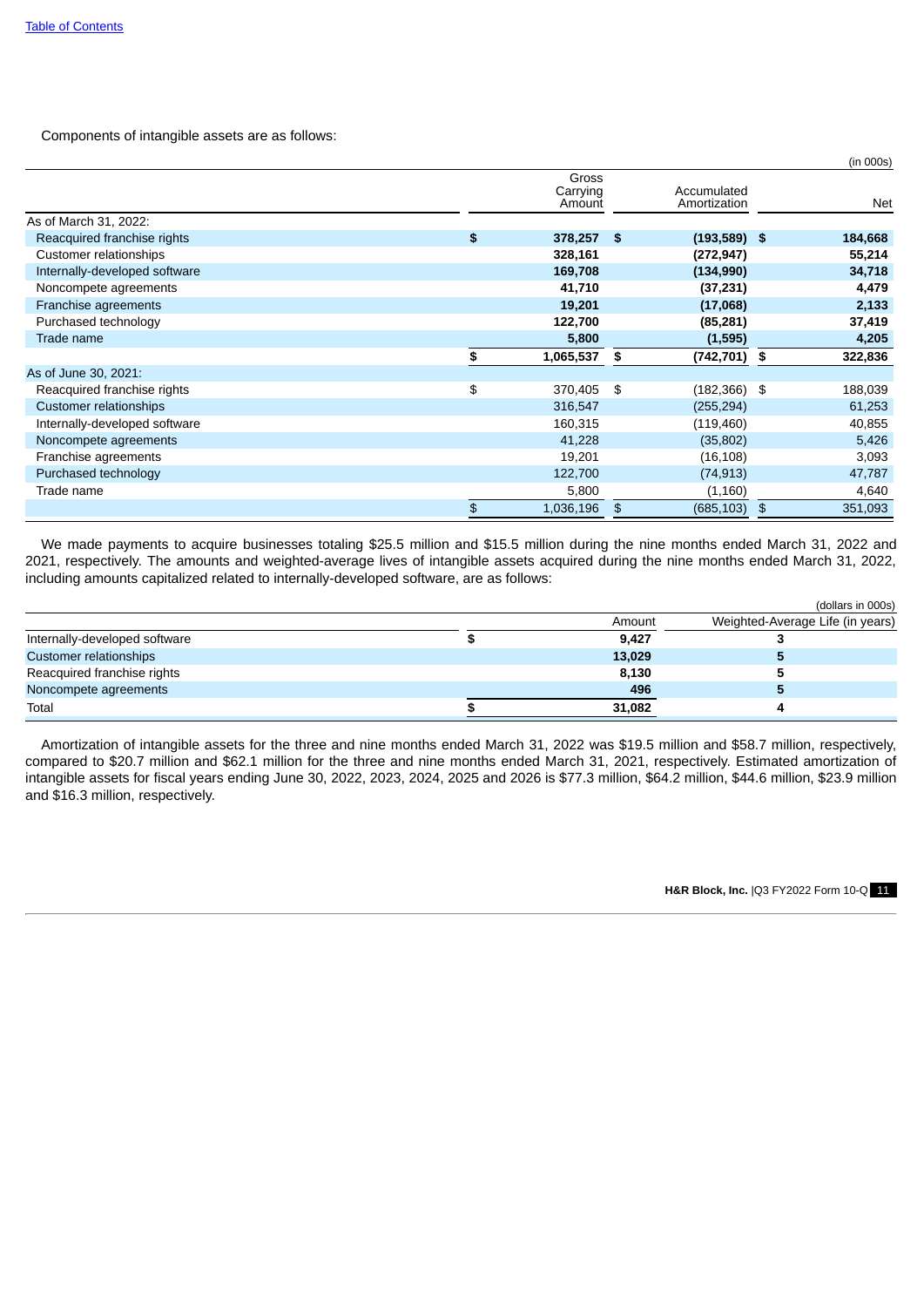Components of intangible assets are as follows:

(in 000s)

| | Gross Carrying Amount | Accumulated Amortization | Net |
|---|---|---|---|
| As of March 31, 2022: | | | |
| Reacquired franchise rights | **$ 378,257** | **$ (193,589)** | **$ 184,668** |
| Customer relationships | **328,161** | **(272,947)** | **55,214** |
| Internally-developed software | **169,708** | **(134,990)** | **34,718** |
| Noncompete agreements | **41,710** | **(37,231)** | **4,479** |
| Franchise agreements | **19,201** | **(17,068)** | **2,133** |
| Purchased technology | **122,700** | **(85,281)** | **37,419** |
| Trade name | **5,800** | **(1,595)** | **4,205** |
| | **$ 1,065,537** | **$ (742,701)** | **$ 322,836** |
| As of June 30, 2021: | | | |
| Reacquired franchise rights | $ 370,405 | $ (182,366) | $ 188,039 |
| Customer relationships | 316,547 | (255,294) | 61,253 |
| Internally-developed software | 160,315 | (119,460) | 40,855 |
| Noncompete agreements | 41,228 | (35,802) | 5,426 |
| Franchise agreements | 19,201 | (16,108) | 3,093 |
| Purchased technology | 122,700 | (74,913) | 47,787 |
| Trade name | 5,800 | (1,160) | 4,640 |
| | $ 1,036,196 | $ (685,103) | $ 351,093 |

We made payments to acquire businesses totaling $25.5 million and $15.5 million during the nine months ended March 31, 2022 and 2021, respectively. The amounts and weighted-average lives of intangible assets acquired during the nine months ended March 31, 2022, including amounts capitalized related to internally-developed software, are as follows:

(dollars in 000s)

| | Amount | Weighted-Average Life (in years) |
|---|---|---|
| Internally-developed software | **$ 9,427** | **3** |
| Customer relationships | **13,029** | **5** |
| Reacquired franchise rights | **8,130** | **5** |
| Noncompete agreements | **496** | **5** |
| Total | **$ 31,082** | **4** |

Amortization of intangible assets for the three and nine months ended March 31, 2022 was $19.5 million and $58.7 million, respectively, compared to $20.7 million and $62.1 million for the three and nine months ended March 31, 2021, respectively. Estimated amortization of intangible assets for fiscal years ending June 30, 2022, 2023, 2024, 2025 and 2026 is $77.3 million, $64.2 million, $44.6 million, $23.9 million and $16.3 million, respectively.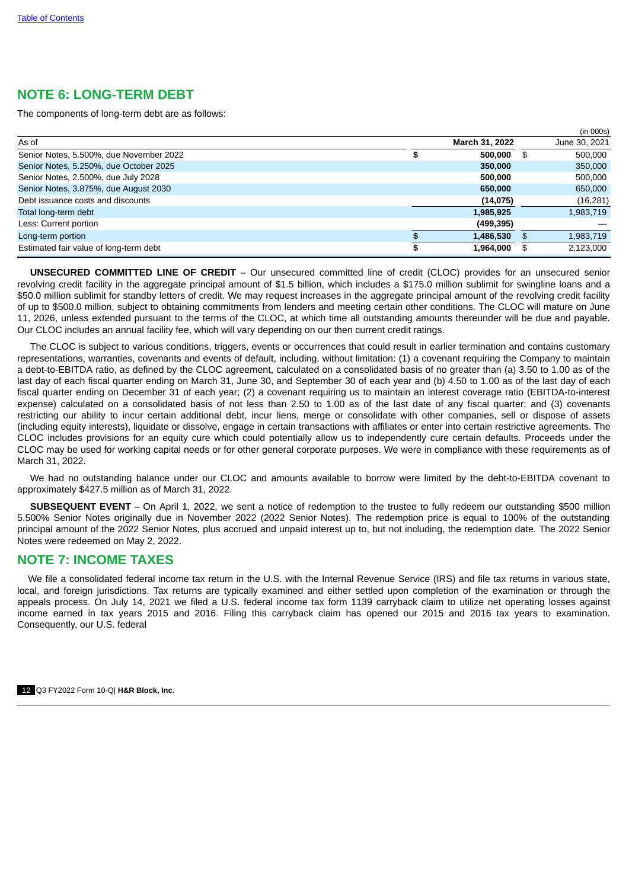## NOTE 6: LONG-TERM DEBT

The components of long-term debt are as follows:

(in 000s)

| As of | March 31, 2022 | June 30, 2021 |
|---|---|---|
| Senior Notes, 5.500%, due November 2022 | **$ 500,000** | $ 500,000 |
| Senior Notes, 5.250%, due October 2025 | **350,000** | 350,000 |
| Senior Notes, 2.500%, due July 2028 | **500,000** | 500,000 |
| Senior Notes, 3.875%, due August 2030 | **650,000** | 650,000 |
| Debt issuance costs and discounts | **(14,075)** | (16,281) |
| Total long-term debt | **1,985,925** | 1,983,719 |
| Less: Current portion | **(499,395)** | — |
| Long-term portion | **$ 1,486,530** | $ 1,983,719 |
| Estimated fair value of long-term debt | **$ 1,964,000** | $ 2,123,000 |

**UNSECURED COMMITTED LINE OF CREDIT** – Our unsecured committed line of credit (CLOC) provides for an unsecured senior revolving credit facility in the aggregate principal amount of $1.5 billion, which includes a $175.0 million sublimit for swingline loans and a $50.0 million sublimit for standby letters of credit. We may request increases in the aggregate principal amount of the revolving credit facility of up to $500.0 million, subject to obtaining commitments from lenders and meeting certain other conditions. The CLOC will mature on June 11, 2026, unless extended pursuant to the terms of the CLOC, at which time all outstanding amounts thereunder will be due and payable. Our CLOC includes an annual facility fee, which will vary depending on our then current credit ratings.

The CLOC is subject to various conditions, triggers, events or occurrences that could result in earlier termination and contains customary representations, warranties, covenants and events of default, including, without limitation: (1) a covenant requiring the Company to maintain a debt-to-EBITDA ratio, as defined by the CLOC agreement, calculated on a consolidated basis of no greater than (a) 3.50 to 1.00 as of the last day of each fiscal quarter ending on March 31, June 30, and September 30 of each year and (b) 4.50 to 1.00 as of the last day of each fiscal quarter ending on December 31 of each year; (2) a covenant requiring us to maintain an interest coverage ratio (EBITDA-to-interest expense) calculated on a consolidated basis of not less than 2.50 to 1.00 as of the last date of any fiscal quarter; and (3) covenants restricting our ability to incur certain additional debt, incur liens, merge or consolidate with other companies, sell or dispose of assets (including equity interests), liquidate or dissolve, engage in certain transactions with affiliates or enter into certain restrictive agreements. The CLOC includes provisions for an equity cure which could potentially allow us to independently cure certain defaults. Proceeds under the CLOC may be used for working capital needs or for other general corporate purposes. We were in compliance with these requirements as of March 31, 2022.

We had no outstanding balance under our CLOC and amounts available to borrow were limited by the debt-to-EBITDA covenant to approximately $427.5 million as of March 31, 2022.

**SUBSEQUENT EVENT** – On April 1, 2022, we sent a notice of redemption to the trustee to fully redeem our outstanding $500 million 5.500% Senior Notes originally due in November 2022 (2022 Senior Notes). The redemption price is equal to 100% of the outstanding principal amount of the 2022 Senior Notes, plus accrued and unpaid interest up to, but not including, the redemption date. The 2022 Senior Notes were redeemed on May 2, 2022.

## NOTE 7: INCOME TAXES

We file a consolidated federal income tax return in the U.S. with the Internal Revenue Service (IRS) and file tax returns in various state, local, and foreign jurisdictions. Tax returns are typically examined and either settled upon completion of the examination or through the appeals process. On July 14, 2021 we filed a U.S. federal income tax form 1139 carryback claim to utilize net operating losses against income earned in tax years 2015 and 2016. Filing this carryback claim has opened our 2015 and 2016 tax years to examination. Consequently, our U.S. federal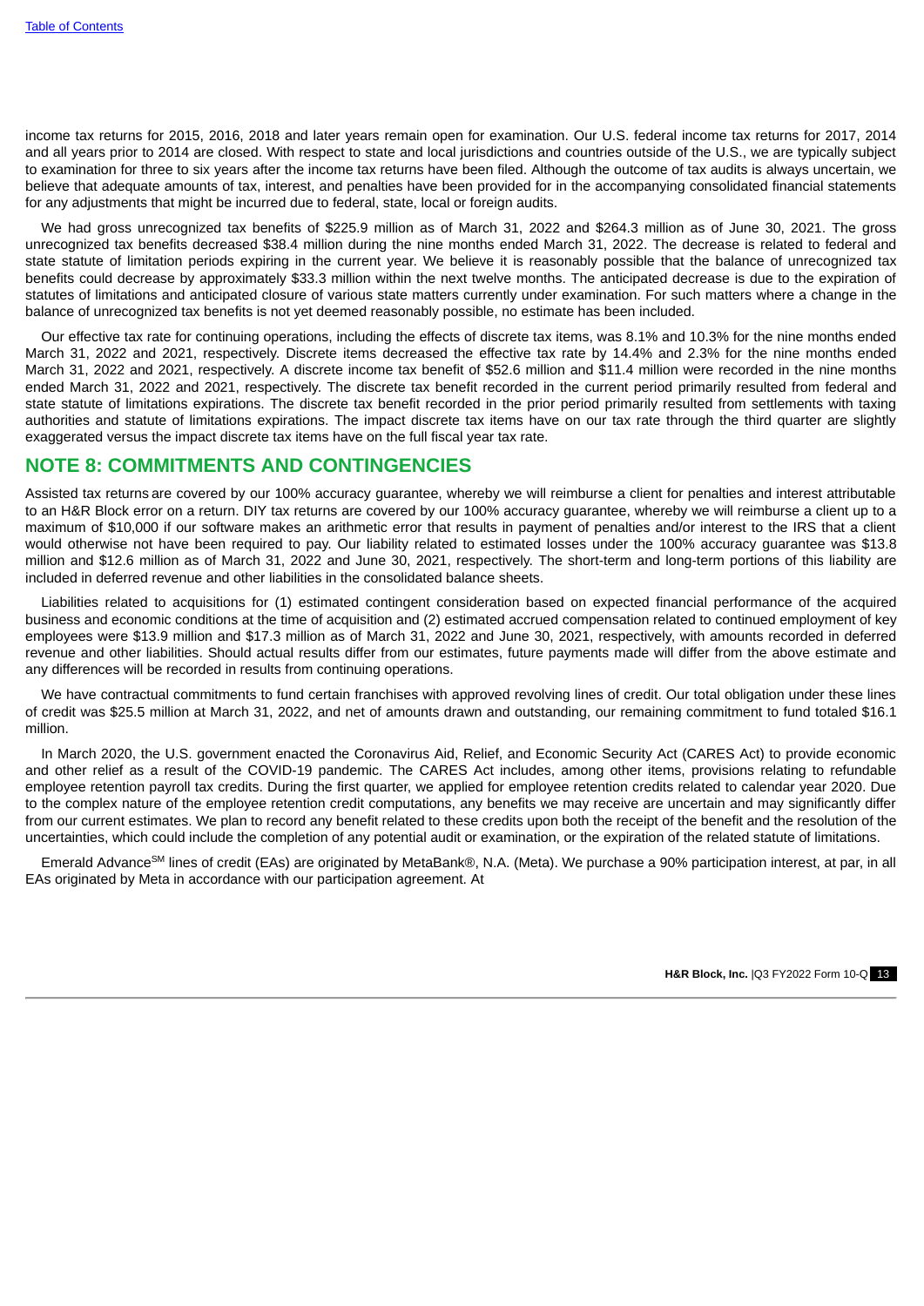income tax returns for 2015, 2016, 2018 and later years remain open for examination. Our U.S. federal income tax returns for 2017, 2014 and all years prior to 2014 are closed. With respect to state and local jurisdictions and countries outside of the U.S., we are typically subject to examination for three to six years after the income tax returns have been filed. Although the outcome of tax audits is always uncertain, we believe that adequate amounts of tax, interest, and penalties have been provided for in the accompanying consolidated financial statements for any adjustments that might be incurred due to federal, state, local or foreign audits.

We had gross unrecognized tax benefits of $225.9 million as of March 31, 2022 and $264.3 million as of June 30, 2021. The gross unrecognized tax benefits decreased $38.4 million during the nine months ended March 31, 2022. The decrease is related to federal and state statute of limitation periods expiring in the current year. We believe it is reasonably possible that the balance of unrecognized tax benefits could decrease by approximately $33.3 million within the next twelve months. The anticipated decrease is due to the expiration of statutes of limitations and anticipated closure of various state matters currently under examination. For such matters where a change in the balance of unrecognized tax benefits is not yet deemed reasonably possible, no estimate has been included.

Our effective tax rate for continuing operations, including the effects of discrete tax items, was 8.1% and 10.3% for the nine months ended March 31, 2022 and 2021, respectively. Discrete items decreased the effective tax rate by 14.4% and 2.3% for the nine months ended March 31, 2022 and 2021, respectively. A discrete income tax benefit of $52.6 million and $11.4 million were recorded in the nine months ended March 31, 2022 and 2021, respectively. The discrete tax benefit recorded in the current period primarily resulted from federal and state statute of limitations expirations. The discrete tax benefit recorded in the prior period primarily resulted from settlements with taxing authorities and statute of limitations expirations. The impact discrete tax items have on our tax rate through the third quarter are slightly exaggerated versus the impact discrete tax items have on the full fiscal year tax rate.

## NOTE 8: COMMITMENTS AND CONTINGENCIES

Assisted tax returns are covered by our 100% accuracy guarantee, whereby we will reimburse a client for penalties and interest attributable to an H&R Block error on a return. DIY tax returns are covered by our 100% accuracy guarantee, whereby we will reimburse a client up to a maximum of $10,000 if our software makes an arithmetic error that results in payment of penalties and/or interest to the IRS that a client would otherwise not have been required to pay. Our liability related to estimated losses under the 100% accuracy guarantee was $13.8 million and $12.6 million as of March 31, 2022 and June 30, 2021, respectively. The short-term and long-term portions of this liability are included in deferred revenue and other liabilities in the consolidated balance sheets.

Liabilities related to acquisitions for (1) estimated contingent consideration based on expected financial performance of the acquired business and economic conditions at the time of acquisition and (2) estimated accrued compensation related to continued employment of key employees were $13.9 million and $17.3 million as of March 31, 2022 and June 30, 2021, respectively, with amounts recorded in deferred revenue and other liabilities. Should actual results differ from our estimates, future payments made will differ from the above estimate and any differences will be recorded in results from continuing operations.

We have contractual commitments to fund certain franchises with approved revolving lines of credit. Our total obligation under these lines of credit was $25.5 million at March 31, 2022, and net of amounts drawn and outstanding, our remaining commitment to fund totaled $16.1 million.

In March 2020, the U.S. government enacted the Coronavirus Aid, Relief, and Economic Security Act (CARES Act) to provide economic and other relief as a result of the COVID-19 pandemic. The CARES Act includes, among other items, provisions relating to refundable employee retention payroll tax credits. During the first quarter, we applied for employee retention credits related to calendar year 2020. Due to the complex nature of the employee retention credit computations, any benefits we may receive are uncertain and may significantly differ from our current estimates. We plan to record any benefit related to these credits upon both the receipt of the benefit and the resolution of the uncertainties, which could include the completion of any potential audit or examination, or the expiration of the related statute of limitations.

Emerald Advance[SM] lines of credit (EAs) are originated by MetaBank®, N.A. (Meta). We purchase a 90% participation interest, at par, in all EAs originated by Meta in accordance with our participation agreement. At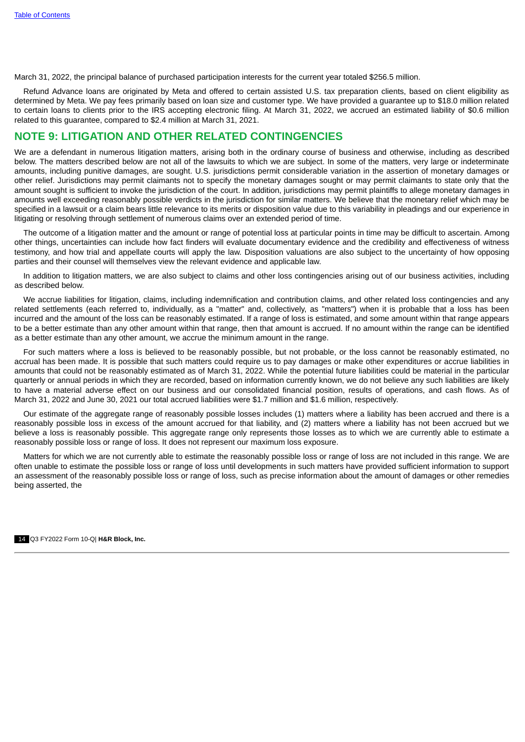March 31, 2022, the principal balance of purchased participation interests for the current year totaled $256.5 million.

Refund Advance loans are originated by Meta and offered to certain assisted U.S. tax preparation clients, based on client eligibility as determined by Meta. We pay fees primarily based on loan size and customer type. We have provided a guarantee up to $18.0 million related to certain loans to clients prior to the IRS accepting electronic filing. At March 31, 2022, we accrued an estimated liability of $0.6 million related to this guarantee, compared to $2.4 million at March 31, 2021.

## NOTE 9: LITIGATION AND OTHER RELATED CONTINGENCIES

We are a defendant in numerous litigation matters, arising both in the ordinary course of business and otherwise, including as described below. The matters described below are not all of the lawsuits to which we are subject. In some of the matters, very large or indeterminate amounts, including punitive damages, are sought. U.S. jurisdictions permit considerable variation in the assertion of monetary damages or other relief. Jurisdictions may permit claimants not to specify the monetary damages sought or may permit claimants to state only that the amount sought is sufficient to invoke the jurisdiction of the court. In addition, jurisdictions may permit plaintiffs to allege monetary damages in amounts well exceeding reasonably possible verdicts in the jurisdiction for similar matters. We believe that the monetary relief which may be specified in a lawsuit or a claim bears little relevance to its merits or disposition value due to this variability in pleadings and our experience in litigating or resolving through settlement of numerous claims over an extended period of time.

The outcome of a litigation matter and the amount or range of potential loss at particular points in time may be difficult to ascertain. Among other things, uncertainties can include how fact finders will evaluate documentary evidence and the credibility and effectiveness of witness testimony, and how trial and appellate courts will apply the law. Disposition valuations are also subject to the uncertainty of how opposing parties and their counsel will themselves view the relevant evidence and applicable law.

In addition to litigation matters, we are also subject to claims and other loss contingencies arising out of our business activities, including as described below.

We accrue liabilities for litigation, claims, including indemnification and contribution claims, and other related loss contingencies and any related settlements (each referred to, individually, as a "matter" and, collectively, as "matters") when it is probable that a loss has been incurred and the amount of the loss can be reasonably estimated. If a range of loss is estimated, and some amount within that range appears to be a better estimate than any other amount within that range, then that amount is accrued. If no amount within the range can be identified as a better estimate than any other amount, we accrue the minimum amount in the range.

For such matters where a loss is believed to be reasonably possible, but not probable, or the loss cannot be reasonably estimated, no accrual has been made. It is possible that such matters could require us to pay damages or make other expenditures or accrue liabilities in amounts that could not be reasonably estimated as of March 31, 2022. While the potential future liabilities could be material in the particular quarterly or annual periods in which they are recorded, based on information currently known, we do not believe any such liabilities are likely to have a material adverse effect on our business and our consolidated financial position, results of operations, and cash flows. As of March 31, 2022 and June 30, 2021 our total accrued liabilities were $1.7 million and $1.6 million, respectively.

Our estimate of the aggregate range of reasonably possible losses includes (1) matters where a liability has been accrued and there is a reasonably possible loss in excess of the amount accrued for that liability, and (2) matters where a liability has not been accrued but we believe a loss is reasonably possible. This aggregate range only represents those losses as to which we are currently able to estimate a reasonably possible loss or range of loss. It does not represent our maximum loss exposure.

Matters for which we are not currently able to estimate the reasonably possible loss or range of loss are not included in this range. We are often unable to estimate the possible loss or range of loss until developments in such matters have provided sufficient information to support an assessment of the reasonably possible loss or range of loss, such as precise information about the amount of damages or other remedies being asserted, the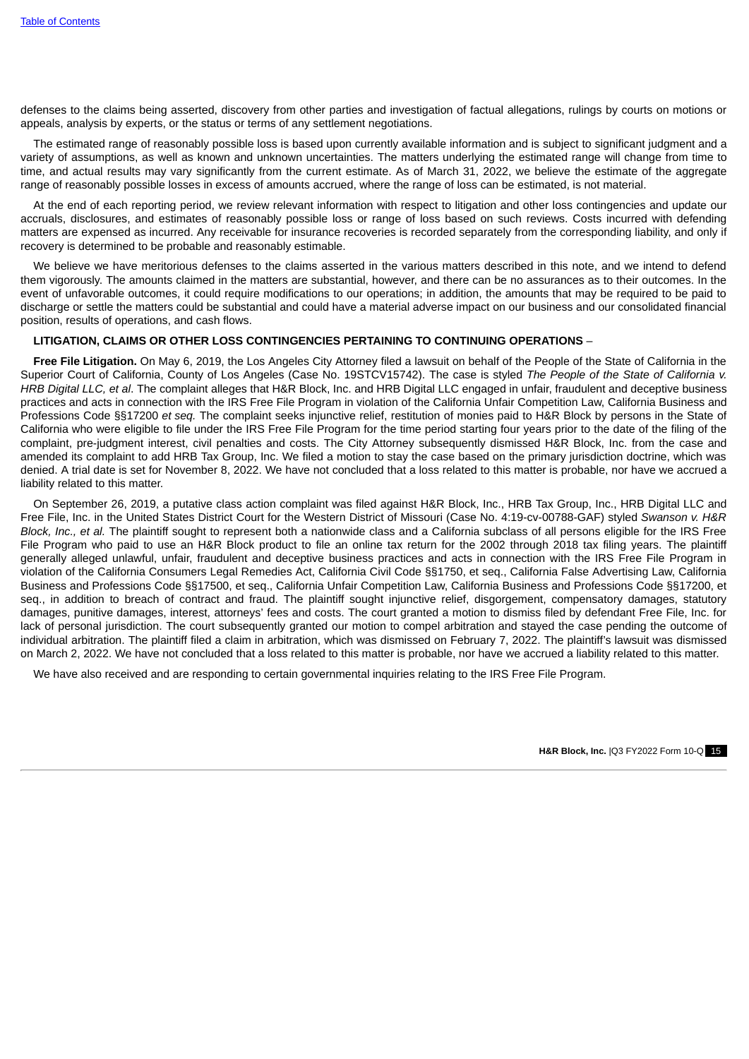defenses to the claims being asserted, discovery from other parties and investigation of factual allegations, rulings by courts on motions or appeals, analysis by experts, or the status or terms of any settlement negotiations.

The estimated range of reasonably possible loss is based upon currently available information and is subject to significant judgment and a variety of assumptions, as well as known and unknown uncertainties. The matters underlying the estimated range will change from time to time, and actual results may vary significantly from the current estimate. As of March 31, 2022, we believe the estimate of the aggregate range of reasonably possible losses in excess of amounts accrued, where the range of loss can be estimated, is not material.

At the end of each reporting period, we review relevant information with respect to litigation and other loss contingencies and update our accruals, disclosures, and estimates of reasonably possible loss or range of loss based on such reviews. Costs incurred with defending matters are expensed as incurred. Any receivable for insurance recoveries is recorded separately from the corresponding liability, and only if recovery is determined to be probable and reasonably estimable.

We believe we have meritorious defenses to the claims asserted in the various matters described in this note, and we intend to defend them vigorously. The amounts claimed in the matters are substantial, however, and there can be no assurances as to their outcomes. In the event of unfavorable outcomes, it could require modifications to our operations; in addition, the amounts that may be required to be paid to discharge or settle the matters could be substantial and could have a material adverse impact on our business and our consolidated financial position, results of operations, and cash flows.

**LITIGATION, CLAIMS OR OTHER LOSS CONTINGENCIES PERTAINING TO CONTINUING OPERATIONS** –

**Free File Litigation.** On May 6, 2019, the Los Angeles City Attorney filed a lawsuit on behalf of the People of the State of California in the Superior Court of California, County of Los Angeles (Case No. 19STCV15742). The case is styled *The People of the State of California v. HRB Digital LLC, et al*. The complaint alleges that H&R Block, Inc. and HRB Digital LLC engaged in unfair, fraudulent and deceptive business practices and acts in connection with the IRS Free File Program in violation of the California Unfair Competition Law, California Business and Professions Code §§17200 *et seq.* The complaint seeks injunctive relief, restitution of monies paid to H&R Block by persons in the State of California who were eligible to file under the IRS Free File Program for the time period starting four years prior to the date of the filing of the complaint, pre-judgment interest, civil penalties and costs. The City Attorney subsequently dismissed H&R Block, Inc. from the case and amended its complaint to add HRB Tax Group, Inc. We filed a motion to stay the case based on the primary jurisdiction doctrine, which was denied. A trial date is set for November 8, 2022. We have not concluded that a loss related to this matter is probable, nor have we accrued a liability related to this matter.

On September 26, 2019, a putative class action complaint was filed against H&R Block, Inc., HRB Tax Group, Inc., HRB Digital LLC and Free File, Inc. in the United States District Court for the Western District of Missouri (Case No. 4:19-cv-00788-GAF) styled *Swanson v. H&R Block, Inc., et al.* The plaintiff sought to represent both a nationwide class and a California subclass of all persons eligible for the IRS Free File Program who paid to use an H&R Block product to file an online tax return for the 2002 through 2018 tax filing years. The plaintiff generally alleged unlawful, unfair, fraudulent and deceptive business practices and acts in connection with the IRS Free File Program in violation of the California Consumers Legal Remedies Act, California Civil Code §§1750, et seq., California False Advertising Law, California Business and Professions Code §§17500, et seq., California Unfair Competition Law, California Business and Professions Code §§17200, et seq., in addition to breach of contract and fraud. The plaintiff sought injunctive relief, disgorgement, compensatory damages, statutory damages, punitive damages, interest, attorneys' fees and costs. The court granted a motion to dismiss filed by defendant Free File, Inc. for lack of personal jurisdiction. The court subsequently granted our motion to compel arbitration and stayed the case pending the outcome of individual arbitration. The plaintiff filed a claim in arbitration, which was dismissed on February 7, 2022. The plaintiff's lawsuit was dismissed on March 2, 2022. We have not concluded that a loss related to this matter is probable, nor have we accrued a liability related to this matter.

We have also received and are responding to certain governmental inquiries relating to the IRS Free File Program.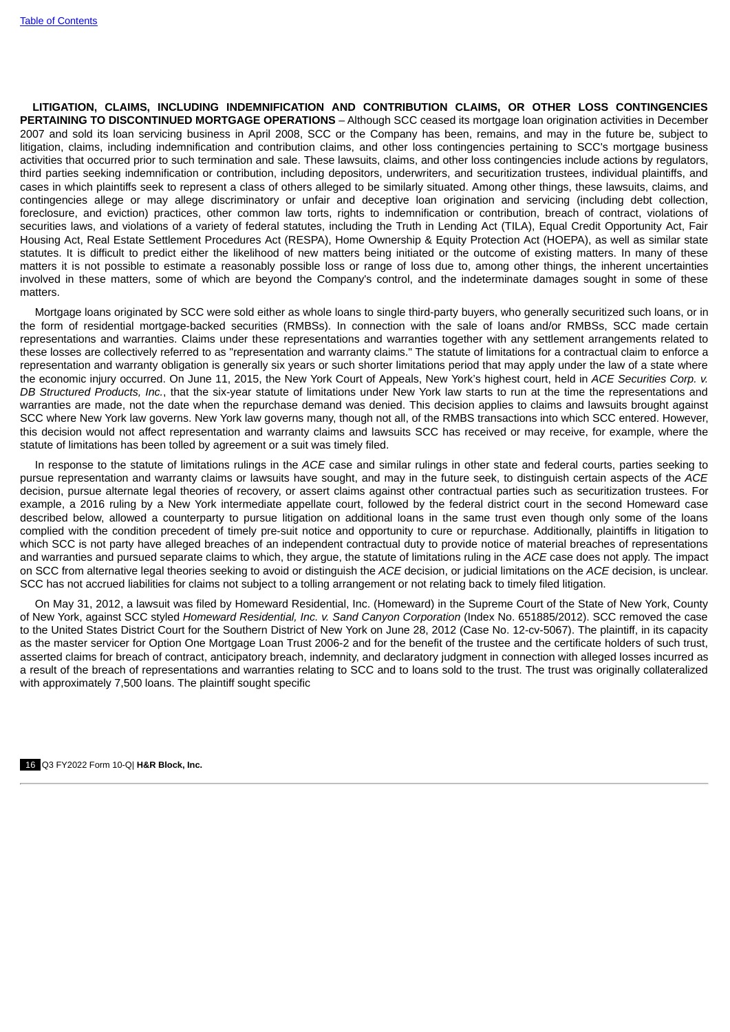**LITIGATION, CLAIMS, INCLUDING INDEMNIFICATION AND CONTRIBUTION CLAIMS, OR OTHER LOSS CONTINGENCIES PERTAINING TO DISCONTINUED MORTGAGE OPERATIONS** – Although SCC ceased its mortgage loan origination activities in December 2007 and sold its loan servicing business in April 2008, SCC or the Company has been, remains, and may in the future be, subject to litigation, claims, including indemnification and contribution claims, and other loss contingencies pertaining to SCC's mortgage business activities that occurred prior to such termination and sale. These lawsuits, claims, and other loss contingencies include actions by regulators, third parties seeking indemnification or contribution, including depositors, underwriters, and securitization trustees, individual plaintiffs, and cases in which plaintiffs seek to represent a class of others alleged to be similarly situated. Among other things, these lawsuits, claims, and contingencies allege or may allege discriminatory or unfair and deceptive loan origination and servicing (including debt collection, foreclosure, and eviction) practices, other common law torts, rights to indemnification or contribution, breach of contract, violations of securities laws, and violations of a variety of federal statutes, including the Truth in Lending Act (TILA), Equal Credit Opportunity Act, Fair Housing Act, Real Estate Settlement Procedures Act (RESPA), Home Ownership & Equity Protection Act (HOEPA), as well as similar state statutes. It is difficult to predict either the likelihood of new matters being initiated or the outcome of existing matters. In many of these matters it is not possible to estimate a reasonably possible loss or range of loss due to, among other things, the inherent uncertainties involved in these matters, some of which are beyond the Company's control, and the indeterminate damages sought in some of these matters.

Mortgage loans originated by SCC were sold either as whole loans to single third-party buyers, who generally securitized such loans, or in the form of residential mortgage-backed securities (RMBSs). In connection with the sale of loans and/or RMBSs, SCC made certain representations and warranties. Claims under these representations and warranties together with any settlement arrangements related to these losses are collectively referred to as "representation and warranty claims." The statute of limitations for a contractual claim to enforce a representation and warranty obligation is generally six years or such shorter limitations period that may apply under the law of a state where the economic injury occurred. On June 11, 2015, the New York Court of Appeals, New York's highest court, held in *ACE Securities Corp. v. DB Structured Products, Inc.*, that the six-year statute of limitations under New York law starts to run at the time the representations and warranties are made, not the date when the repurchase demand was denied. This decision applies to claims and lawsuits brought against SCC where New York law governs. New York law governs many, though not all, of the RMBS transactions into which SCC entered. However, this decision would not affect representation and warranty claims and lawsuits SCC has received or may receive, for example, where the statute of limitations has been tolled by agreement or a suit was timely filed.

In response to the statute of limitations rulings in the *ACE* case and similar rulings in other state and federal courts, parties seeking to pursue representation and warranty claims or lawsuits have sought, and may in the future seek, to distinguish certain aspects of the *ACE* decision, pursue alternate legal theories of recovery, or assert claims against other contractual parties such as securitization trustees. For example, a 2016 ruling by a New York intermediate appellate court, followed by the federal district court in the second Homeward case described below, allowed a counterparty to pursue litigation on additional loans in the same trust even though only some of the loans complied with the condition precedent of timely pre-suit notice and opportunity to cure or repurchase. Additionally, plaintiffs in litigation to which SCC is not party have alleged breaches of an independent contractual duty to provide notice of material breaches of representations and warranties and pursued separate claims to which, they argue, the statute of limitations ruling in the *ACE* case does not apply. The impact on SCC from alternative legal theories seeking to avoid or distinguish the *ACE* decision, or judicial limitations on the *ACE* decision, is unclear. SCC has not accrued liabilities for claims not subject to a tolling arrangement or not relating back to timely filed litigation.

On May 31, 2012, a lawsuit was filed by Homeward Residential, Inc. (Homeward) in the Supreme Court of the State of New York, County of New York, against SCC styled *Homeward Residential, Inc. v. Sand Canyon Corporation* (Index No. 651885/2012). SCC removed the case to the United States District Court for the Southern District of New York on June 28, 2012 (Case No. 12-cv-5067). The plaintiff, in its capacity as the master servicer for Option One Mortgage Loan Trust 2006-2 and for the benefit of the trustee and the certificate holders of such trust, asserted claims for breach of contract, anticipatory breach, indemnity, and declaratory judgment in connection with alleged losses incurred as a result of the breach of representations and warranties relating to SCC and to loans sold to the trust. The trust was originally collateralized with approximately 7,500 loans. The plaintiff sought specific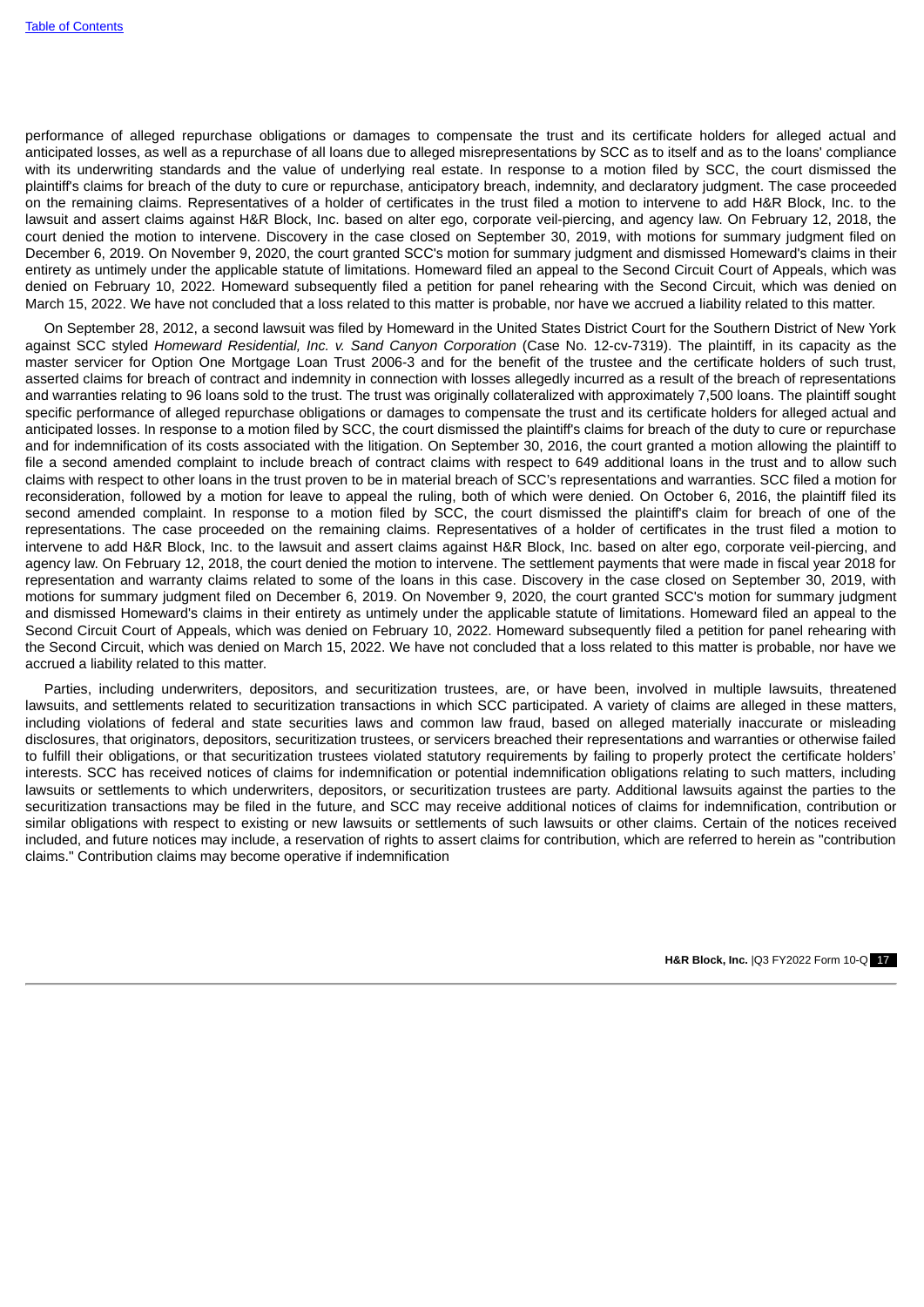performance of alleged repurchase obligations or damages to compensate the trust and its certificate holders for alleged actual and anticipated losses, as well as a repurchase of all loans due to alleged misrepresentations by SCC as to itself and as to the loans' compliance with its underwriting standards and the value of underlying real estate. In response to a motion filed by SCC, the court dismissed the plaintiff's claims for breach of the duty to cure or repurchase, anticipatory breach, indemnity, and declaratory judgment. The case proceeded on the remaining claims. Representatives of a holder of certificates in the trust filed a motion to intervene to add H&R Block, Inc. to the lawsuit and assert claims against H&R Block, Inc. based on alter ego, corporate veil-piercing, and agency law. On February 12, 2018, the court denied the motion to intervene. Discovery in the case closed on September 30, 2019, with motions for summary judgment filed on December 6, 2019. On November 9, 2020, the court granted SCC's motion for summary judgment and dismissed Homeward's claims in their entirety as untimely under the applicable statute of limitations. Homeward filed an appeal to the Second Circuit Court of Appeals, which was denied on February 10, 2022. Homeward subsequently filed a petition for panel rehearing with the Second Circuit, which was denied on March 15, 2022. We have not concluded that a loss related to this matter is probable, nor have we accrued a liability related to this matter.

On September 28, 2012, a second lawsuit was filed by Homeward in the United States District Court for the Southern District of New York against SCC styled *Homeward Residential, Inc. v. Sand Canyon Corporation* (Case No. 12-cv-7319). The plaintiff, in its capacity as the master servicer for Option One Mortgage Loan Trust 2006-3 and for the benefit of the trustee and the certificate holders of such trust, asserted claims for breach of contract and indemnity in connection with losses allegedly incurred as a result of the breach of representations and warranties relating to 96 loans sold to the trust. The trust was originally collateralized with approximately 7,500 loans. The plaintiff sought specific performance of alleged repurchase obligations or damages to compensate the trust and its certificate holders for alleged actual and anticipated losses. In response to a motion filed by SCC, the court dismissed the plaintiff's claims for breach of the duty to cure or repurchase and for indemnification of its costs associated with the litigation. On September 30, 2016, the court granted a motion allowing the plaintiff to file a second amended complaint to include breach of contract claims with respect to 649 additional loans in the trust and to allow such claims with respect to other loans in the trust proven to be in material breach of SCC's representations and warranties. SCC filed a motion for reconsideration, followed by a motion for leave to appeal the ruling, both of which were denied. On October 6, 2016, the plaintiff filed its second amended complaint. In response to a motion filed by SCC, the court dismissed the plaintiff's claim for breach of one of the representations. The case proceeded on the remaining claims. Representatives of a holder of certificates in the trust filed a motion to intervene to add H&R Block, Inc. to the lawsuit and assert claims against H&R Block, Inc. based on alter ego, corporate veil-piercing, and agency law. On February 12, 2018, the court denied the motion to intervene. The settlement payments that were made in fiscal year 2018 for representation and warranty claims related to some of the loans in this case. Discovery in the case closed on September 30, 2019, with motions for summary judgment filed on December 6, 2019. On November 9, 2020, the court granted SCC's motion for summary judgment and dismissed Homeward's claims in their entirety as untimely under the applicable statute of limitations. Homeward filed an appeal to the Second Circuit Court of Appeals, which was denied on February 10, 2022. Homeward subsequently filed a petition for panel rehearing with the Second Circuit, which was denied on March 15, 2022. We have not concluded that a loss related to this matter is probable, nor have we accrued a liability related to this matter.

Parties, including underwriters, depositors, and securitization trustees, are, or have been, involved in multiple lawsuits, threatened lawsuits, and settlements related to securitization transactions in which SCC participated. A variety of claims are alleged in these matters, including violations of federal and state securities laws and common law fraud, based on alleged materially inaccurate or misleading disclosures, that originators, depositors, securitization trustees, or servicers breached their representations and warranties or otherwise failed to fulfill their obligations, or that securitization trustees violated statutory requirements by failing to properly protect the certificate holders' interests. SCC has received notices of claims for indemnification or potential indemnification obligations relating to such matters, including lawsuits or settlements to which underwriters, depositors, or securitization trustees are party. Additional lawsuits against the parties to the securitization transactions may be filed in the future, and SCC may receive additional notices of claims for indemnification, contribution or similar obligations with respect to existing or new lawsuits or settlements of such lawsuits or other claims. Certain of the notices received included, and future notices may include, a reservation of rights to assert claims for contribution, which are referred to herein as "contribution claims." Contribution claims may become operative if indemnification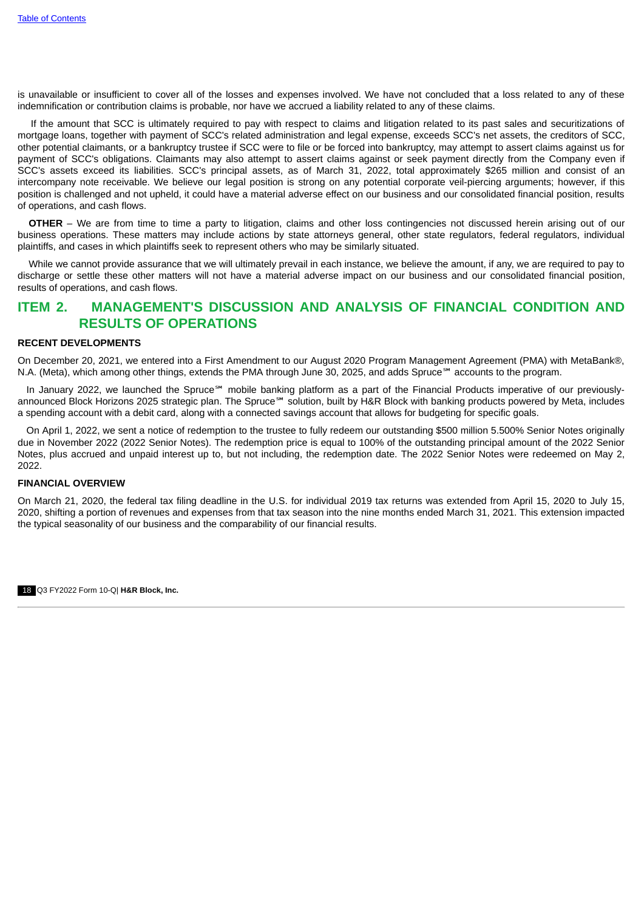is unavailable or insufficient to cover all of the losses and expenses involved. We have not concluded that a loss related to any of these indemnification or contribution claims is probable, nor have we accrued a liability related to any of these claims.

If the amount that SCC is ultimately required to pay with respect to claims and litigation related to its past sales and securitizations of mortgage loans, together with payment of SCC's related administration and legal expense, exceeds SCC's net assets, the creditors of SCC, other potential claimants, or a bankruptcy trustee if SCC were to file or be forced into bankruptcy, may attempt to assert claims against us for payment of SCC's obligations. Claimants may also attempt to assert claims against or seek payment directly from the Company even if SCC's assets exceed its liabilities. SCC's principal assets, as of March 31, 2022, total approximately $265 million and consist of an intercompany note receivable. We believe our legal position is strong on any potential corporate veil-piercing arguments; however, if this position is challenged and not upheld, it could have a material adverse effect on our business and our consolidated financial position, results of operations, and cash flows.

**OTHER** – We are from time to time a party to litigation, claims and other loss contingencies not discussed herein arising out of our business operations. These matters may include actions by state attorneys general, other state regulators, federal regulators, individual plaintiffs, and cases in which plaintiffs seek to represent others who may be similarly situated.

While we cannot provide assurance that we will ultimately prevail in each instance, we believe the amount, if any, we are required to pay to discharge or settle these other matters will not have a material adverse impact on our business and our consolidated financial position, results of operations, and cash flows.

# ITEM 2. MANAGEMENT'S DISCUSSION AND ANALYSIS OF FINANCIAL CONDITION AND RESULTS OF OPERATIONS

### RECENT DEVELOPMENTS

On December 20, 2021, we entered into a First Amendment to our August 2020 Program Management Agreement (PMA) with MetaBank®, N.A. (Meta), which among other things, extends the PMA through June 30, 2025, and adds Spruce℠ accounts to the program.

In January 2022, we launched the Spruce℠ mobile banking platform as a part of the Financial Products imperative of our previously-announced Block Horizons 2025 strategic plan. The Spruce℠ solution, built by H&R Block with banking products powered by Meta, includes a spending account with a debit card, along with a connected savings account that allows for budgeting for specific goals.

On April 1, 2022, we sent a notice of redemption to the trustee to fully redeem our outstanding $500 million 5.500% Senior Notes originally due in November 2022 (2022 Senior Notes). The redemption price is equal to 100% of the outstanding principal amount of the 2022 Senior Notes, plus accrued and unpaid interest up to, but not including, the redemption date. The 2022 Senior Notes were redeemed on May 2, 2022.

### FINANCIAL OVERVIEW

On March 21, 2020, the federal tax filing deadline in the U.S. for individual 2019 tax returns was extended from April 15, 2020 to July 15, 2020, shifting a portion of revenues and expenses from that tax season into the nine months ended March 31, 2021. This extension impacted the typical seasonality of our business and the comparability of our financial results.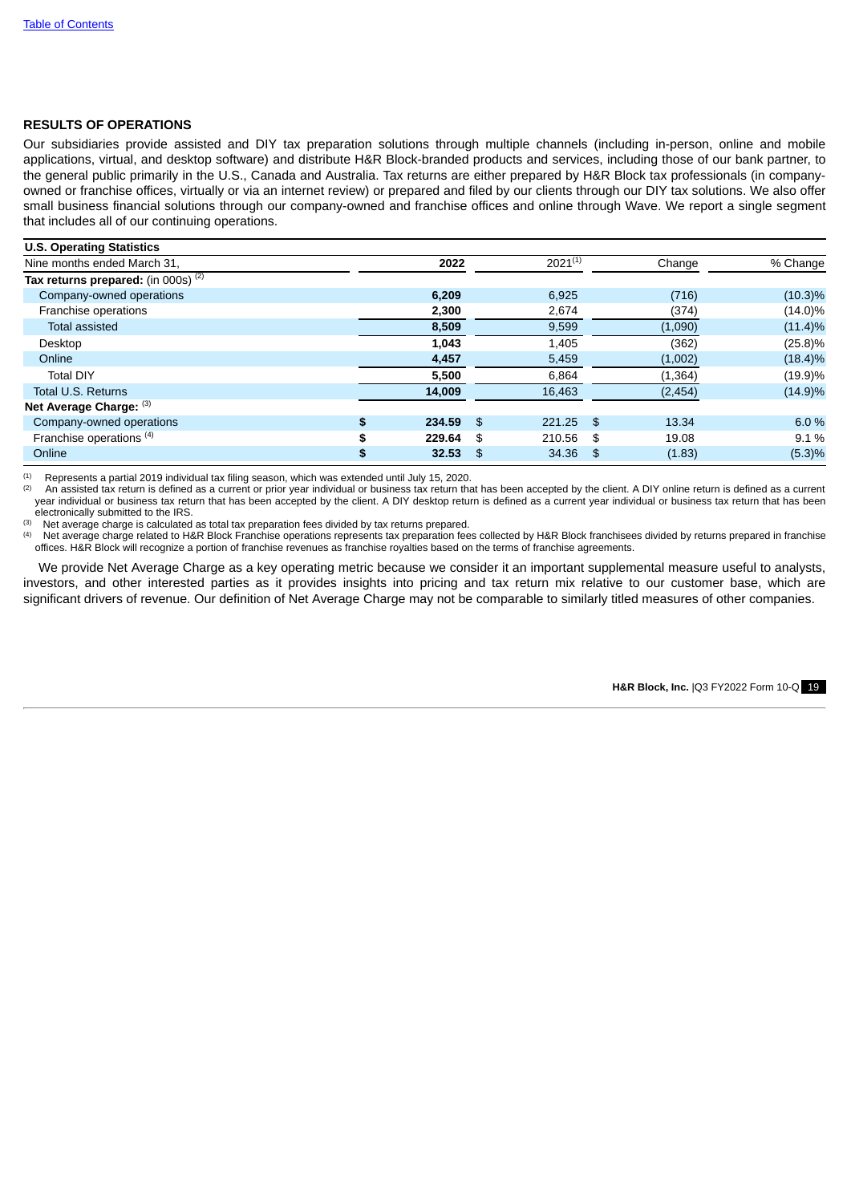## RESULTS OF OPERATIONS

Our subsidiaries provide assisted and DIY tax preparation solutions through multiple channels (including in-person, online and mobile applications, virtual, and desktop software) and distribute H&R Block-branded products and services, including those of our bank partner, to the general public primarily in the U.S., Canada and Australia. Tax returns are either prepared by H&R Block tax professionals (in company-owned or franchise offices, virtually or via an internet review) or prepared and filed by our clients through our DIY tax solutions. We also offer small business financial solutions through our company-owned and franchise offices and online through Wave. We report a single segment that includes all of our continuing operations.

| **U.S. Operating Statistics** | | | | |
|---|---|---|---|---|
| Nine months ended March 31, | **2022** | 2021[1] | Change | % Change |
| **Tax returns prepared:** (in 000s) [2] | | | | |
| Company-owned operations | **6,209** | 6,925 | (716) | (10.3)% |
| Franchise operations | **2,300** | 2,674 | (374) | (14.0)% |
| Total assisted | **8,509** | 9,599 | (1,090) | (11.4)% |
| Desktop | **1,043** | 1,405 | (362) | (25.8)% |
| Online | **4,457** | 5,459 | (1,002) | (18.4)% |
| Total DIY | **5,500** | 6,864 | (1,364) | (19.9)% |
| Total U.S. Returns | **14,009** | 16,463 | (2,454) | (14.9)% |
| **Net Average Charge:** [3] | | | | |
| Company-owned operations | **$ 234.59** | $ 221.25 | $ 13.34 | 6.0 % |
| Franchise operations [4] | **$ 229.64** | $ 210.56 | $ 19.08 | 9.1 % |
| Online | **$ 32.53** | $ 34.36 | $ (1.83) | (5.3)% |

[1] Represents a partial 2019 individual tax filing season, which was extended until July 15, 2020.

[2] An assisted tax return is defined as a current or prior year individual or business tax return that has been accepted by the client. A DIY online return is defined as a current year individual or business tax return that has been accepted by the client. A DIY desktop return is defined as a current year individual or business tax return that has been electronically submitted to the IRS.

[3] Net average charge is calculated as total tax preparation fees divided by tax returns prepared.

[4] Net average charge related to H&R Block Franchise operations represents tax preparation fees collected by H&R Block franchisees divided by returns prepared in franchise offices. H&R Block will recognize a portion of franchise revenues as franchise royalties based on the terms of franchise agreements.

We provide Net Average Charge as a key operating metric because we consider it an important supplemental measure useful to analysts, investors, and other interested parties as it provides insights into pricing and tax return mix relative to our customer base, which are significant drivers of revenue. Our definition of Net Average Charge may not be comparable to similarly titled measures of other companies.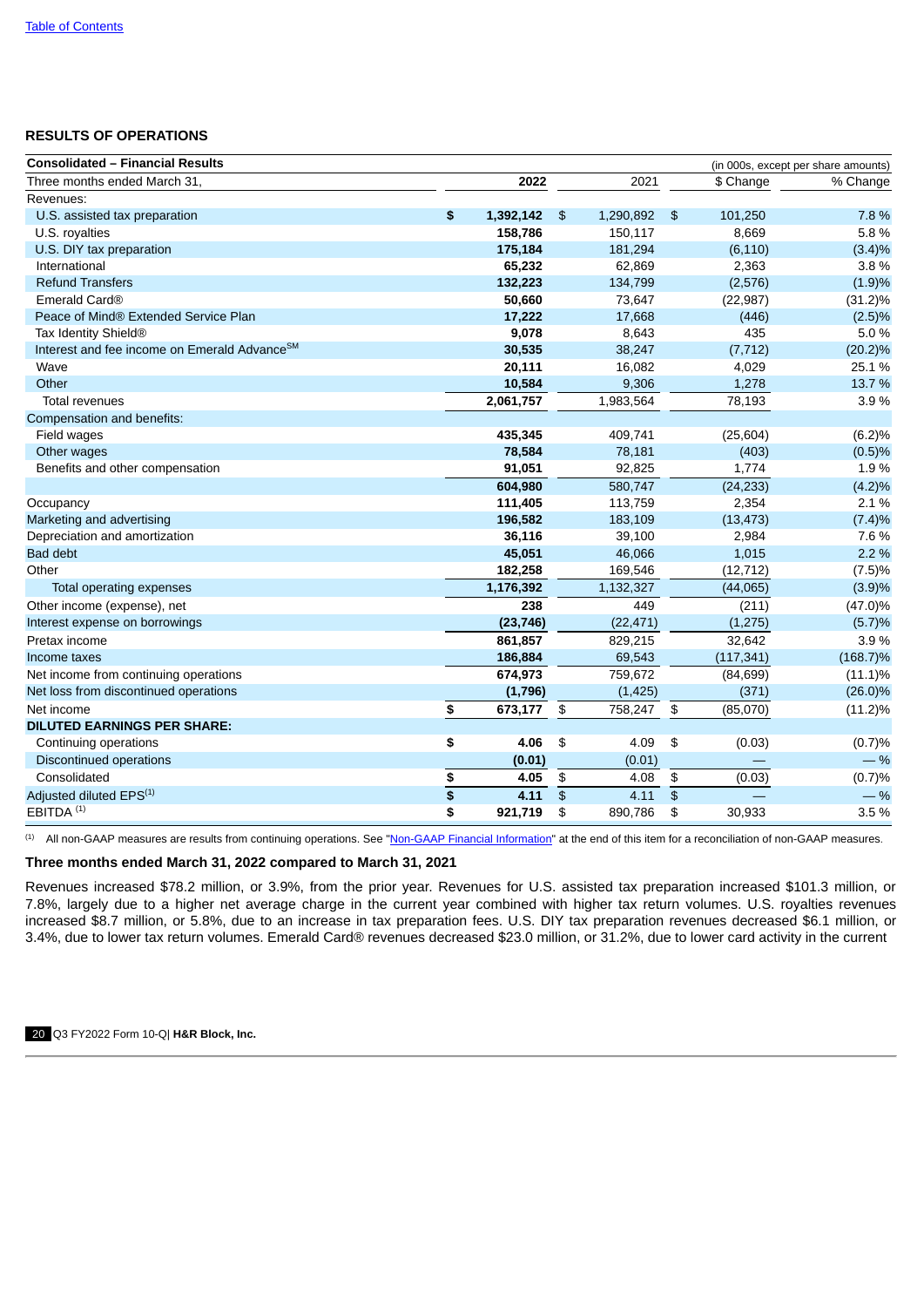## RESULTS OF OPERATIONS

| Consolidated – Financial Results | | | | (in 000s, except per share amounts) |
|---|---|---|---|---|
| Three months ended March 31, | 2022 | 2021 | $ Change | % Change |
| Revenues: | | | | |
| U.S. assisted tax preparation | **$ 1,392,142** | $ 1,290,892 | $ 101,250 | 7.8 % |
| U.S. royalties | **158,786** | 150,117 | 8,669 | 5.8 % |
| U.S. DIY tax preparation | **175,184** | 181,294 | (6,110) | (3.4)% |
| International | **65,232** | 62,869 | 2,363 | 3.8 % |
| Refund Transfers | **132,223** | 134,799 | (2,576) | (1.9)% |
| Emerald Card® | **50,660** | 73,647 | (22,987) | (31.2)% |
| Peace of Mind® Extended Service Plan | **17,222** | 17,668 | (446) | (2.5)% |
| Tax Identity Shield® | **9,078** | 8,643 | 435 | 5.0 % |
| Interest and fee income on Emerald Advance℠ | **30,535** | 38,247 | (7,712) | (20.2)% |
| Wave | **20,111** | 16,082 | 4,029 | 25.1 % |
| Other | **10,584** | 9,306 | 1,278 | 13.7 % |
| Total revenues | **2,061,757** | 1,983,564 | 78,193 | 3.9 % |
| Compensation and benefits: | | | | |
| Field wages | **435,345** | 409,741 | (25,604) | (6.2)% |
| Other wages | **78,584** | 78,181 | (403) | (0.5)% |
| Benefits and other compensation | **91,051** | 92,825 | 1,774 | 1.9 % |
| | **604,980** | 580,747 | (24,233) | (4.2)% |
| Occupancy | **111,405** | 113,759 | 2,354 | 2.1 % |
| Marketing and advertising | **196,582** | 183,109 | (13,473) | (7.4)% |
| Depreciation and amortization | **36,116** | 39,100 | 2,984 | 7.6 % |
| Bad debt | **45,051** | 46,066 | 1,015 | 2.2 % |
| Other | **182,258** | 169,546 | (12,712) | (7.5)% |
| Total operating expenses | **1,176,392** | 1,132,327 | (44,065) | (3.9)% |
| Other income (expense), net | **238** | 449 | (211) | (47.0)% |
| Interest expense on borrowings | **(23,746)** | (22,471) | (1,275) | (5.7)% |
| Pretax income | **861,857** | 829,215 | 32,642 | 3.9 % |
| Income taxes | **186,884** | 69,543 | (117,341) | (168.7)% |
| Net income from continuing operations | **674,973** | 759,672 | (84,699) | (11.1)% |
| Net loss from discontinued operations | **(1,796)** | (1,425) | (371) | (26.0)% |
| Net income | **$ 673,177** | $ 758,247 | $ (85,070) | (11.2)% |
| **DILUTED EARNINGS PER SHARE:** | | | | |
| Continuing operations | **$ 4.06** | $ 4.09 | $ (0.03) | (0.7)% |
| Discontinued operations | **(0.01)** | (0.01) | — | — % |
| Consolidated | **$ 4.05** | $ 4.08 | $ (0.03) | (0.7)% |
| Adjusted diluted EPS[1] | **$ 4.11** | $ 4.11 | $ — | — % |
| EBITDA [1] | **$ 921,719** | $ 890,786 | $ 30,933 | 3.5 % |

[1] All non-GAAP measures are results from continuing operations. See "Non-GAAP Financial Information" at the end of this item for a reconciliation of non-GAAP measures.

**Three months ended March 31, 2022 compared to March 31, 2021**

Revenues increased $78.2 million, or 3.9%, from the prior year. Revenues for U.S. assisted tax preparation increased $101.3 million, or 7.8%, largely due to a higher net average charge in the current year combined with higher tax return volumes. U.S. royalties revenues increased $8.7 million, or 5.8%, due to an increase in tax preparation fees. U.S. DIY tax preparation revenues decreased $6.1 million, or 3.4%, due to lower tax return volumes. Emerald Card® revenues decreased $23.0 million, or 31.2%, due to lower card activity in the current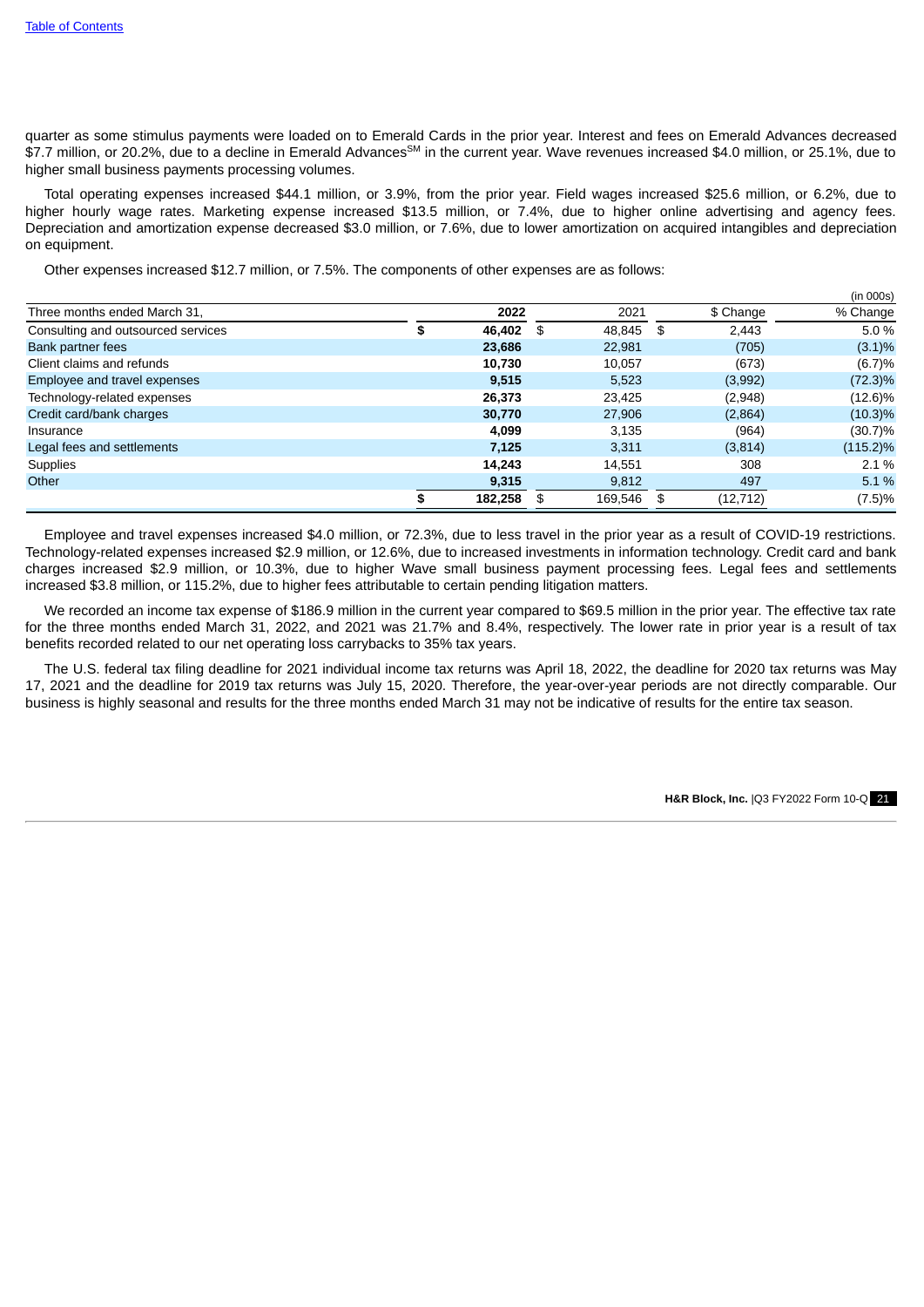quarter as some stimulus payments were loaded on to Emerald Cards in the prior year. Interest and fees on Emerald Advances decreased $7.7 million, or 20.2%, due to a decline in Emerald Advances[SM] in the current year. Wave revenues increased $4.0 million, or 25.1%, due to higher small business payments processing volumes.

Total operating expenses increased $44.1 million, or 3.9%, from the prior year. Field wages increased $25.6 million, or 6.2%, due to higher hourly wage rates. Marketing expense increased $13.5 million, or 7.4%, due to higher online advertising and agency fees. Depreciation and amortization expense decreased $3.0 million, or 7.6%, due to lower amortization on acquired intangibles and depreciation on equipment.

Other expenses increased $12.7 million, or 7.5%. The components of other expenses are as follows:

(in 000s)

| Three months ended March 31, | 2022 | 2021 | $ Change | % Change |
|---|---|---|---|---|
| Consulting and outsourced services | **$ 46,402** | $ 48,845 | $ 2,443 | 5.0 % |
| Bank partner fees | **23,686** | 22,981 | (705) | (3.1)% |
| Client claims and refunds | **10,730** | 10,057 | (673) | (6.7)% |
| Employee and travel expenses | **9,515** | 5,523 | (3,992) | (72.3)% |
| Technology-related expenses | **26,373** | 23,425 | (2,948) | (12.6)% |
| Credit card/bank charges | **30,770** | 27,906 | (2,864) | (10.3)% |
| Insurance | **4,099** | 3,135 | (964) | (30.7)% |
| Legal fees and settlements | **7,125** | 3,311 | (3,814) | (115.2)% |
| Supplies | **14,243** | 14,551 | 308 | 2.1 % |
| Other | **9,315** | 9,812 | 497 | 5.1 % |
| | **$ 182,258** | $ 169,546 | $ (12,712) | (7.5)% |

Employee and travel expenses increased $4.0 million, or 72.3%, due to less travel in the prior year as a result of COVID-19 restrictions. Technology-related expenses increased $2.9 million, or 12.6%, due to increased investments in information technology. Credit card and bank charges increased $2.9 million, or 10.3%, due to higher Wave small business payment processing fees. Legal fees and settlements increased $3.8 million, or 115.2%, due to higher fees attributable to certain pending litigation matters.

We recorded an income tax expense of $186.9 million in the current year compared to $69.5 million in the prior year. The effective tax rate for the three months ended March 31, 2022, and 2021 was 21.7% and 8.4%, respectively. The lower rate in prior year is a result of tax benefits recorded related to our net operating loss carrybacks to 35% tax years.

The U.S. federal tax filing deadline for 2021 individual income tax returns was April 18, 2022, the deadline for 2020 tax returns was May 17, 2021 and the deadline for 2019 tax returns was July 15, 2020. Therefore, the year-over-year periods are not directly comparable. Our business is highly seasonal and results for the three months ended March 31 may not be indicative of results for the entire tax season.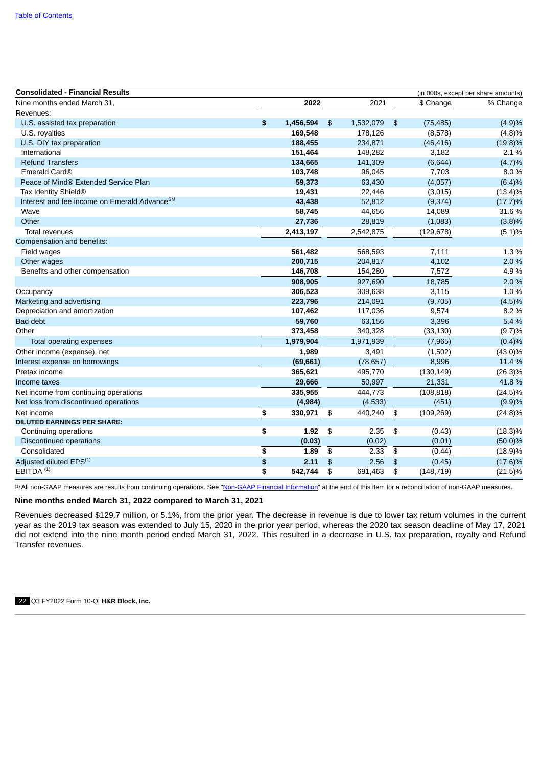| Consolidated - Financial Results | | | | (in 000s, except per share amounts) |
|---|---|---|---|---|
| Nine months ended March 31, | 2022 | 2021 | $ Change | % Change |
| Revenues: | | | | |
| U.S. assisted tax preparation | $ 1,456,594 | $ 1,532,079 | $ (75,485) | (4.9)% |
| U.S. royalties | 169,548 | 178,126 | (8,578) | (4.8)% |
| U.S. DIY tax preparation | 188,455 | 234,871 | (46,416) | (19.8)% |
| International | 151,464 | 148,282 | 3,182 | 2.1 % |
| Refund Transfers | 134,665 | 141,309 | (6,644) | (4.7)% |
| Emerald Card® | 103,748 | 96,045 | 7,703 | 8.0 % |
| Peace of Mind® Extended Service Plan | 59,373 | 63,430 | (4,057) | (6.4)% |
| Tax Identity Shield® | 19,431 | 22,446 | (3,015) | (13.4)% |
| Interest and fee income on Emerald Advance℠ | 43,438 | 52,812 | (9,374) | (17.7)% |
| Wave | 58,745 | 44,656 | 14,089 | 31.6 % |
| Other | 27,736 | 28,819 | (1,083) | (3.8)% |
| Total revenues | 2,413,197 | 2,542,875 | (129,678) | (5.1)% |
| Compensation and benefits: | | | | |
| Field wages | 561,482 | 568,593 | 7,111 | 1.3 % |
| Other wages | 200,715 | 204,817 | 4,102 | 2.0 % |
| Benefits and other compensation | 146,708 | 154,280 | 7,572 | 4.9 % |
| | 908,905 | 927,690 | 18,785 | 2.0 % |
| Occupancy | 306,523 | 309,638 | 3,115 | 1.0 % |
| Marketing and advertising | 223,796 | 214,091 | (9,705) | (4.5)% |
| Depreciation and amortization | 107,462 | 117,036 | 9,574 | 8.2 % |
| Bad debt | 59,760 | 63,156 | 3,396 | 5.4 % |
| Other | 373,458 | 340,328 | (33,130) | (9.7)% |
| Total operating expenses | 1,979,904 | 1,971,939 | (7,965) | (0.4)% |
| Other income (expense), net | 1,989 | 3,491 | (1,502) | (43.0)% |
| Interest expense on borrowings | (69,661) | (78,657) | 8,996 | 11.4 % |
| Pretax income | 365,621 | 495,770 | (130,149) | (26.3)% |
| Income taxes | 29,666 | 50,997 | 21,331 | 41.8 % |
| Net income from continuing operations | 335,955 | 444,773 | (108,818) | (24.5)% |
| Net loss from discontinued operations | (4,984) | (4,533) | (451) | (9.9)% |
| Net income | $ 330,971 | $ 440,240 | $ (109,269) | (24.8)% |
| **DILUTED EARNINGS PER SHARE:** | | | | |
| Continuing operations | $ 1.92 | $ 2.35 | $ (0.43) | (18.3)% |
| Discontinued operations | (0.03) | (0.02) | (0.01) | (50.0)% |
| Consolidated | $ 1.89 | $ 2.33 | $ (0.44) | (18.9)% |
| Adjusted diluted EPS(1) | $ 2.11 | $ 2.56 | $ (0.45) | (17.6)% |
| EBITDA (1) | $ 542,744 | $ 691,463 | $ (148,719) | (21.5)% |

(1) All non-GAAP measures are results from continuing operations. See "Non-GAAP Financial Information" at the end of this item for a reconciliation of non-GAAP measures.

**Nine months ended March 31, 2022 compared to March 31, 2021**

Revenues decreased $129.7 million, or 5.1%, from the prior year. The decrease in revenue is due to lower tax return volumes in the current year as the 2019 tax season was extended to July 15, 2020 in the prior year period, whereas the 2020 tax season deadline of May 17, 2021 did not extend into the nine month period ended March 31, 2022. This resulted in a decrease in U.S. tax preparation, royalty and Refund Transfer revenues.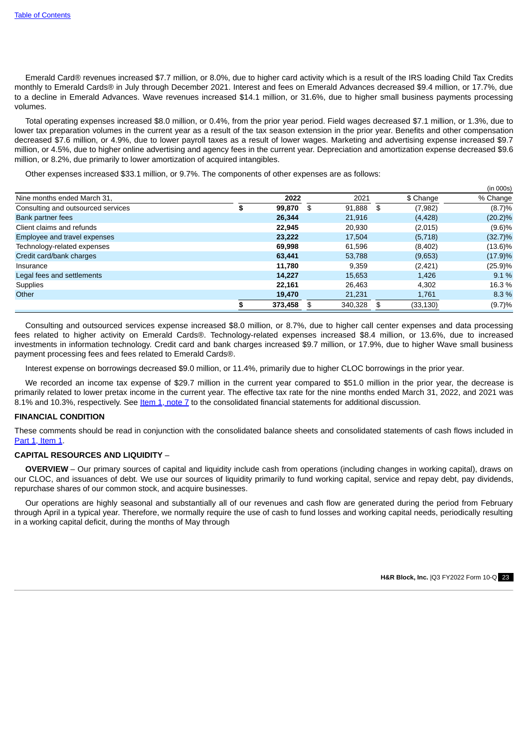Emerald Card® revenues increased $7.7 million, or 8.0%, due to higher card activity which is a result of the IRS loading Child Tax Credits monthly to Emerald Cards® in July through December 2021. Interest and fees on Emerald Advances decreased $9.4 million, or 17.7%, due to a decline in Emerald Advances. Wave revenues increased $14.1 million, or 31.6%, due to higher small business payments processing volumes.

Total operating expenses increased $8.0 million, or 0.4%, from the prior year period. Field wages decreased $7.1 million, or 1.3%, due to lower tax preparation volumes in the current year as a result of the tax season extension in the prior year. Benefits and other compensation decreased $7.6 million, or 4.9%, due to lower payroll taxes as a result of lower wages. Marketing and advertising expense increased $9.7 million, or 4.5%, due to higher online advertising and agency fees in the current year. Depreciation and amortization expense decreased $9.6 million, or 8.2%, due primarily to lower amortization of acquired intangibles.

Other expenses increased $33.1 million, or 9.7%. The components of other expenses are as follows:

(in 000s)

| Nine months ended March 31, | 2022 | 2021 | $ Change | % Change |
|---|---|---|---|---|
| Consulting and outsourced services | $ **99,870** | $ 91,888 | $ (7,982) | (8.7)% |
| Bank partner fees | **26,344** | 21,916 | (4,428) | (20.2)% |
| Client claims and refunds | **22,945** | 20,930 | (2,015) | (9.6)% |
| Employee and travel expenses | **23,222** | 17,504 | (5,718) | (32.7)% |
| Technology-related expenses | **69,998** | 61,596 | (8,402) | (13.6)% |
| Credit card/bank charges | **63,441** | 53,788 | (9,653) | (17.9)% |
| Insurance | **11,780** | 9,359 | (2,421) | (25.9)% |
| Legal fees and settlements | **14,227** | 15,653 | 1,426 | 9.1 % |
| Supplies | **22,161** | 26,463 | 4,302 | 16.3 % |
| Other | **19,470** | 21,231 | 1,761 | 8.3 % |
| | $ **373,458** | $ 340,328 | $ (33,130) | (9.7)% |

Consulting and outsourced services expense increased $8.0 million, or 8.7%, due to higher call center expenses and data processing fees related to higher activity on Emerald Cards®. Technology-related expenses increased $8.4 million, or 13.6%, due to increased investments in information technology. Credit card and bank charges increased $9.7 million, or 17.9%, due to higher Wave small business payment processing fees and fees related to Emerald Cards®.

Interest expense on borrowings decreased $9.0 million, or 11.4%, primarily due to higher CLOC borrowings in the prior year.

We recorded an income tax expense of $29.7 million in the current year compared to $51.0 million in the prior year, the decrease is primarily related to lower pretax income in the current year. The effective tax rate for the nine months ended March 31, 2022, and 2021 was 8.1% and 10.3%, respectively. See Item 1, note 7 to the consolidated financial statements for additional discussion.

## FINANCIAL CONDITION

These comments should be read in conjunction with the consolidated balance sheets and consolidated statements of cash flows included in Part 1, Item 1.

## CAPITAL RESOURCES AND LIQUIDITY –

**OVERVIEW** – Our primary sources of capital and liquidity include cash from operations (including changes in working capital), draws on our CLOC, and issuances of debt. We use our sources of liquidity primarily to fund working capital, service and repay debt, pay dividends, repurchase shares of our common stock, and acquire businesses.

Our operations are highly seasonal and substantially all of our revenues and cash flow are generated during the period from February through April in a typical year. Therefore, we normally require the use of cash to fund losses and working capital needs, periodically resulting in a working capital deficit, during the months of May through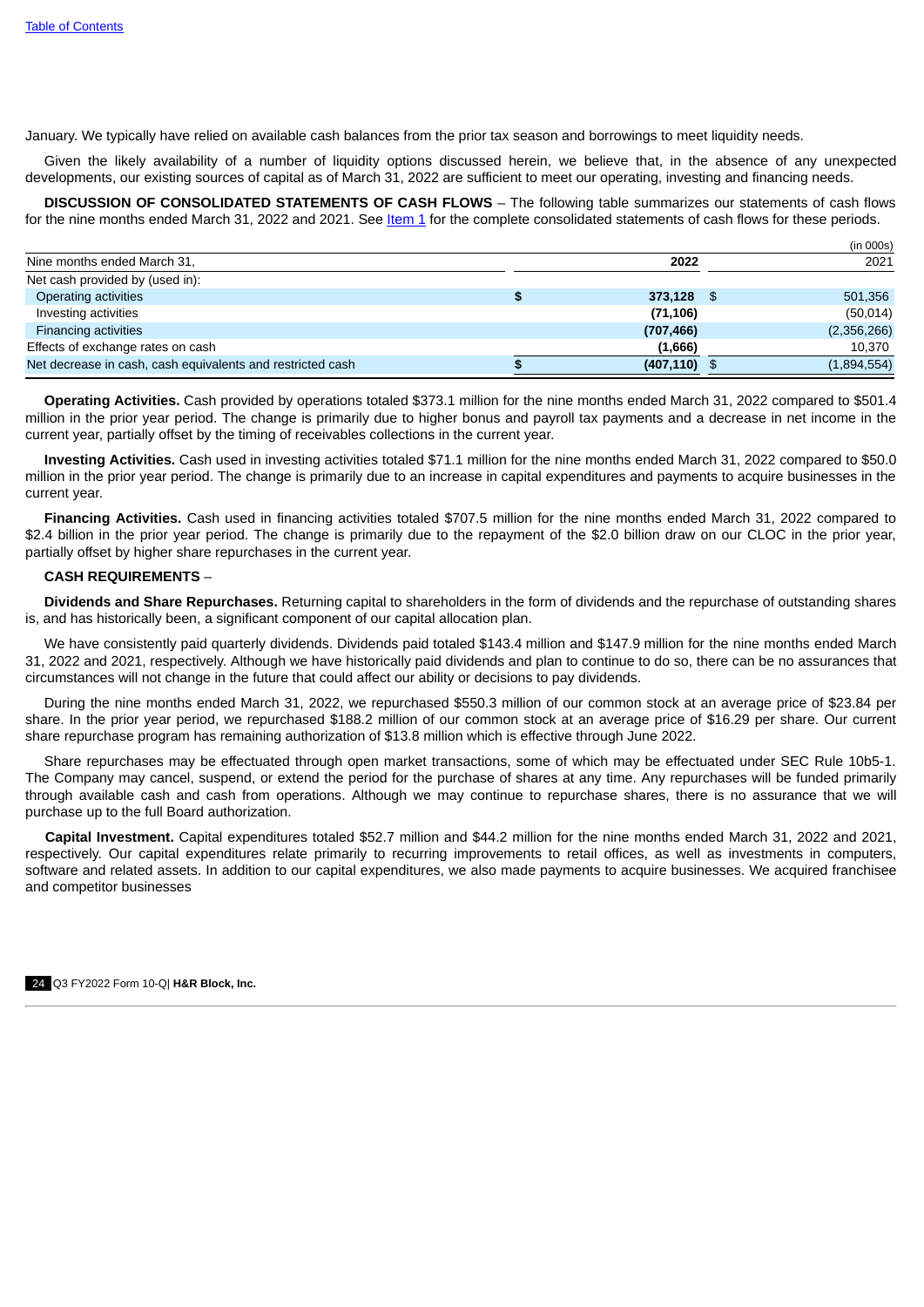January. We typically have relied on available cash balances from the prior tax season and borrowings to meet liquidity needs.

Given the likely availability of a number of liquidity options discussed herein, we believe that, in the absence of any unexpected developments, our existing sources of capital as of March 31, 2022 are sufficient to meet our operating, investing and financing needs.

**DISCUSSION OF CONSOLIDATED STATEMENTS OF CASH FLOWS** – The following table summarizes our statements of cash flows for the nine months ended March 31, 2022 and 2021. See Item 1 for the complete consolidated statements of cash flows for these periods.

(in 000s)

| Nine months ended March 31, | 2022 | 2021 |
|---|---|---|
| Net cash provided by (used in): | | |
| Operating activities | $ 373,128 | $ 501,356 |
| Investing activities | (71,106) | (50,014) |
| Financing activities | (707,466) | (2,356,266) |
| Effects of exchange rates on cash | (1,666) | 10,370 |
| Net decrease in cash, cash equivalents and restricted cash | $ (407,110) | $ (1,894,554) |

**Operating Activities.** Cash provided by operations totaled $373.1 million for the nine months ended March 31, 2022 compared to $501.4 million in the prior year period. The change is primarily due to higher bonus and payroll tax payments and a decrease in net income in the current year, partially offset by the timing of receivables collections in the current year.

**Investing Activities.** Cash used in investing activities totaled $71.1 million for the nine months ended March 31, 2022 compared to $50.0 million in the prior year period. The change is primarily due to an increase in capital expenditures and payments to acquire businesses in the current year.

**Financing Activities.** Cash used in financing activities totaled $707.5 million for the nine months ended March 31, 2022 compared to $2.4 billion in the prior year period. The change is primarily due to the repayment of the $2.0 billion draw on our CLOC in the prior year, partially offset by higher share repurchases in the current year.

**CASH REQUIREMENTS** –

**Dividends and Share Repurchases.** Returning capital to shareholders in the form of dividends and the repurchase of outstanding shares is, and has historically been, a significant component of our capital allocation plan.

We have consistently paid quarterly dividends. Dividends paid totaled $143.4 million and $147.9 million for the nine months ended March 31, 2022 and 2021, respectively. Although we have historically paid dividends and plan to continue to do so, there can be no assurances that circumstances will not change in the future that could affect our ability or decisions to pay dividends.

During the nine months ended March 31, 2022, we repurchased $550.3 million of our common stock at an average price of $23.84 per share. In the prior year period, we repurchased $188.2 million of our common stock at an average price of $16.29 per share. Our current share repurchase program has remaining authorization of $13.8 million which is effective through June 2022.

Share repurchases may be effectuated through open market transactions, some of which may be effectuated under SEC Rule 10b5-1. The Company may cancel, suspend, or extend the period for the purchase of shares at any time. Any repurchases will be funded primarily through available cash and cash from operations. Although we may continue to repurchase shares, there is no assurance that we will purchase up to the full Board authorization.

**Capital Investment.** Capital expenditures totaled $52.7 million and $44.2 million for the nine months ended March 31, 2022 and 2021, respectively. Our capital expenditures relate primarily to recurring improvements to retail offices, as well as investments in computers, software and related assets. In addition to our capital expenditures, we also made payments to acquire businesses. We acquired franchisee and competitor businesses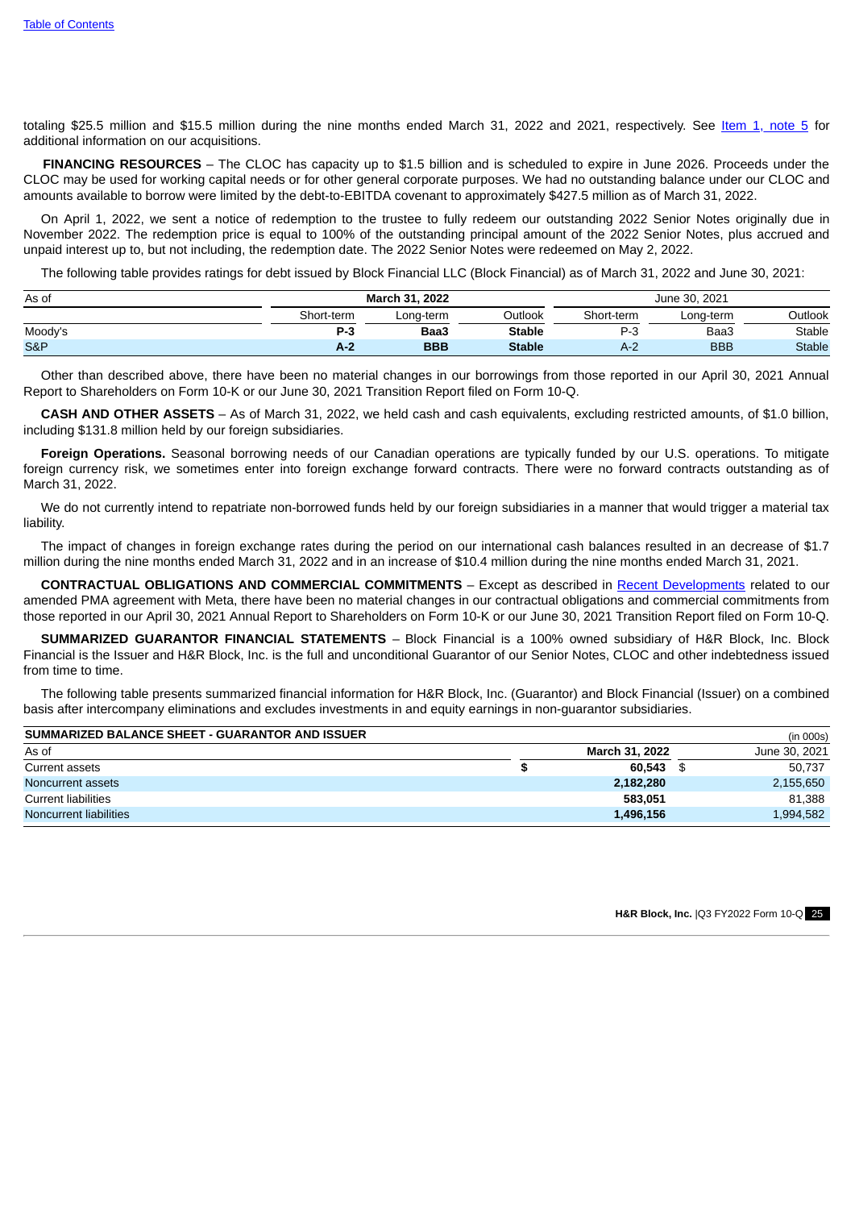totaling $25.5 million and $15.5 million during the nine months ended March 31, 2022 and 2021, respectively. See Item 1, note 5 for additional information on our acquisitions.

**FINANCING RESOURCES** – The CLOC has capacity up to $1.5 billion and is scheduled to expire in June 2026. Proceeds under the CLOC may be used for working capital needs or for other general corporate purposes. We had no outstanding balance under our CLOC and amounts available to borrow were limited by the debt-to-EBITDA covenant to approximately $427.5 million as of March 31, 2022.

On April 1, 2022, we sent a notice of redemption to the trustee to fully redeem our outstanding 2022 Senior Notes originally due in November 2022. The redemption price is equal to 100% of the outstanding principal amount of the 2022 Senior Notes, plus accrued and unpaid interest up to, but not including, the redemption date. The 2022 Senior Notes were redeemed on May 2, 2022.

The following table provides ratings for debt issued by Block Financial LLC (Block Financial) as of March 31, 2022 and June 30, 2021:

| As of | **March 31, 2022** | | | June 30, 2021 | | |
|---|---|---|---|---|---|---|
| | Short-term | Long-term | Outlook | Short-term | Long-term | Outlook |
| Moody's | **P-3** | **Baa3** | **Stable** | P-3 | Baa3 | Stable |
| S&P | **A-2** | **BBB** | **Stable** | A-2 | BBB | Stable |

Other than described above, there have been no material changes in our borrowings from those reported in our April 30, 2021 Annual Report to Shareholders on Form 10-K or our June 30, 2021 Transition Report filed on Form 10-Q.

**CASH AND OTHER ASSETS** – As of March 31, 2022, we held cash and cash equivalents, excluding restricted amounts, of $1.0 billion, including $131.8 million held by our foreign subsidiaries.

**Foreign Operations.** Seasonal borrowing needs of our Canadian operations are typically funded by our U.S. operations. To mitigate foreign currency risk, we sometimes enter into foreign exchange forward contracts. There were no forward contracts outstanding as of March 31, 2022.

We do not currently intend to repatriate non-borrowed funds held by our foreign subsidiaries in a manner that would trigger a material tax liability.

The impact of changes in foreign exchange rates during the period on our international cash balances resulted in an decrease of $1.7 million during the nine months ended March 31, 2022 and in an increase of $10.4 million during the nine months ended March 31, 2021.

**CONTRACTUAL OBLIGATIONS AND COMMERCIAL COMMITMENTS** – Except as described in Recent Developments related to our amended PMA agreement with Meta, there have been no material changes in our contractual obligations and commercial commitments from those reported in our April 30, 2021 Annual Report to Shareholders on Form 10-K or our June 30, 2021 Transition Report filed on Form 10-Q.

**SUMMARIZED GUARANTOR FINANCIAL STATEMENTS** – Block Financial is a 100% owned subsidiary of H&R Block, Inc. Block Financial is the Issuer and H&R Block, Inc. is the full and unconditional Guarantor of our Senior Notes, CLOC and other indebtedness issued from time to time.

The following table presents summarized financial information for H&R Block, Inc. (Guarantor) and Block Financial (Issuer) on a combined basis after intercompany eliminations and excludes investments in and equity earnings in non-guarantor subsidiaries.

| **SUMMARIZED BALANCE SHEET - GUARANTOR AND ISSUER** | | (in 000s) |
|---|---|---|
| As of | **March 31, 2022** | June 30, 2021 |
| Current assets | **$ 60,543** | $ 50,737 |
| Noncurrent assets | **2,182,280** | 2,155,650 |
| Current liabilities | **583,051** | 81,388 |
| Noncurrent liabilities | **1,496,156** | 1,994,582 |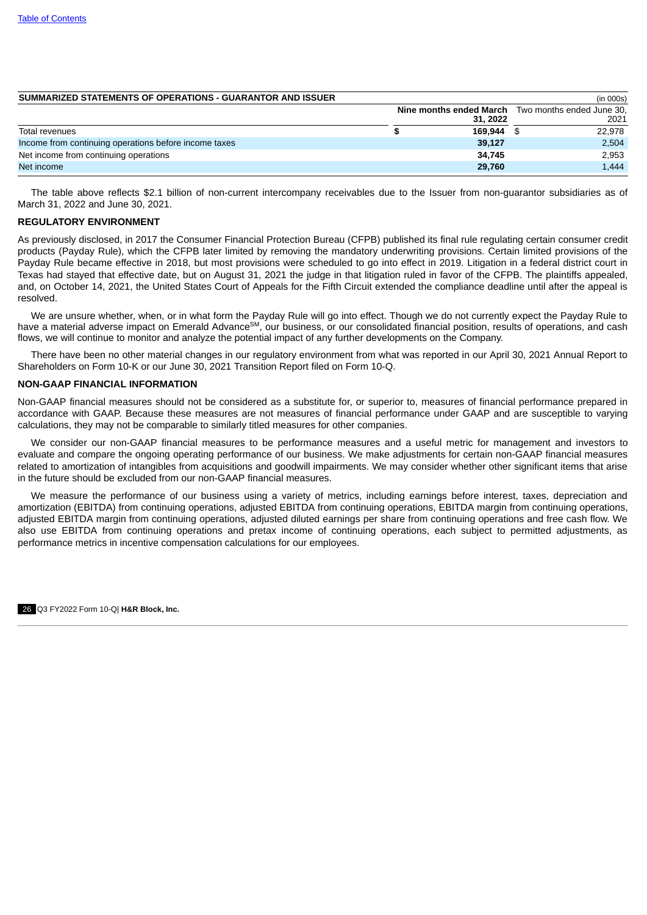| SUMMARIZED STATEMENTS OF OPERATIONS - GUARANTOR AND ISSUER | | (in 000s) |
|---|---|---|
| | **Nine months ended March 31, 2022** | Two months ended June 30, 2021 |
| Total revenues | **$ 169,944** | $ 22,978 |
| Income from continuing operations before income taxes | **39,127** | 2,504 |
| Net income from continuing operations | **34,745** | 2,953 |
| Net income | **29,760** | 1,444 |

The table above reflects $2.1 billion of non-current intercompany receivables due to the Issuer from non-guarantor subsidiaries as of March 31, 2022 and June 30, 2021.

## REGULATORY ENVIRONMENT

As previously disclosed, in 2017 the Consumer Financial Protection Bureau (CFPB) published its final rule regulating certain consumer credit products (Payday Rule), which the CFPB later limited by removing the mandatory underwriting provisions. Certain limited provisions of the Payday Rule became effective in 2018, but most provisions were scheduled to go into effect in 2019. Litigation in a federal district court in Texas had stayed that effective date, but on August 31, 2021 the judge in that litigation ruled in favor of the CFPB. The plaintiffs appealed, and, on October 14, 2021, the United States Court of Appeals for the Fifth Circuit extended the compliance deadline until after the appeal is resolved.

We are unsure whether, when, or in what form the Payday Rule will go into effect. Though we do not currently expect the Payday Rule to have a material adverse impact on Emerald Advance℠, our business, or our consolidated financial position, results of operations, and cash flows, we will continue to monitor and analyze the potential impact of any further developments on the Company.

There have been no other material changes in our regulatory environment from what was reported in our April 30, 2021 Annual Report to Shareholders on Form 10-K or our June 30, 2021 Transition Report filed on Form 10-Q.

## NON-GAAP FINANCIAL INFORMATION

Non-GAAP financial measures should not be considered as a substitute for, or superior to, measures of financial performance prepared in accordance with GAAP. Because these measures are not measures of financial performance under GAAP and are susceptible to varying calculations, they may not be comparable to similarly titled measures for other companies.

We consider our non-GAAP financial measures to be performance measures and a useful metric for management and investors to evaluate and compare the ongoing operating performance of our business. We make adjustments for certain non-GAAP financial measures related to amortization of intangibles from acquisitions and goodwill impairments. We may consider whether other significant items that arise in the future should be excluded from our non-GAAP financial measures.

We measure the performance of our business using a variety of metrics, including earnings before interest, taxes, depreciation and amortization (EBITDA) from continuing operations, adjusted EBITDA from continuing operations, EBITDA margin from continuing operations, adjusted EBITDA margin from continuing operations, adjusted diluted earnings per share from continuing operations and free cash flow. We also use EBITDA from continuing operations and pretax income of continuing operations, each subject to permitted adjustments, as performance metrics in incentive compensation calculations for our employees.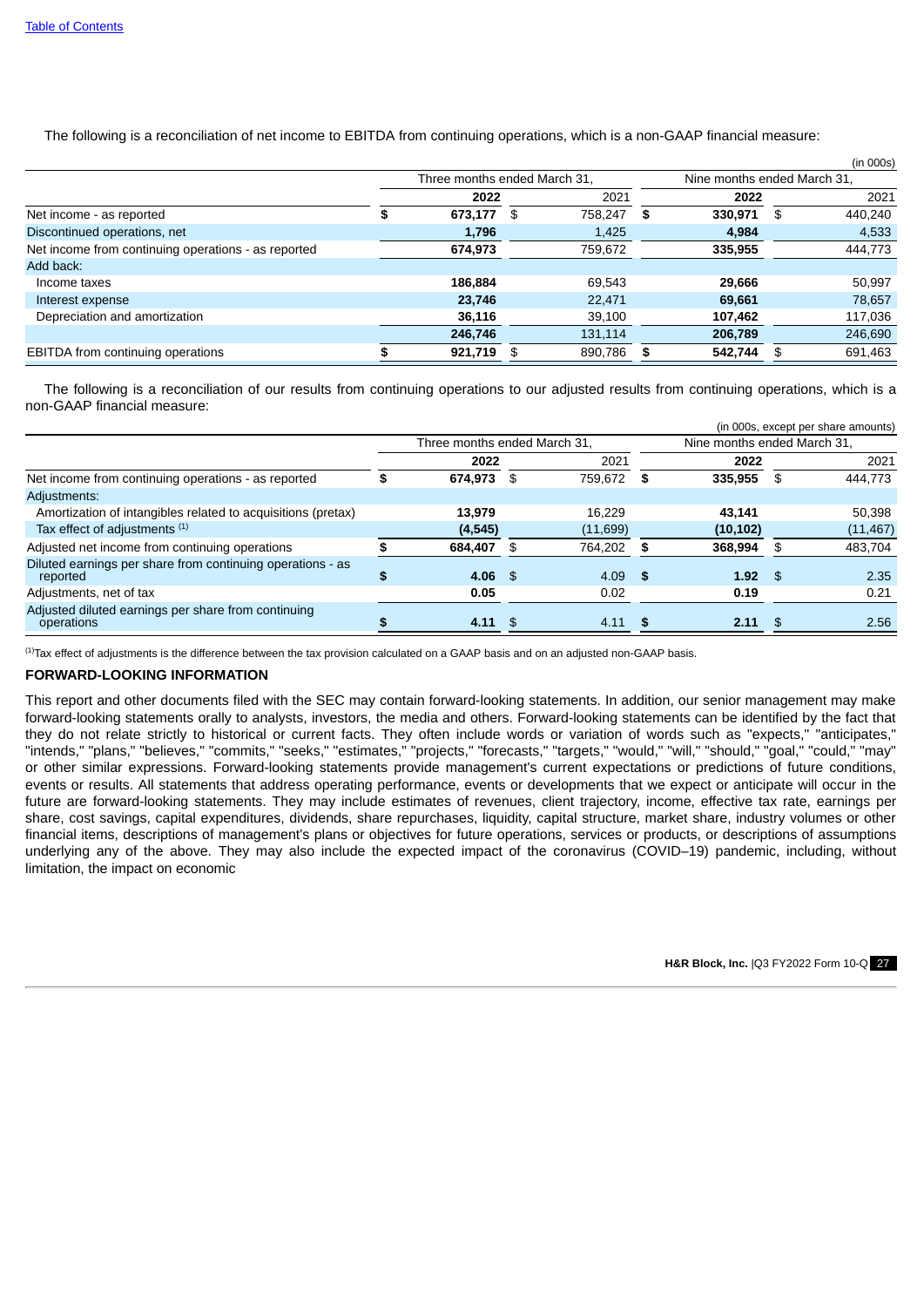The following is a reconciliation of net income to EBITDA from continuing operations, which is a non-GAAP financial measure:

(in 000s)

| | Three months ended March 31, | | Nine months ended March 31, | |
|---|---|---|---|---|
| | **2022** | 2021 | **2022** | 2021 |
| Net income - as reported | **$ 673,177** | $ 758,247 | **$ 330,971** | $ 440,240 |
| Discontinued operations, net | **1,796** | 1,425 | **4,984** | 4,533 |
| Net income from continuing operations - as reported | **674,973** | 759,672 | **335,955** | 444,773 |
| Add back: | | | | |
| Income taxes | **186,884** | 69,543 | **29,666** | 50,997 |
| Interest expense | **23,746** | 22,471 | **69,661** | 78,657 |
| Depreciation and amortization | **36,116** | 39,100 | **107,462** | 117,036 |
| | **246,746** | 131,114 | **206,789** | 246,690 |
| EBITDA from continuing operations | **$ 921,719** | $ 890,786 | **$ 542,744** | $ 691,463 |

The following is a reconciliation of our results from continuing operations to our adjusted results from continuing operations, which is a non-GAAP financial measure:

(in 000s, except per share amounts)

| | Three months ended March 31, | | Nine months ended March 31, | |
|---|---|---|---|---|
| | **2022** | 2021 | **2022** | 2021 |
| Net income from continuing operations - as reported | **$ 674,973** | $ 759,672 | **$ 335,955** | $ 444,773 |
| Adjustments: | | | | |
| Amortization of intangibles related to acquisitions (pretax) | **13,979** | 16,229 | **43,141** | 50,398 |
| Tax effect of adjustments [(1)] | **(4,545)** | (11,699) | **(10,102)** | (11,467) |
| Adjusted net income from continuing operations | **$ 684,407** | $ 764,202 | **$ 368,994** | $ 483,704 |
| Diluted earnings per share from continuing operations - as reported | **$ 4.06** | $ 4.09 | **$ 1.92** | $ 2.35 |
| Adjustments, net of tax | **0.05** | 0.02 | **0.19** | 0.21 |
| Adjusted diluted earnings per share from continuing operations | **$ 4.11** | $ 4.11 | **$ 2.11** | $ 2.56 |

[(1)]Tax effect of adjustments is the difference between the tax provision calculated on a GAAP basis and on an adjusted non-GAAP basis.

## FORWARD-LOOKING INFORMATION

This report and other documents filed with the SEC may contain forward-looking statements. In addition, our senior management may make forward-looking statements orally to analysts, investors, the media and others. Forward-looking statements can be identified by the fact that they do not relate strictly to historical or current facts. They often include words or variation of words such as "expects," "anticipates," "intends," "plans," "believes," "commits," "seeks," "estimates," "projects," "forecasts," "targets," "would," "will," "should," "goal," "could," "may" or other similar expressions. Forward-looking statements provide management's current expectations or predictions of future conditions, events or results. All statements that address operating performance, events or developments that we expect or anticipate will occur in the future are forward-looking statements. They may include estimates of revenues, client trajectory, income, effective tax rate, earnings per share, cost savings, capital expenditures, dividends, share repurchases, liquidity, capital structure, market share, industry volumes or other financial items, descriptions of management's plans or objectives for future operations, services or products, or descriptions of assumptions underlying any of the above. They may also include the expected impact of the coronavirus (COVID–19) pandemic, including, without limitation, the impact on economic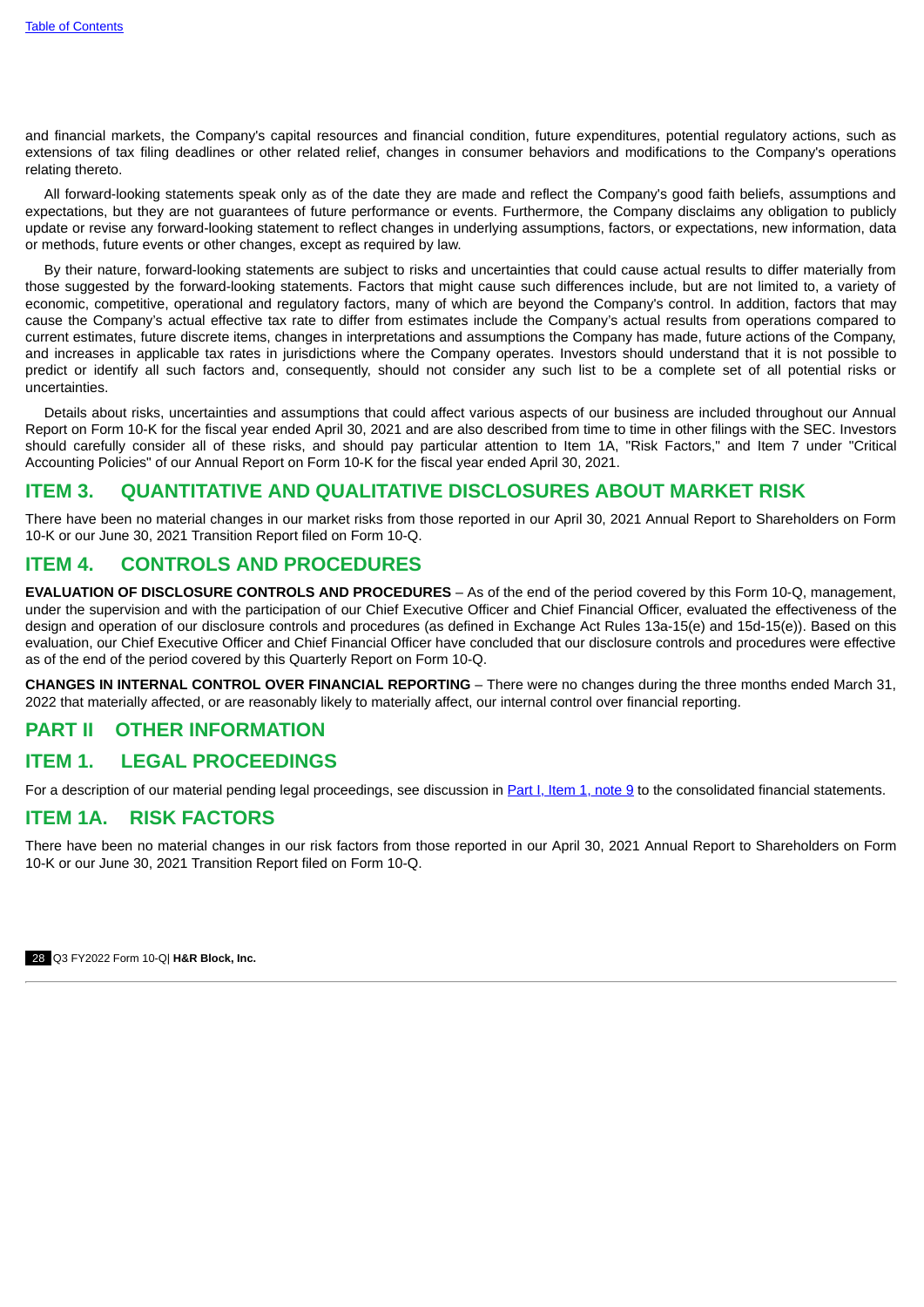and financial markets, the Company's capital resources and financial condition, future expenditures, potential regulatory actions, such as extensions of tax filing deadlines or other related relief, changes in consumer behaviors and modifications to the Company's operations relating thereto.

All forward-looking statements speak only as of the date they are made and reflect the Company's good faith beliefs, assumptions and expectations, but they are not guarantees of future performance or events. Furthermore, the Company disclaims any obligation to publicly update or revise any forward-looking statement to reflect changes in underlying assumptions, factors, or expectations, new information, data or methods, future events or other changes, except as required by law.

By their nature, forward-looking statements are subject to risks and uncertainties that could cause actual results to differ materially from those suggested by the forward-looking statements. Factors that might cause such differences include, but are not limited to, a variety of economic, competitive, operational and regulatory factors, many of which are beyond the Company's control. In addition, factors that may cause the Company's actual effective tax rate to differ from estimates include the Company's actual results from operations compared to current estimates, future discrete items, changes in interpretations and assumptions the Company has made, future actions of the Company, and increases in applicable tax rates in jurisdictions where the Company operates. Investors should understand that it is not possible to predict or identify all such factors and, consequently, should not consider any such list to be a complete set of all potential risks or uncertainties.

Details about risks, uncertainties and assumptions that could affect various aspects of our business are included throughout our Annual Report on Form 10-K for the fiscal year ended April 30, 2021 and are also described from time to time in other filings with the SEC. Investors should carefully consider all of these risks, and should pay particular attention to Item 1A, "Risk Factors," and Item 7 under "Critical Accounting Policies" of our Annual Report on Form 10-K for the fiscal year ended April 30, 2021.

## ITEM 3. QUANTITATIVE AND QUALITATIVE DISCLOSURES ABOUT MARKET RISK

There have been no material changes in our market risks from those reported in our April 30, 2021 Annual Report to Shareholders on Form 10-K or our June 30, 2021 Transition Report filed on Form 10-Q.

## ITEM 4. CONTROLS AND PROCEDURES

**EVALUATION OF DISCLOSURE CONTROLS AND PROCEDURES** – As of the end of the period covered by this Form 10-Q, management, under the supervision and with the participation of our Chief Executive Officer and Chief Financial Officer, evaluated the effectiveness of the design and operation of our disclosure controls and procedures (as defined in Exchange Act Rules 13a-15(e) and 15d-15(e)). Based on this evaluation, our Chief Executive Officer and Chief Financial Officer have concluded that our disclosure controls and procedures were effective as of the end of the period covered by this Quarterly Report on Form 10-Q.

**CHANGES IN INTERNAL CONTROL OVER FINANCIAL REPORTING** – There were no changes during the three months ended March 31, 2022 that materially affected, or are reasonably likely to materially affect, our internal control over financial reporting.

# PART II OTHER INFORMATION

## ITEM 1. LEGAL PROCEEDINGS

For a description of our material pending legal proceedings, see discussion in Part I, Item 1, note 9 to the consolidated financial statements.

## ITEM 1A. RISK FACTORS

There have been no material changes in our risk factors from those reported in our April 30, 2021 Annual Report to Shareholders on Form 10-K or our June 30, 2021 Transition Report filed on Form 10-Q.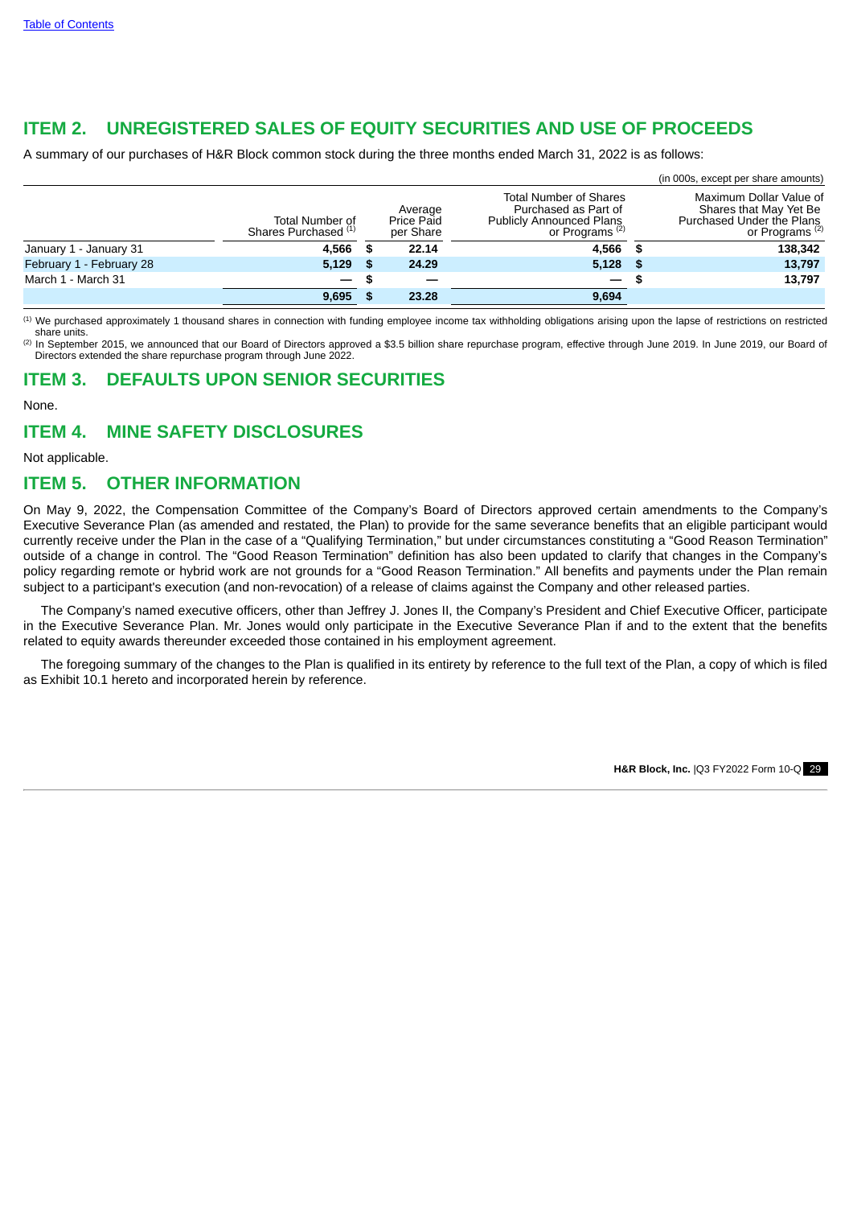## ITEM 2. UNREGISTERED SALES OF EQUITY SECURITIES AND USE OF PROCEEDS

A summary of our purchases of H&R Block common stock during the three months ended March 31, 2022 is as follows:

(in 000s, except per share amounts)

| | Total Number of Shares Purchased [(1)] | Average Price Paid per Share | Total Number of Shares Purchased as Part of Publicly Announced Plans or Programs [(2)] | Maximum Dollar Value of Shares that May Yet Be Purchased Under the Plans or Programs [(2)] |
|---|---|---|---|---|
| January 1 - January 31 | **4,566** | **$ 22.14** | **4,566** | **$ 138,342** |
| February 1 - February 28 | **5,129** | **$ 24.29** | **5,128** | **$ 13,797** |
| March 1 - March 31 | **—** | **$ —** | **—** | **$ 13,797** |
| | **9,695** | **$ 23.28** | **9,694** | |

[(1)] We purchased approximately 1 thousand shares in connection with funding employee income tax withholding obligations arising upon the lapse of restrictions on restricted share units.

[(2)] In September 2015, we announced that our Board of Directors approved a $3.5 billion share repurchase program, effective through June 2019. In June 2019, our Board of Directors extended the share repurchase program through June 2022.

## ITEM 3. DEFAULTS UPON SENIOR SECURITIES

None.

## ITEM 4. MINE SAFETY DISCLOSURES

Not applicable.

## ITEM 5. OTHER INFORMATION

On May 9, 2022, the Compensation Committee of the Company's Board of Directors approved certain amendments to the Company's Executive Severance Plan (as amended and restated, the Plan) to provide for the same severance benefits that an eligible participant would currently receive under the Plan in the case of a "Qualifying Termination," but under circumstances constituting a "Good Reason Termination" outside of a change in control. The "Good Reason Termination" definition has also been updated to clarify that changes in the Company's policy regarding remote or hybrid work are not grounds for a "Good Reason Termination." All benefits and payments under the Plan remain subject to a participant's execution (and non-revocation) of a release of claims against the Company and other released parties.

The Company's named executive officers, other than Jeffrey J. Jones II, the Company's President and Chief Executive Officer, participate in the Executive Severance Plan. Mr. Jones would only participate in the Executive Severance Plan if and to the extent that the benefits related to equity awards thereunder exceeded those contained in his employment agreement.

The foregoing summary of the changes to the Plan is qualified in its entirety by reference to the full text of the Plan, a copy of which is filed as Exhibit 10.1 hereto and incorporated herein by reference.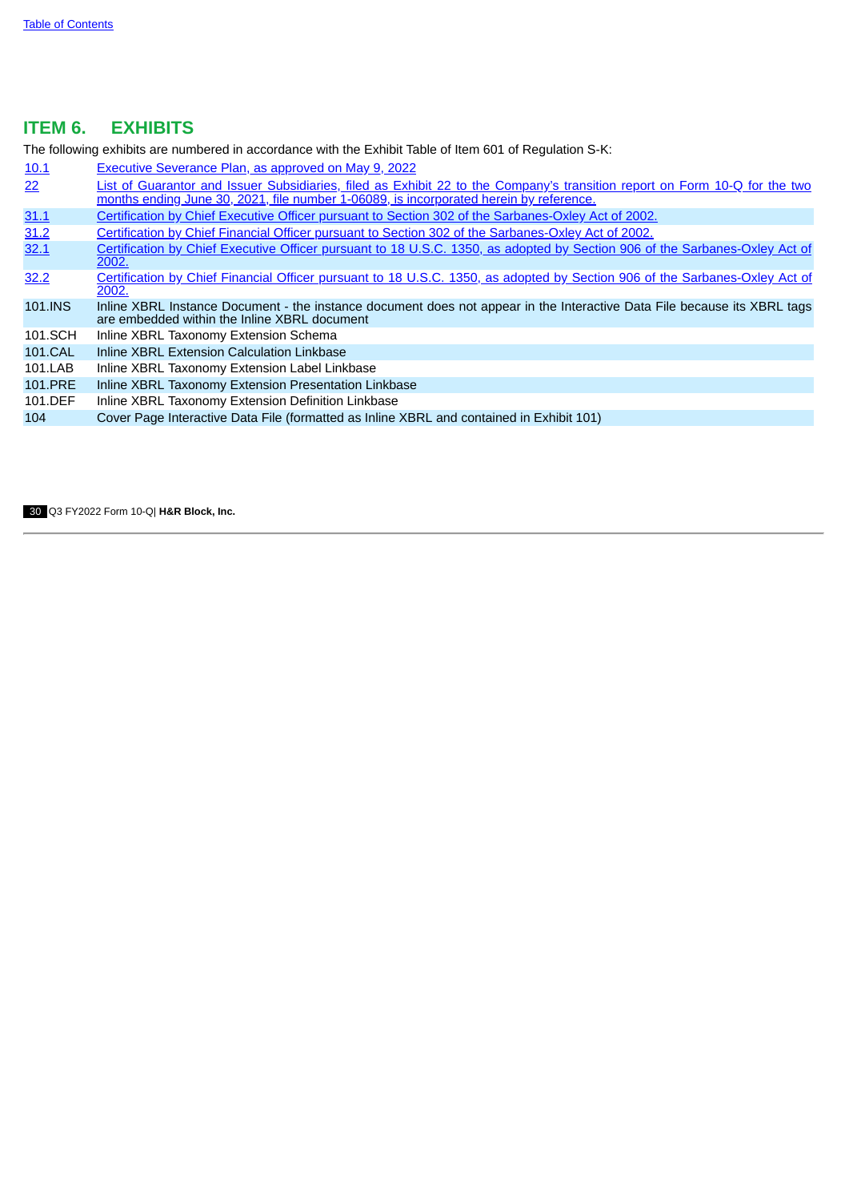## ITEM 6. EXHIBITS

The following exhibits are numbered in accordance with the Exhibit Table of Item 601 of Regulation S-K:

| | |
|---|---|
| 10.1 | Executive Severance Plan, as approved on May 9, 2022 |
| 22 | List of Guarantor and Issuer Subsidiaries, filed as Exhibit 22 to the Company's transition report on Form 10-Q for the two months ending June 30, 2021, file number 1-06089, is incorporated herein by reference. |
| 31.1 | Certification by Chief Executive Officer pursuant to Section 302 of the Sarbanes-Oxley Act of 2002. |
| 31.2 | Certification by Chief Financial Officer pursuant to Section 302 of the Sarbanes-Oxley Act of 2002. |
| 32.1 | Certification by Chief Executive Officer pursuant to 18 U.S.C. 1350, as adopted by Section 906 of the Sarbanes-Oxley Act of 2002. |
| 32.2 | Certification by Chief Financial Officer pursuant to 18 U.S.C. 1350, as adopted by Section 906 of the Sarbanes-Oxley Act of 2002. |
| 101.INS | Inline XBRL Instance Document - the instance document does not appear in the Interactive Data File because its XBRL tags are embedded within the Inline XBRL document |
| 101.SCH | Inline XBRL Taxonomy Extension Schema |
| 101.CAL | Inline XBRL Extension Calculation Linkbase |
| 101.LAB | Inline XBRL Taxonomy Extension Label Linkbase |
| 101.PRE | Inline XBRL Taxonomy Extension Presentation Linkbase |
| 101.DEF | Inline XBRL Taxonomy Extension Definition Linkbase |
| 104 | Cover Page Interactive Data File (formatted as Inline XBRL and contained in Exhibit 101) |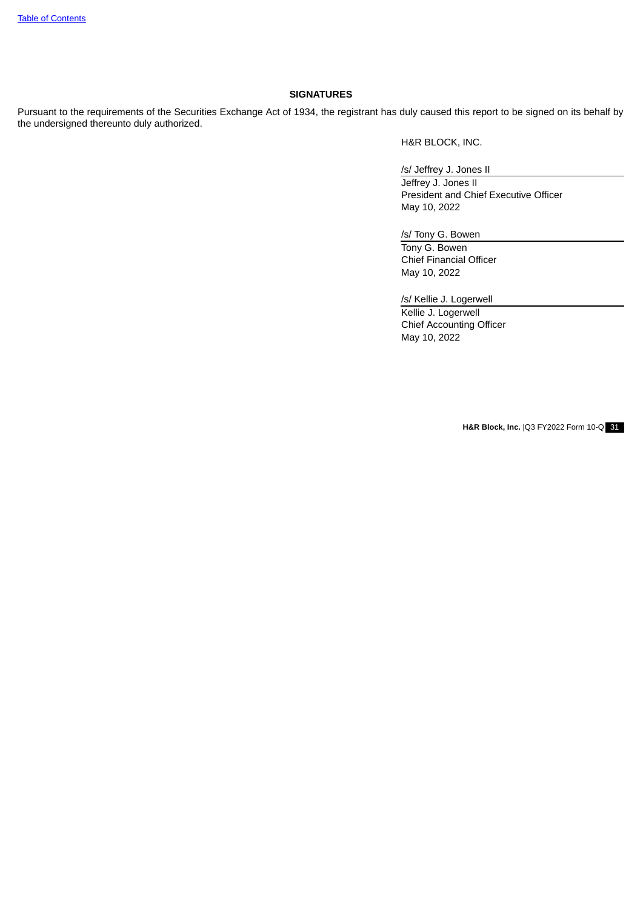## SIGNATURES

Pursuant to the requirements of the Securities Exchange Act of 1934, the registrant has duly caused this report to be signed on its behalf by the undersigned thereunto duly authorized.

H&R BLOCK, INC.

/s/ Jeffrey J. Jones II

Jeffrey J. Jones II
President and Chief Executive Officer
May 10, 2022

/s/ Tony G. Bowen

Tony G. Bowen
Chief Financial Officer
May 10, 2022

/s/ Kellie J. Logerwell

Kellie J. Logerwell
Chief Accounting Officer
May 10, 2022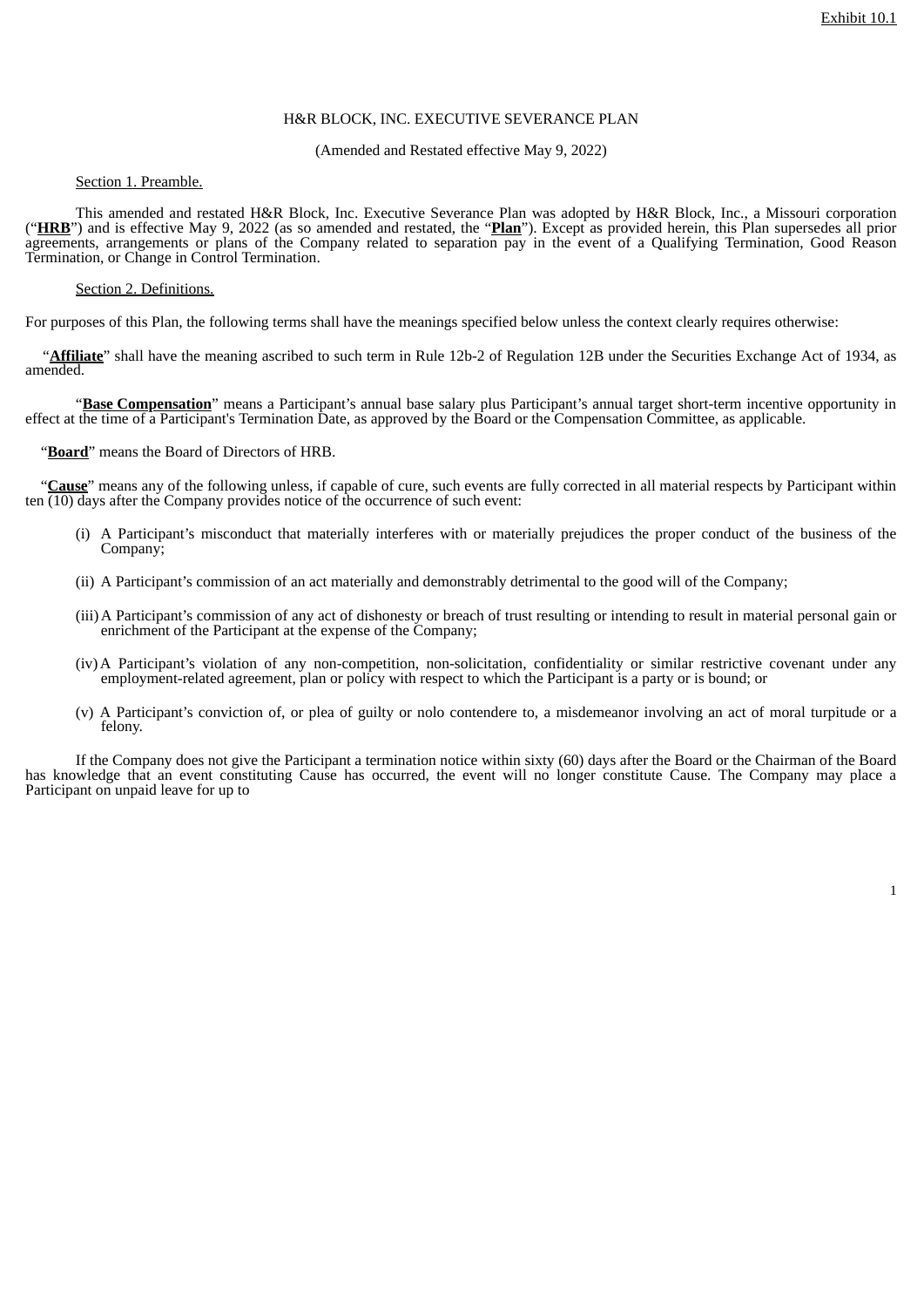Exhibit 10.1

# H&R BLOCK, INC. EXECUTIVE SEVERANCE PLAN

(Amended and Restated effective May 9, 2022)

Section 1. Preamble.

This amended and restated H&R Block, Inc. Executive Severance Plan was adopted by H&R Block, Inc., a Missouri corporation ("**HRB**") and is effective May 9, 2022 (as so amended and restated, the "**Plan**"). Except as provided herein, this Plan supersedes all prior agreements, arrangements or plans of the Company related to separation pay in the event of a Qualifying Termination, Good Reason Termination, or Change in Control Termination.

Section 2. Definitions.

For purposes of this Plan, the following terms shall have the meanings specified below unless the context clearly requires otherwise:

"**Affiliate**" shall have the meaning ascribed to such term in Rule 12b-2 of Regulation 12B under the Securities Exchange Act of 1934, as amended.

"**Base Compensation**" means a Participant's annual base salary plus Participant's annual target short-term incentive opportunity in effect at the time of a Participant's Termination Date, as approved by the Board or the Compensation Committee, as applicable.

"**Board**" means the Board of Directors of HRB.

"**Cause**" means any of the following unless, if capable of cure, such events are fully corrected in all material respects by Participant within ten (10) days after the Company provides notice of the occurrence of such event:

(i) A Participant's misconduct that materially interferes with or materially prejudices the proper conduct of the business of the Company;

(ii) A Participant's commission of an act materially and demonstrably detrimental to the good will of the Company;

(iii) A Participant's commission of any act of dishonesty or breach of trust resulting or intending to result in material personal gain or enrichment of the Participant at the expense of the Company;

(iv) A Participant's violation of any non-competition, non-solicitation, confidentiality or similar restrictive covenant under any employment-related agreement, plan or policy with respect to which the Participant is a party or is bound; or

(v) A Participant's conviction of, or plea of guilty or nolo contendere to, a misdemeanor involving an act of moral turpitude or a felony.

If the Company does not give the Participant a termination notice within sixty (60) days after the Board or the Chairman of the Board has knowledge that an event constituting Cause has occurred, the event will no longer constitute Cause. The Company may place a Participant on unpaid leave for up to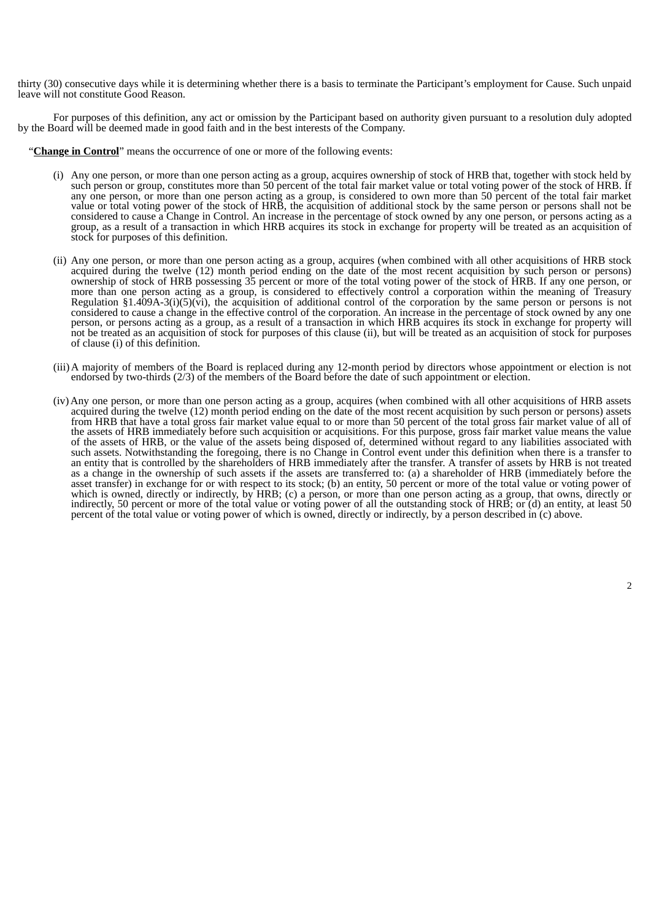thirty (30) consecutive days while it is determining whether there is a basis to terminate the Participant's employment for Cause. Such unpaid leave will not constitute Good Reason.

For purposes of this definition, any act or omission by the Participant based on authority given pursuant to a resolution duly adopted by the Board will be deemed made in good faith and in the best interests of the Company.

"**Change in Control**" means the occurrence of one or more of the following events:

(i) Any one person, or more than one person acting as a group, acquires ownership of stock of HRB that, together with stock held by such person or group, constitutes more than 50 percent of the total fair market value or total voting power of the stock of HRB. If any one person, or more than one person acting as a group, is considered to own more than 50 percent of the total fair market value or total voting power of the stock of HRB, the acquisition of additional stock by the same person or persons shall not be considered to cause a Change in Control. An increase in the percentage of stock owned by any one person, or persons acting as a group, as a result of a transaction in which HRB acquires its stock in exchange for property will be treated as an acquisition of stock for purposes of this definition.

(ii) Any one person, or more than one person acting as a group, acquires (when combined with all other acquisitions of HRB stock acquired during the twelve (12) month period ending on the date of the most recent acquisition by such person or persons) ownership of stock of HRB possessing 35 percent or more of the total voting power of the stock of HRB. If any one person, or more than one person acting as a group, is considered to effectively control a corporation within the meaning of Treasury Regulation §1.409A-3(i)(5)(vi), the acquisition of additional control of the corporation by the same person or persons is not considered to cause a change in the effective control of the corporation. An increase in the percentage of stock owned by any one person, or persons acting as a group, as a result of a transaction in which HRB acquires its stock in exchange for property will not be treated as an acquisition of stock for purposes of this clause (ii), but will be treated as an acquisition of stock for purposes of clause (i) of this definition.

(iii) A majority of members of the Board is replaced during any 12-month period by directors whose appointment or election is not endorsed by two-thirds (2/3) of the members of the Board before the date of such appointment or election.

(iv) Any one person, or more than one person acting as a group, acquires (when combined with all other acquisitions of HRB assets acquired during the twelve (12) month period ending on the date of the most recent acquisition by such person or persons) assets from HRB that have a total gross fair market value equal to or more than 50 percent of the total gross fair market value of all of the assets of HRB immediately before such acquisition or acquisitions. For this purpose, gross fair market value means the value of the assets of HRB, or the value of the assets being disposed of, determined without regard to any liabilities associated with such assets. Notwithstanding the foregoing, there is no Change in Control event under this definition when there is a transfer to an entity that is controlled by the shareholders of HRB immediately after the transfer. A transfer of assets by HRB is not treated as a change in the ownership of such assets if the assets are transferred to: (a) a shareholder of HRB (immediately before the asset transfer) in exchange for or with respect to its stock; (b) an entity, 50 percent or more of the total value or voting power of which is owned, directly or indirectly, by HRB; (c) a person, or more than one person acting as a group, that owns, directly or indirectly, 50 percent or more of the total value or voting power of all the outstanding stock of HRB; or (d) an entity, at least 50 percent of the total value or voting power of which is owned, directly or indirectly, by a person described in (c) above.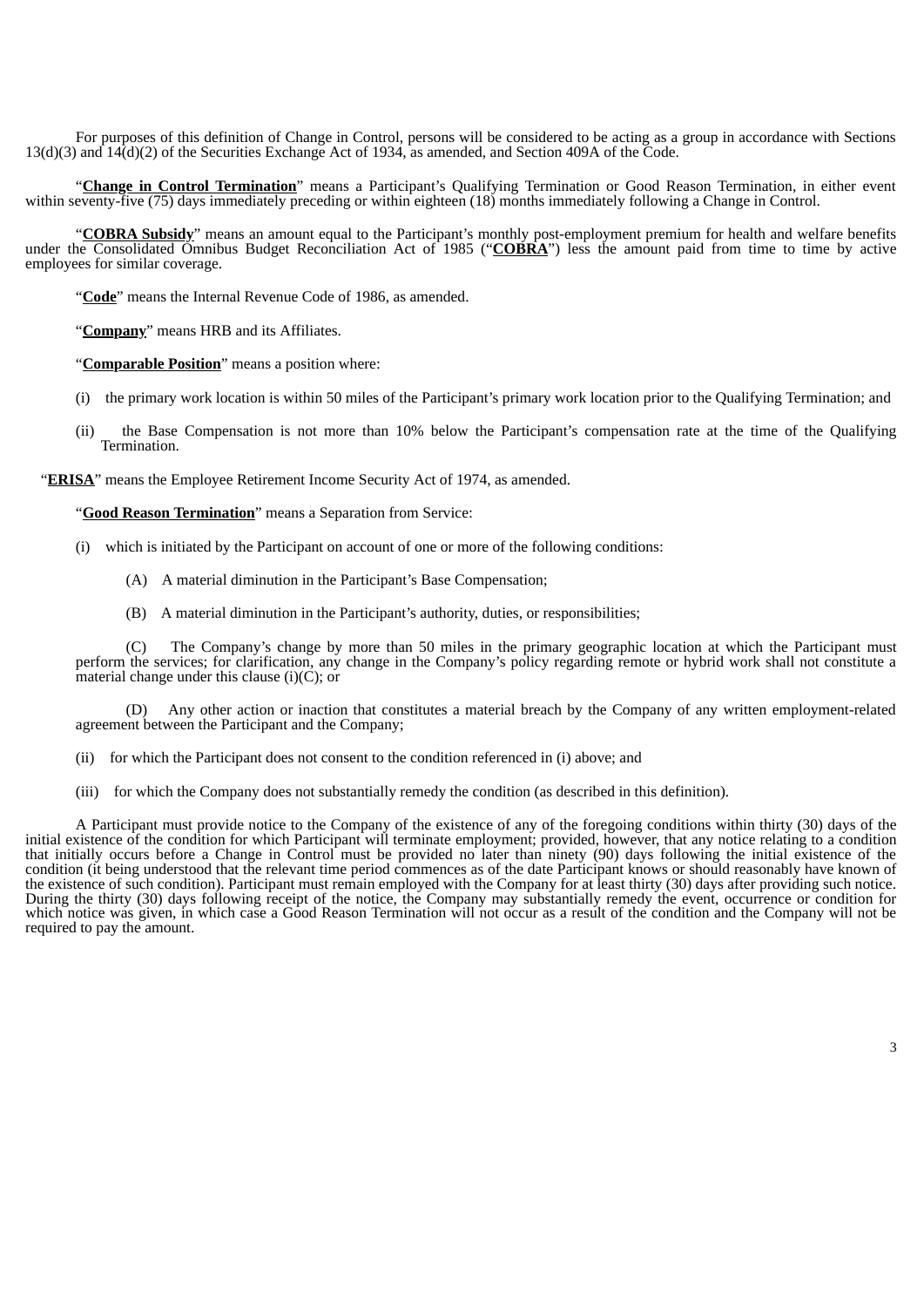For purposes of this definition of Change in Control, persons will be considered to be acting as a group in accordance with Sections 13(d)(3) and 14(d)(2) of the Securities Exchange Act of 1934, as amended, and Section 409A of the Code.

“**Change in Control Termination**” means a Participant’s Qualifying Termination or Good Reason Termination, in either event within seventy-five (75) days immediately preceding or within eighteen (18) months immediately following a Change in Control.

“**COBRA Subsidy**” means an amount equal to the Participant’s monthly post-employment premium for health and welfare benefits under the Consolidated Omnibus Budget Reconciliation Act of 1985 (“**COBRA**”) less the amount paid from time to time by active employees for similar coverage.

“**Code**” means the Internal Revenue Code of 1986, as amended.

“**Company**” means HRB and its Affiliates.

“**Comparable Position**” means a position where:

(i) the primary work location is within 50 miles of the Participant’s primary work location prior to the Qualifying Termination; and

(ii) the Base Compensation is not more than 10% below the Participant’s compensation rate at the time of the Qualifying Termination.

“**ERISA**” means the Employee Retirement Income Security Act of 1974, as amended.

“**Good Reason Termination**” means a Separation from Service:

(i) which is initiated by the Participant on account of one or more of the following conditions:

(A) A material diminution in the Participant’s Base Compensation;

(B) A material diminution in the Participant’s authority, duties, or responsibilities;

(C) The Company’s change by more than 50 miles in the primary geographic location at which the Participant must perform the services; for clarification, any change in the Company’s policy regarding remote or hybrid work shall not constitute a material change under this clause (i)(C); or

(D) Any other action or inaction that constitutes a material breach by the Company of any written employment-related agreement between the Participant and the Company;

(ii) for which the Participant does not consent to the condition referenced in (i) above; and

(iii) for which the Company does not substantially remedy the condition (as described in this definition).

A Participant must provide notice to the Company of the existence of any of the foregoing conditions within thirty (30) days of the initial existence of the condition for which Participant will terminate employment; provided, however, that any notice relating to a condition that initially occurs before a Change in Control must be provided no later than ninety (90) days following the initial existence of the condition (it being understood that the relevant time period commences as of the date Participant knows or should reasonably have known of the existence of such condition). Participant must remain employed with the Company for at least thirty (30) days after providing such notice. During the thirty (30) days following receipt of the notice, the Company may substantially remedy the event, occurrence or condition for which notice was given, in which case a Good Reason Termination will not occur as a result of the condition and the Company will not be required to pay the amount.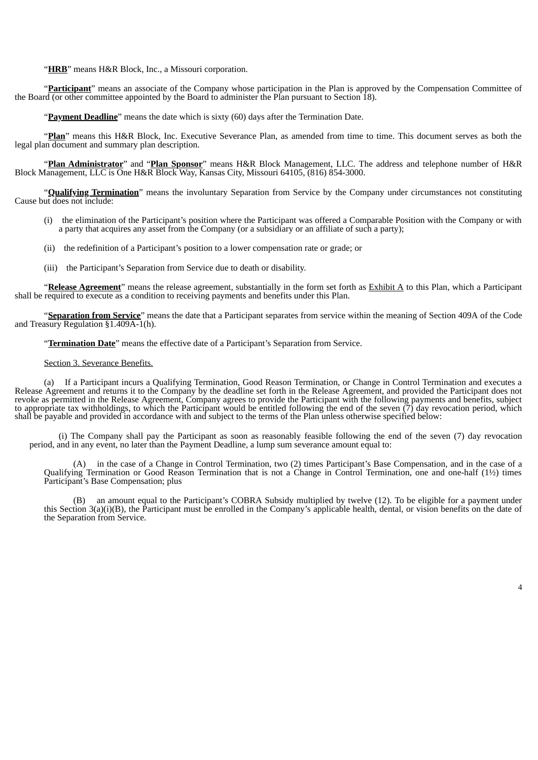"**HRB**" means H&R Block, Inc., a Missouri corporation.

"**Participant**" means an associate of the Company whose participation in the Plan is approved by the Compensation Committee of the Board (or other committee appointed by the Board to administer the Plan pursuant to Section 18).

"**Payment Deadline**" means the date which is sixty (60) days after the Termination Date.

"**Plan**" means this H&R Block, Inc. Executive Severance Plan, as amended from time to time. This document serves as both the legal plan document and summary plan description.

"**Plan Administrator**" and "**Plan Sponsor**" means H&R Block Management, LLC. The address and telephone number of H&R Block Management, LLC is One H&R Block Way, Kansas City, Missouri 64105, (816) 854-3000.

"**Qualifying Termination**" means the involuntary Separation from Service by the Company under circumstances not constituting Cause but does not include:

(i) the elimination of the Participant's position where the Participant was offered a Comparable Position with the Company or with a party that acquires any asset from the Company (or a subsidiary or an affiliate of such a party);

(ii) the redefinition of a Participant's position to a lower compensation rate or grade; or

(iii) the Participant's Separation from Service due to death or disability.

"**Release Agreement**" means the release agreement, substantially in the form set forth as Exhibit A to this Plan, which a Participant shall be required to execute as a condition to receiving payments and benefits under this Plan.

"**Separation from Service**" means the date that a Participant separates from service within the meaning of Section 409A of the Code and Treasury Regulation §1.409A-1(h).

"**Termination Date**" means the effective date of a Participant's Separation from Service.

Section 3. Severance Benefits.

(a) If a Participant incurs a Qualifying Termination, Good Reason Termination, or Change in Control Termination and executes a Release Agreement and returns it to the Company by the deadline set forth in the Release Agreement, and provided the Participant does not revoke as permitted in the Release Agreement, Company agrees to provide the Participant with the following payments and benefits, subject to appropriate tax withholdings, to which the Participant would be entitled following the end of the seven (7) day revocation period, which shall be payable and provided in accordance with and subject to the terms of the Plan unless otherwise specified below:

(i) The Company shall pay the Participant as soon as reasonably feasible following the end of the seven (7) day revocation period, and in any event, no later than the Payment Deadline, a lump sum severance amount equal to:

(A) in the case of a Change in Control Termination, two (2) times Participant's Base Compensation, and in the case of a Qualifying Termination or Good Reason Termination that is not a Change in Control Termination, one and one-half (1½) times Participant's Base Compensation; plus

(B) an amount equal to the Participant's COBRA Subsidy multiplied by twelve (12). To be eligible for a payment under this Section 3(a)(i)(B), the Participant must be enrolled in the Company's applicable health, dental, or vision benefits on the date of the Separation from Service.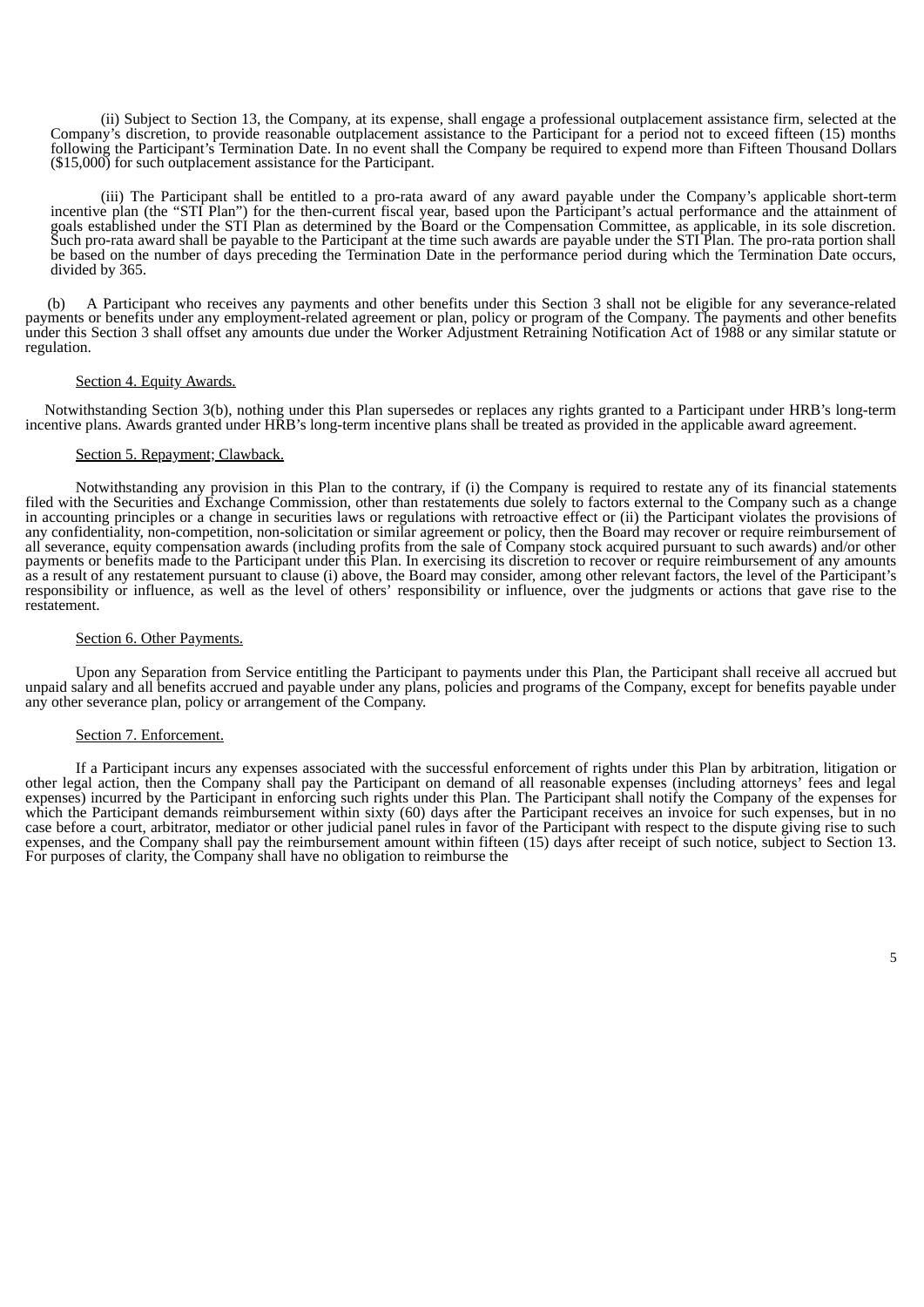(ii) Subject to Section 13, the Company, at its expense, shall engage a professional outplacement assistance firm, selected at the Company's discretion, to provide reasonable outplacement assistance to the Participant for a period not to exceed fifteen (15) months following the Participant's Termination Date. In no event shall the Company be required to expend more than Fifteen Thousand Dollars ($15,000) for such outplacement assistance for the Participant.

(iii) The Participant shall be entitled to a pro-rata award of any award payable under the Company's applicable short-term incentive plan (the "STI Plan") for the then-current fiscal year, based upon the Participant's actual performance and the attainment of goals established under the STI Plan as determined by the Board or the Compensation Committee, as applicable, in its sole discretion. Such pro-rata award shall be payable to the Participant at the time such awards are payable under the STI Plan. The pro-rata portion shall be based on the number of days preceding the Termination Date in the performance period during which the Termination Date occurs, divided by 365.

(b) A Participant who receives any payments and other benefits under this Section 3 shall not be eligible for any severance-related payments or benefits under any employment-related agreement or plan, policy or program of the Company. The payments and other benefits under this Section 3 shall offset any amounts due under the Worker Adjustment Retraining Notification Act of 1988 or any similar statute or regulation.

Section 4. Equity Awards.

Notwithstanding Section 3(b), nothing under this Plan supersedes or replaces any rights granted to a Participant under HRB's long-term incentive plans. Awards granted under HRB's long-term incentive plans shall be treated as provided in the applicable award agreement.

Section 5. Repayment; Clawback.

Notwithstanding any provision in this Plan to the contrary, if (i) the Company is required to restate any of its financial statements filed with the Securities and Exchange Commission, other than restatements due solely to factors external to the Company such as a change in accounting principles or a change in securities laws or regulations with retroactive effect or (ii) the Participant violates the provisions of any confidentiality, non-competition, non-solicitation or similar agreement or policy, then the Board may recover or require reimbursement of all severance, equity compensation awards (including profits from the sale of Company stock acquired pursuant to such awards) and/or other payments or benefits made to the Participant under this Plan. In exercising its discretion to recover or require reimbursement of any amounts as a result of any restatement pursuant to clause (i) above, the Board may consider, among other relevant factors, the level of the Participant's responsibility or influence, as well as the level of others' responsibility or influence, over the judgments or actions that gave rise to the restatement.

Section 6. Other Payments.

Upon any Separation from Service entitling the Participant to payments under this Plan, the Participant shall receive all accrued but unpaid salary and all benefits accrued and payable under any plans, policies and programs of the Company, except for benefits payable under any other severance plan, policy or arrangement of the Company.

Section 7. Enforcement.

If a Participant incurs any expenses associated with the successful enforcement of rights under this Plan by arbitration, litigation or other legal action, then the Company shall pay the Participant on demand of all reasonable expenses (including attorneys' fees and legal expenses) incurred by the Participant in enforcing such rights under this Plan. The Participant shall notify the Company of the expenses for which the Participant demands reimbursement within sixty (60) days after the Participant receives an invoice for such expenses, but in no case before a court, arbitrator, mediator or other judicial panel rules in favor of the Participant with respect to the dispute giving rise to such expenses, and the Company shall pay the reimbursement amount within fifteen (15) days after receipt of such notice, subject to Section 13. For purposes of clarity, the Company shall have no obligation to reimburse the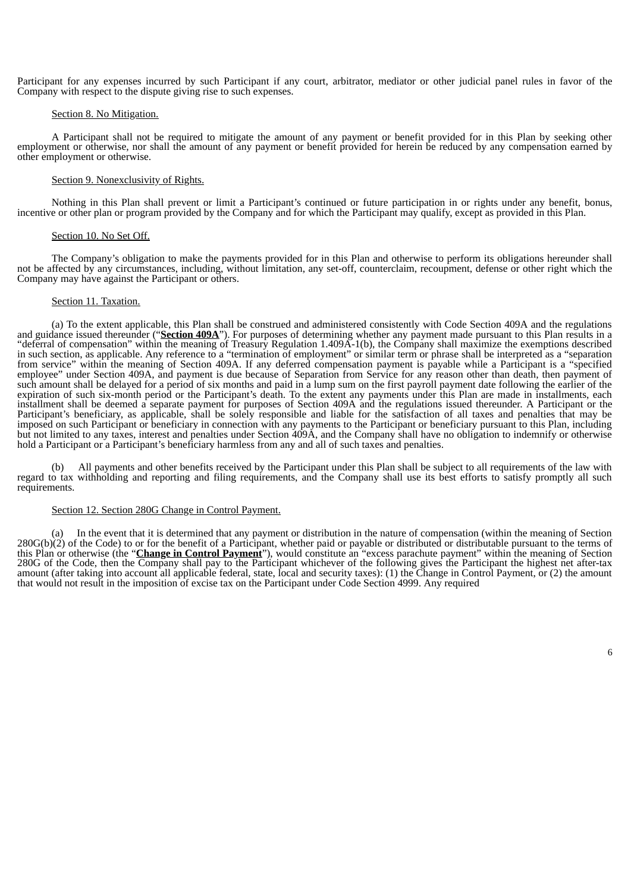Participant for any expenses incurred by such Participant if any court, arbitrator, mediator or other judicial panel rules in favor of the Company with respect to the dispute giving rise to such expenses.

Section 8. No Mitigation.

A Participant shall not be required to mitigate the amount of any payment or benefit provided for in this Plan by seeking other employment or otherwise, nor shall the amount of any payment or benefit provided for herein be reduced by any compensation earned by other employment or otherwise.

Section 9. Nonexclusivity of Rights.

Nothing in this Plan shall prevent or limit a Participant's continued or future participation in or rights under any benefit, bonus, incentive or other plan or program provided by the Company and for which the Participant may qualify, except as provided in this Plan.

Section 10. No Set Off.

The Company's obligation to make the payments provided for in this Plan and otherwise to perform its obligations hereunder shall not be affected by any circumstances, including, without limitation, any set-off, counterclaim, recoupment, defense or other right which the Company may have against the Participant or others.

Section 11. Taxation.

(a) To the extent applicable, this Plan shall be construed and administered consistently with Code Section 409A and the regulations and guidance issued thereunder ("**Section 409A**"). For purposes of determining whether any payment made pursuant to this Plan results in a "deferral of compensation" within the meaning of Treasury Regulation 1.409A-1(b), the Company shall maximize the exemptions described in such section, as applicable. Any reference to a "termination of employment" or similar term or phrase shall be interpreted as a "separation from service" within the meaning of Section 409A. If any deferred compensation payment is payable while a Participant is a "specified employee" under Section 409A, and payment is due because of Separation from Service for any reason other than death, then payment of such amount shall be delayed for a period of six months and paid in a lump sum on the first payroll payment date following the earlier of the expiration of such six-month period or the Participant's death. To the extent any payments under this Plan are made in installments, each installment shall be deemed a separate payment for purposes of Section 409A and the regulations issued thereunder. A Participant or the Participant's beneficiary, as applicable, shall be solely responsible and liable for the satisfaction of all taxes and penalties that may be imposed on such Participant or beneficiary in connection with any payments to the Participant or beneficiary pursuant to this Plan, including but not limited to any taxes, interest and penalties under Section 409A, and the Company shall have no obligation to indemnify or otherwise hold a Participant or a Participant's beneficiary harmless from any and all of such taxes and penalties.

(b) All payments and other benefits received by the Participant under this Plan shall be subject to all requirements of the law with regard to tax withholding and reporting and filing requirements, and the Company shall use its best efforts to satisfy promptly all such requirements.

Section 12. Section 280G Change in Control Payment.

(a) In the event that it is determined that any payment or distribution in the nature of compensation (within the meaning of Section 280G(b)(2) of the Code) to or for the benefit of a Participant, whether paid or payable or distributed or distributable pursuant to the terms of this Plan or otherwise (the "**Change in Control Payment**"), would constitute an "excess parachute payment" within the meaning of Section 280G of the Code, then the Company shall pay to the Participant whichever of the following gives the Participant the highest net after-tax amount (after taking into account all applicable federal, state, local and security taxes): (1) the Change in Control Payment, or (2) the amount that would not result in the imposition of excise tax on the Participant under Code Section 4999. Any required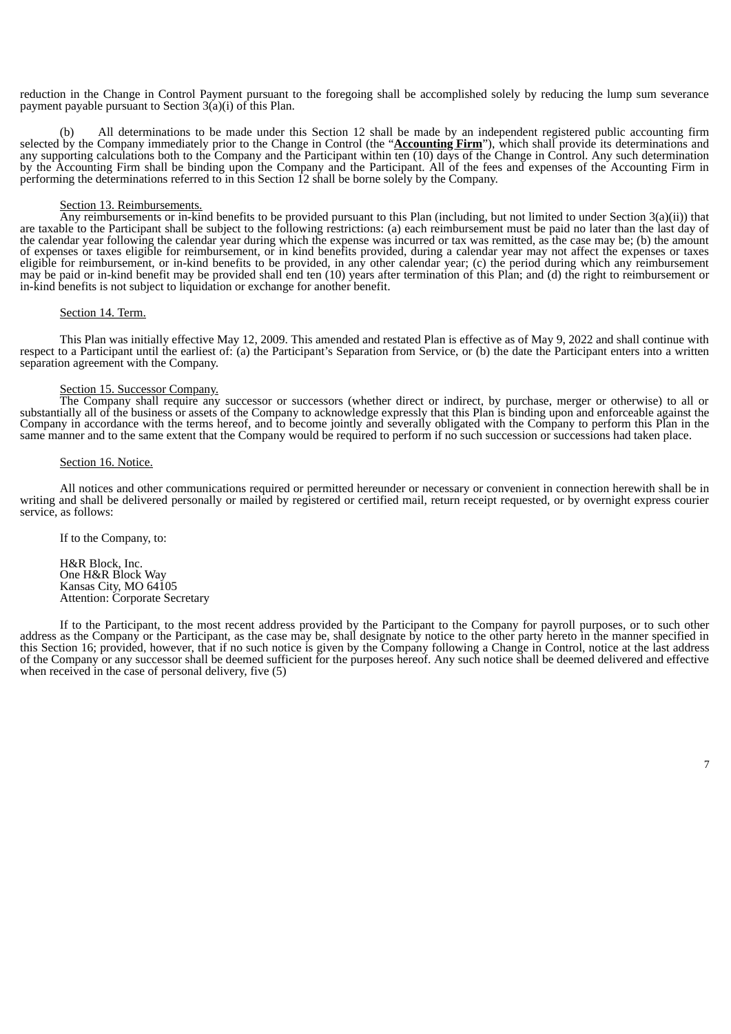reduction in the Change in Control Payment pursuant to the foregoing shall be accomplished solely by reducing the lump sum severance payment payable pursuant to Section 3(a)(i) of this Plan.

(b) All determinations to be made under this Section 12 shall be made by an independent registered public accounting firm selected by the Company immediately prior to the Change in Control (the "**Accounting Firm**"), which shall provide its determinations and any supporting calculations both to the Company and the Participant within ten (10) days of the Change in Control. Any such determination by the Accounting Firm shall be binding upon the Company and the Participant. All of the fees and expenses of the Accounting Firm in performing the determinations referred to in this Section 12 shall be borne solely by the Company.

Section 13. Reimbursements.

Any reimbursements or in-kind benefits to be provided pursuant to this Plan (including, but not limited to under Section 3(a)(ii)) that are taxable to the Participant shall be subject to the following restrictions: (a) each reimbursement must be paid no later than the last day of the calendar year following the calendar year during which the expense was incurred or tax was remitted, as the case may be; (b) the amount of expenses or taxes eligible for reimbursement, or in kind benefits provided, during a calendar year may not affect the expenses or taxes eligible for reimbursement, or in-kind benefits to be provided, in any other calendar year; (c) the period during which any reimbursement may be paid or in-kind benefit may be provided shall end ten (10) years after termination of this Plan; and (d) the right to reimbursement or in-kind benefits is not subject to liquidation or exchange for another benefit.

Section 14. Term.

This Plan was initially effective May 12, 2009. This amended and restated Plan is effective as of May 9, 2022 and shall continue with respect to a Participant until the earliest of: (a) the Participant's Separation from Service, or (b) the date the Participant enters into a written separation agreement with the Company.

Section 15. Successor Company.

The Company shall require any successor or successors (whether direct or indirect, by purchase, merger or otherwise) to all or substantially all of the business or assets of the Company to acknowledge expressly that this Plan is binding upon and enforceable against the Company in accordance with the terms hereof, and to become jointly and severally obligated with the Company to perform this Plan in the same manner and to the same extent that the Company would be required to perform if no such succession or successions had taken place.

Section 16. Notice.

All notices and other communications required or permitted hereunder or necessary or convenient in connection herewith shall be in writing and shall be delivered personally or mailed by registered or certified mail, return receipt requested, or by overnight express courier service, as follows:

If to the Company, to:

H&R Block, Inc.
One H&R Block Way
Kansas City, MO 64105
Attention: Corporate Secretary

If to the Participant, to the most recent address provided by the Participant to the Company for payroll purposes, or to such other address as the Company or the Participant, as the case may be, shall designate by notice to the other party hereto in the manner specified in this Section 16; provided, however, that if no such notice is given by the Company following a Change in Control, notice at the last address of the Company or any successor shall be deemed sufficient for the purposes hereof. Any such notice shall be deemed delivered and effective when received in the case of personal delivery, five (5)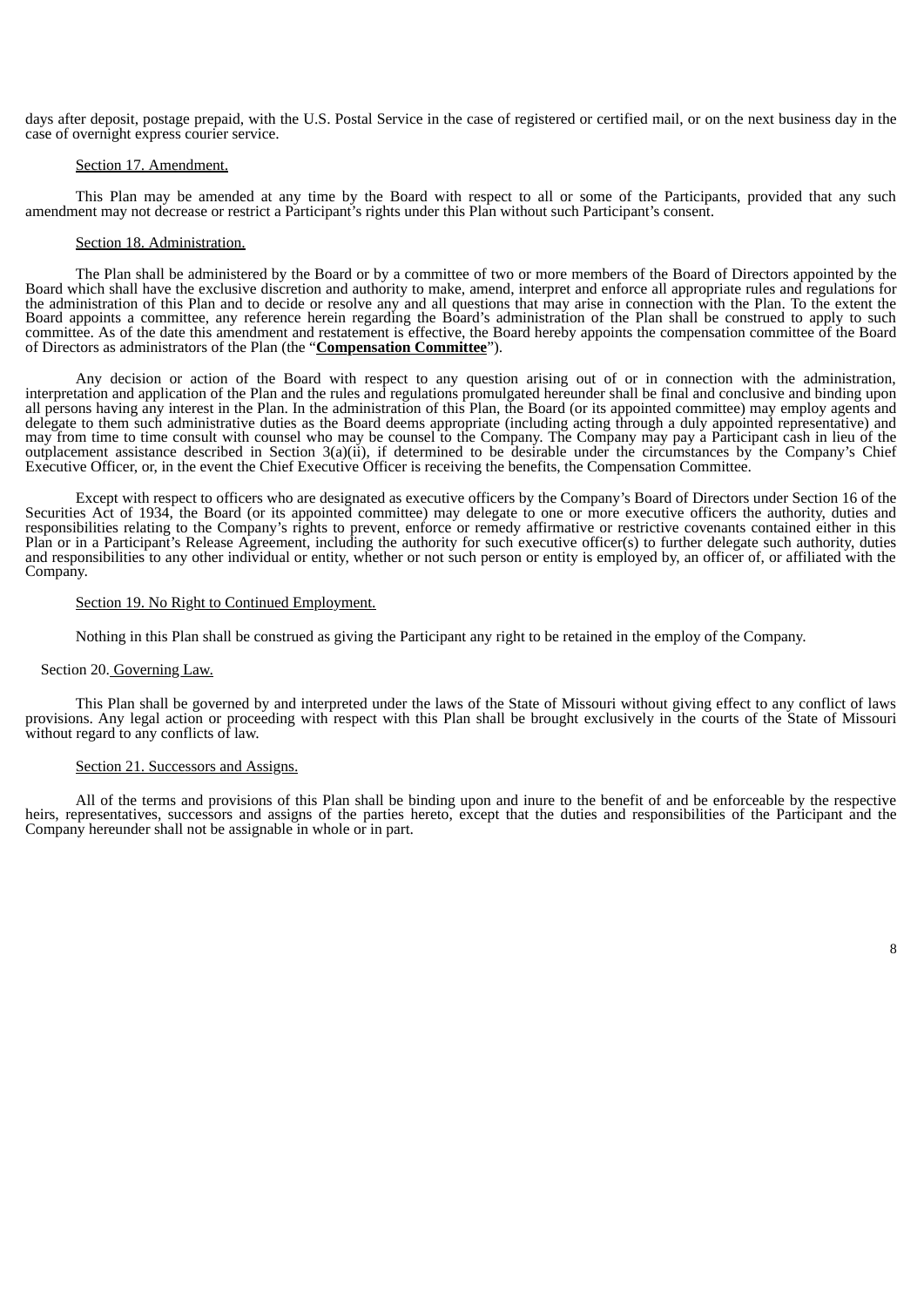days after deposit, postage prepaid, with the U.S. Postal Service in the case of registered or certified mail, or on the next business day in the case of overnight express courier service.

Section 17. Amendment.

This Plan may be amended at any time by the Board with respect to all or some of the Participants, provided that any such amendment may not decrease or restrict a Participant's rights under this Plan without such Participant's consent.

Section 18. Administration.

The Plan shall be administered by the Board or by a committee of two or more members of the Board of Directors appointed by the Board which shall have the exclusive discretion and authority to make, amend, interpret and enforce all appropriate rules and regulations for the administration of this Plan and to decide or resolve any and all questions that may arise in connection with the Plan. To the extent the Board appoints a committee, any reference herein regarding the Board's administration of the Plan shall be construed to apply to such committee. As of the date this amendment and restatement is effective, the Board hereby appoints the compensation committee of the Board of Directors as administrators of the Plan (the "**Compensation Committee**").

Any decision or action of the Board with respect to any question arising out of or in connection with the administration, interpretation and application of the Plan and the rules and regulations promulgated hereunder shall be final and conclusive and binding upon all persons having any interest in the Plan. In the administration of this Plan, the Board (or its appointed committee) may employ agents and delegate to them such administrative duties as the Board deems appropriate (including acting through a duly appointed representative) and may from time to time consult with counsel who may be counsel to the Company. The Company may pay a Participant cash in lieu of the outplacement assistance described in Section 3(a)(ii), if determined to be desirable under the circumstances by the Company's Chief Executive Officer, or, in the event the Chief Executive Officer is receiving the benefits, the Compensation Committee.

Except with respect to officers who are designated as executive officers by the Company's Board of Directors under Section 16 of the Securities Act of 1934, the Board (or its appointed committee) may delegate to one or more executive officers the authority, duties and responsibilities relating to the Company's rights to prevent, enforce or remedy affirmative or restrictive covenants contained either in this Plan or in a Participant's Release Agreement, including the authority for such executive officer(s) to further delegate such authority, duties and responsibilities to any other individual or entity, whether or not such person or entity is employed by, an officer of, or affiliated with the Company.

Section 19. No Right to Continued Employment.

Nothing in this Plan shall be construed as giving the Participant any right to be retained in the employ of the Company.

Section 20. Governing Law.

This Plan shall be governed by and interpreted under the laws of the State of Missouri without giving effect to any conflict of laws provisions. Any legal action or proceeding with respect with this Plan shall be brought exclusively in the courts of the State of Missouri without regard to any conflicts of law.

Section 21. Successors and Assigns.

All of the terms and provisions of this Plan shall be binding upon and inure to the benefit of and be enforceable by the respective heirs, representatives, successors and assigns of the parties hereto, except that the duties and responsibilities of the Participant and the Company hereunder shall not be assignable in whole or in part.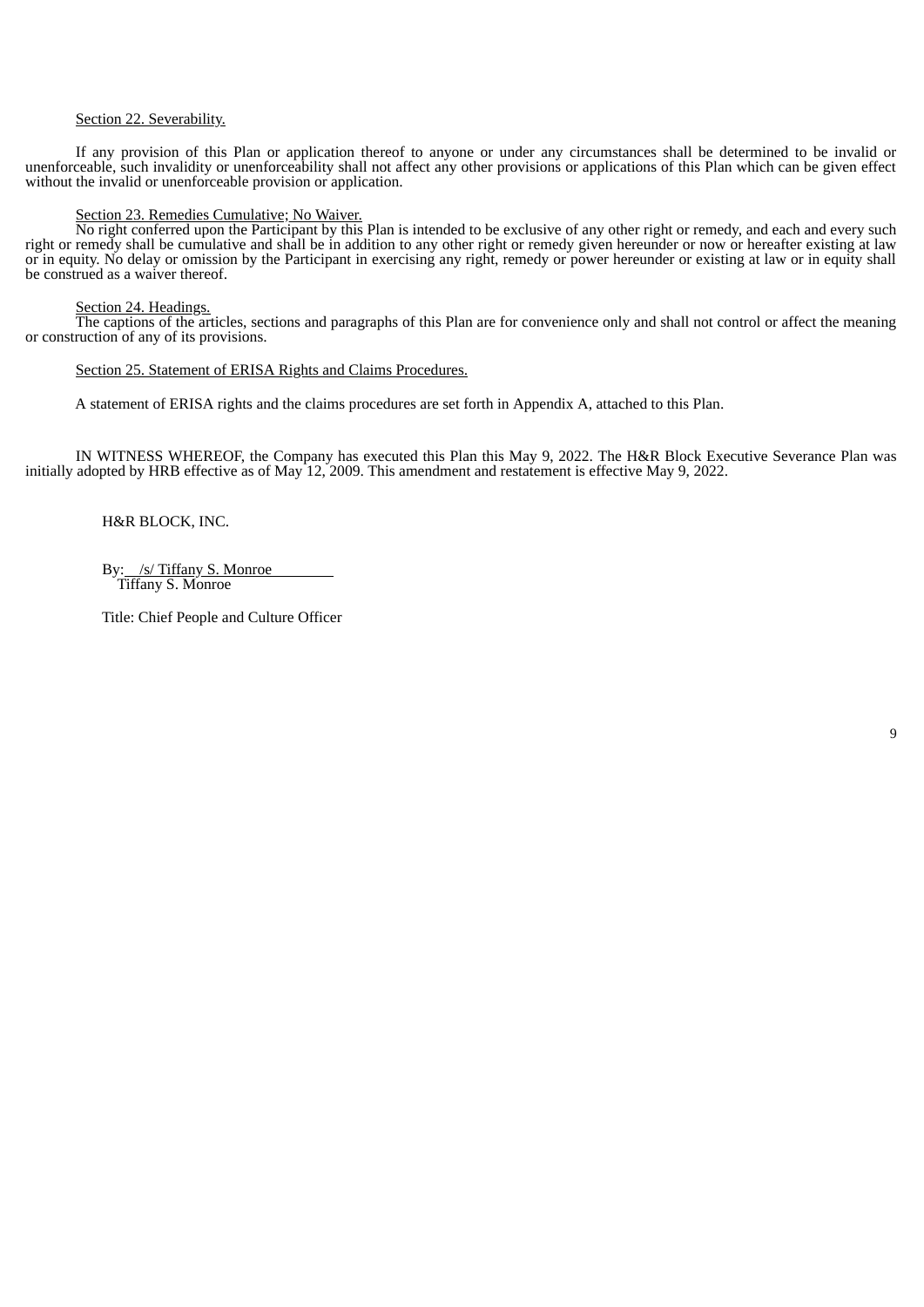Section 22. Severability.

If any provision of this Plan or application thereof to anyone or under any circumstances shall be determined to be invalid or unenforceable, such invalidity or unenforceability shall not affect any other provisions or applications of this Plan which can be given effect without the invalid or unenforceable provision or application.

Section 23. Remedies Cumulative; No Waiver.

No right conferred upon the Participant by this Plan is intended to be exclusive of any other right or remedy, and each and every such right or remedy shall be cumulative and shall be in addition to any other right or remedy given hereunder or now or hereafter existing at law or in equity. No delay or omission by the Participant in exercising any right, remedy or power hereunder or existing at law or in equity shall be construed as a waiver thereof.

Section 24. Headings.

The captions of the articles, sections and paragraphs of this Plan are for convenience only and shall not control or affect the meaning or construction of any of its provisions.

Section 25. Statement of ERISA Rights and Claims Procedures.

A statement of ERISA rights and the claims procedures are set forth in Appendix A, attached to this Plan.

IN WITNESS WHEREOF, the Company has executed this Plan this May 9, 2022. The H&R Block Executive Severance Plan was initially adopted by HRB effective as of May 12, 2009. This amendment and restatement is effective May 9, 2022.

H&R BLOCK, INC.

By: /s/ Tiffany S. Monroe
Tiffany S. Monroe

Title: Chief People and Culture Officer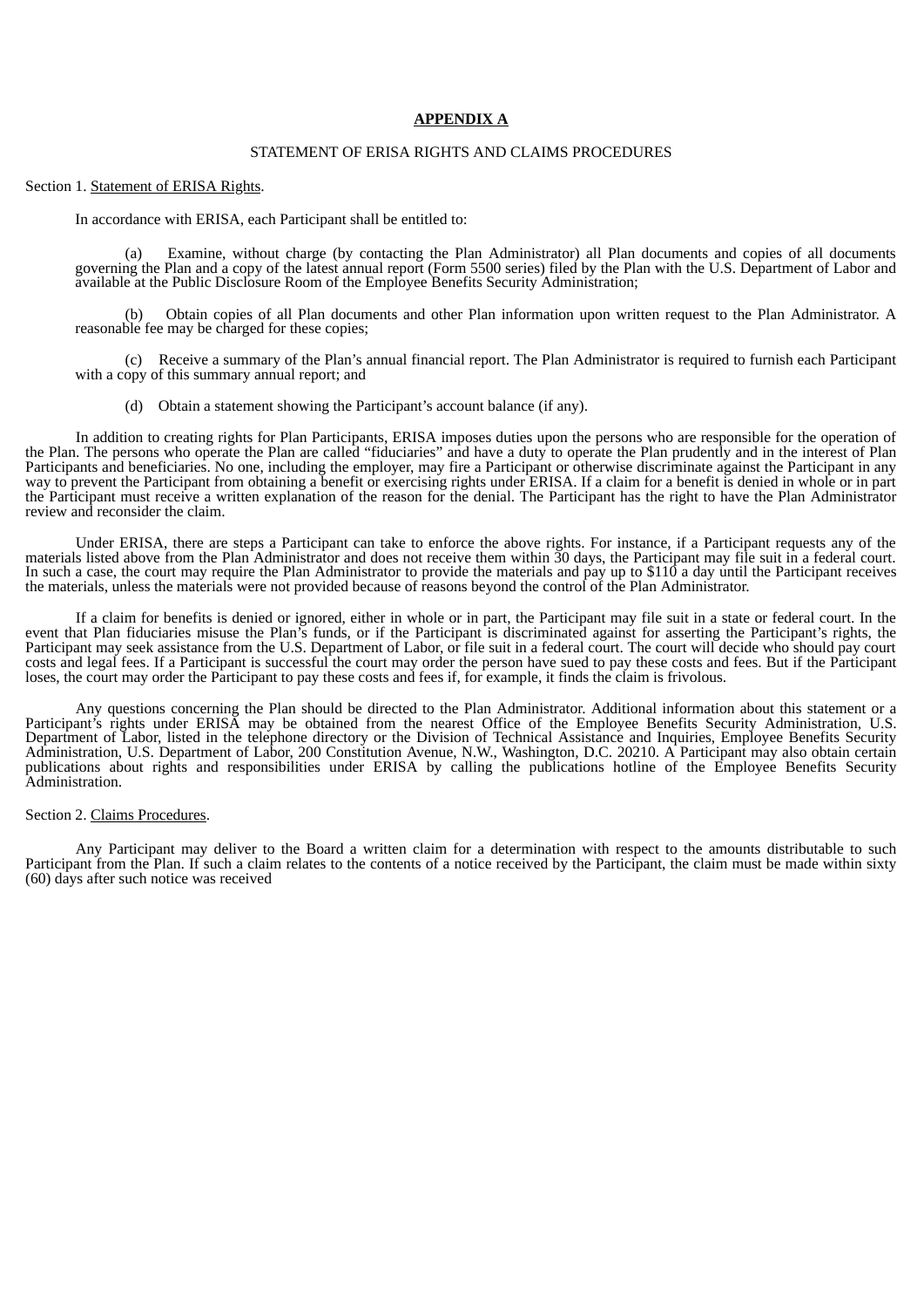**APPENDIX A**

STATEMENT OF ERISA RIGHTS AND CLAIMS PROCEDURES

Section 1. Statement of ERISA Rights.

In accordance with ERISA, each Participant shall be entitled to:

(a) Examine, without charge (by contacting the Plan Administrator) all Plan documents and copies of all documents governing the Plan and a copy of the latest annual report (Form 5500 series) filed by the Plan with the U.S. Department of Labor and available at the Public Disclosure Room of the Employee Benefits Security Administration;

(b) Obtain copies of all Plan documents and other Plan information upon written request to the Plan Administrator. A reasonable fee may be charged for these copies;

(c) Receive a summary of the Plan's annual financial report. The Plan Administrator is required to furnish each Participant with a copy of this summary annual report; and

(d) Obtain a statement showing the Participant's account balance (if any).

In addition to creating rights for Plan Participants, ERISA imposes duties upon the persons who are responsible for the operation of the Plan. The persons who operate the Plan are called "fiduciaries" and have a duty to operate the Plan prudently and in the interest of Plan Participants and beneficiaries. No one, including the employer, may fire a Participant or otherwise discriminate against the Participant in any way to prevent the Participant from obtaining a benefit or exercising rights under ERISA. If a claim for a benefit is denied in whole or in part the Participant must receive a written explanation of the reason for the denial. The Participant has the right to have the Plan Administrator review and reconsider the claim.

Under ERISA, there are steps a Participant can take to enforce the above rights. For instance, if a Participant requests any of the materials listed above from the Plan Administrator and does not receive them within 30 days, the Participant may file suit in a federal court. In such a case, the court may require the Plan Administrator to provide the materials and pay up to $110 a day until the Participant receives the materials, unless the materials were not provided because of reasons beyond the control of the Plan Administrator.

If a claim for benefits is denied or ignored, either in whole or in part, the Participant may file suit in a state or federal court. In the event that Plan fiduciaries misuse the Plan's funds, or if the Participant is discriminated against for asserting the Participant's rights, the Participant may seek assistance from the U.S. Department of Labor, or file suit in a federal court. The court will decide who should pay court costs and legal fees. If a Participant is successful the court may order the person have sued to pay these costs and fees. But if the Participant loses, the court may order the Participant to pay these costs and fees if, for example, it finds the claim is frivolous.

Any questions concerning the Plan should be directed to the Plan Administrator. Additional information about this statement or a Participant's rights under ERISA may be obtained from the nearest Office of the Employee Benefits Security Administration, U.S. Department of Labor, listed in the telephone directory or the Division of Technical Assistance and Inquiries, Employee Benefits Security Administration, U.S. Department of Labor, 200 Constitution Avenue, N.W., Washington, D.C. 20210. A Participant may also obtain certain publications about rights and responsibilities under ERISA by calling the publications hotline of the Employee Benefits Security Administration.

Section 2. Claims Procedures.

Any Participant may deliver to the Board a written claim for a determination with respect to the amounts distributable to such Participant from the Plan. If such a claim relates to the contents of a notice received by the Participant, the claim must be made within sixty (60) days after such notice was received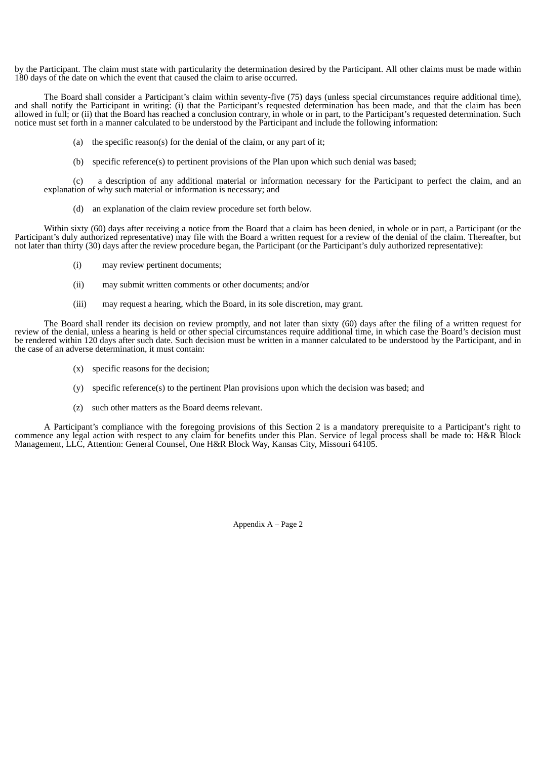by the Participant. The claim must state with particularity the determination desired by the Participant. All other claims must be made within 180 days of the date on which the event that caused the claim to arise occurred.

The Board shall consider a Participant's claim within seventy-five (75) days (unless special circumstances require additional time), and shall notify the Participant in writing: (i) that the Participant's requested determination has been made, and that the claim has been allowed in full; or (ii) that the Board has reached a conclusion contrary, in whole or in part, to the Participant's requested determination. Such notice must set forth in a manner calculated to be understood by the Participant and include the following information:

(a) the specific reason(s) for the denial of the claim, or any part of it;

(b) specific reference(s) to pertinent provisions of the Plan upon which such denial was based;

(c) a description of any additional material or information necessary for the Participant to perfect the claim, and an explanation of why such material or information is necessary; and

(d) an explanation of the claim review procedure set forth below.

Within sixty (60) days after receiving a notice from the Board that a claim has been denied, in whole or in part, a Participant (or the Participant's duly authorized representative) may file with the Board a written request for a review of the denial of the claim. Thereafter, but not later than thirty (30) days after the review procedure began, the Participant (or the Participant's duly authorized representative):

(i) may review pertinent documents;

(ii) may submit written comments or other documents; and/or

(iii) may request a hearing, which the Board, in its sole discretion, may grant.

The Board shall render its decision on review promptly, and not later than sixty (60) days after the filing of a written request for review of the denial, unless a hearing is held or other special circumstances require additional time, in which case the Board's decision must be rendered within 120 days after such date. Such decision must be written in a manner calculated to be understood by the Participant, and in the case of an adverse determination, it must contain:

(x) specific reasons for the decision;

(y) specific reference(s) to the pertinent Plan provisions upon which the decision was based; and

(z) such other matters as the Board deems relevant.

A Participant's compliance with the foregoing provisions of this Section 2 is a mandatory prerequisite to a Participant's right to commence any legal action with respect to any claim for benefits under this Plan. Service of legal process shall be made to: H&R Block Management, LLC, Attention: General Counsel, One H&R Block Way, Kansas City, Missouri 64105.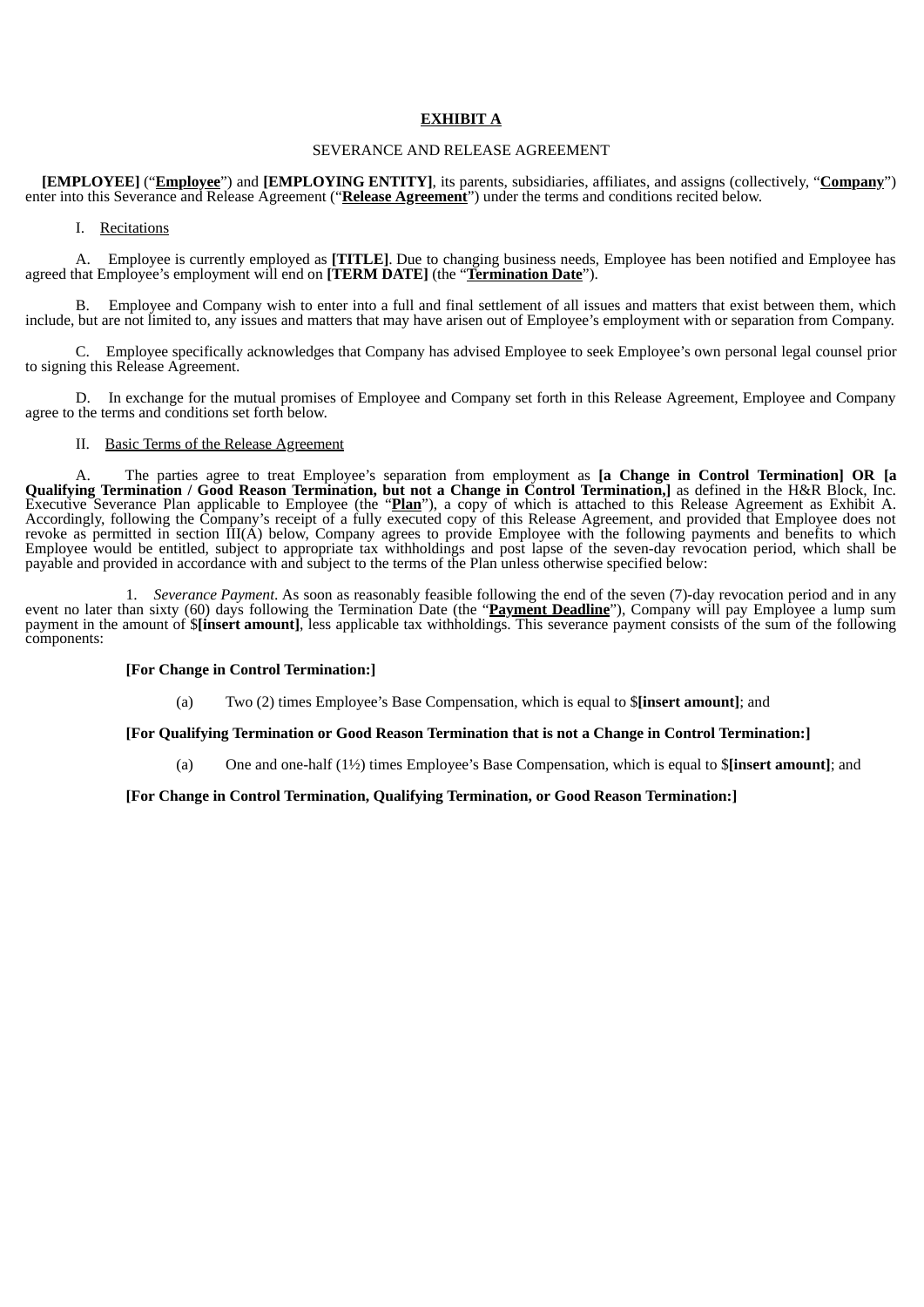**EXHIBIT A**

SEVERANCE AND RELEASE AGREEMENT

**[EMPLOYEE]** (“**Employee**”) and **[EMPLOYING ENTITY]**, its parents, subsidiaries, affiliates, and assigns (collectively, “**Company**”) enter into this Severance and Release Agreement (“**Release Agreement**”) under the terms and conditions recited below.

I. Recitations

A. Employee is currently employed as **[TITLE]**. Due to changing business needs, Employee has been notified and Employee has agreed that Employee’s employment will end on **[TERM DATE]** (the “**Termination Date**”).

B. Employee and Company wish to enter into a full and final settlement of all issues and matters that exist between them, which include, but are not limited to, any issues and matters that may have arisen out of Employee’s employment with or separation from Company.

C. Employee specifically acknowledges that Company has advised Employee to seek Employee’s own personal legal counsel prior to signing this Release Agreement.

D. In exchange for the mutual promises of Employee and Company set forth in this Release Agreement, Employee and Company agree to the terms and conditions set forth below.

II. Basic Terms of the Release Agreement

A. The parties agree to treat Employee’s separation from employment as **[a Change in Control Termination] OR [a Qualifying Termination / Good Reason Termination, but not a Change in Control Termination,]** as defined in the H&R Block, Inc. Executive Severance Plan applicable to Employee (the “**Plan**”), a copy of which is attached to this Release Agreement as Exhibit A. Accordingly, following the Company’s receipt of a fully executed copy of this Release Agreement, and provided that Employee does not revoke as permitted in section III(A) below, Company agrees to provide Employee with the following payments and benefits to which Employee would be entitled, subject to appropriate tax withholdings and post lapse of the seven-day revocation period, which shall be payable and provided in accordance with and subject to the terms of the Plan unless otherwise specified below:

1. *Severance Payment*. As soon as reasonably feasible following the end of the seven (7)-day revocation period and in any event no later than sixty (60) days following the Termination Date (the “**Payment Deadline**”), Company will pay Employee a lump sum payment in the amount of $**[insert amount]**, less applicable tax withholdings. This severance payment consists of the sum of the following components:

**[For Change in Control Termination:]**

(a) Two (2) times Employee’s Base Compensation, which is equal to $**[insert amount]**; and

**[For Qualifying Termination or Good Reason Termination that is not a Change in Control Termination:]**

(a) One and one-half (1½) times Employee’s Base Compensation, which is equal to $**[insert amount]**; and

**[For Change in Control Termination, Qualifying Termination, or Good Reason Termination:]**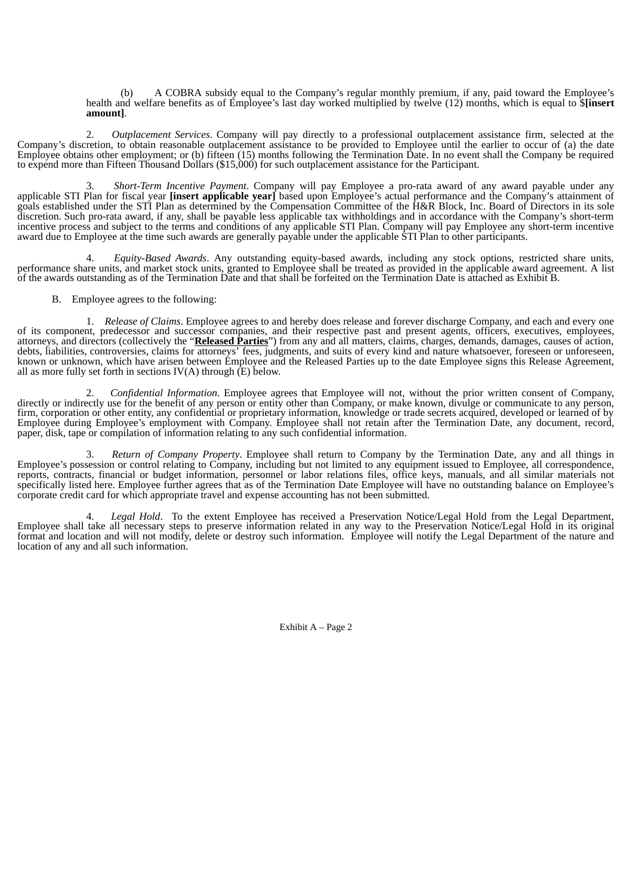(b) A COBRA subsidy equal to the Company's regular monthly premium, if any, paid toward the Employee's health and welfare benefits as of Employee's last day worked multiplied by twelve (12) months, which is equal to $**[insert amount]**.

2. *Outplacement Services*. Company will pay directly to a professional outplacement assistance firm, selected at the Company's discretion, to obtain reasonable outplacement assistance to be provided to Employee until the earlier to occur of (a) the date Employee obtains other employment; or (b) fifteen (15) months following the Termination Date. In no event shall the Company be required to expend more than Fifteen Thousand Dollars ($15,000) for such outplacement assistance for the Participant.

3. *Short-Term Incentive Payment*. Company will pay Employee a pro-rata award of any award payable under any applicable STI Plan for fiscal year **[insert applicable year]** based upon Employee's actual performance and the Company's attainment of goals established under the STI Plan as determined by the Compensation Committee of the H&R Block, Inc. Board of Directors in its sole discretion. Such pro-rata award, if any, shall be payable less applicable tax withholdings and in accordance with the Company's short-term incentive process and subject to the terms and conditions of any applicable STI Plan. Company will pay Employee any short-term incentive award due to Employee at the time such awards are generally payable under the applicable STI Plan to other participants.

4. *Equity-Based Awards*. Any outstanding equity-based awards, including any stock options, restricted share units, performance share units, and market stock units, granted to Employee shall be treated as provided in the applicable award agreement. A list of the awards outstanding as of the Termination Date and that shall be forfeited on the Termination Date is attached as Exhibit B.

B. Employee agrees to the following:

1. *Release of Claims*. Employee agrees to and hereby does release and forever discharge Company, and each and every one of its component, predecessor and successor companies, and their respective past and present agents, officers, executives, employees, attorneys, and directors (collectively the "**Released Parties**") from any and all matters, claims, charges, demands, damages, causes of action, debts, liabilities, controversies, claims for attorneys' fees, judgments, and suits of every kind and nature whatsoever, foreseen or unforeseen, known or unknown, which have arisen between Employee and the Released Parties up to the date Employee signs this Release Agreement, all as more fully set forth in sections IV(A) through (E) below.

2. *Confidential Information*. Employee agrees that Employee will not, without the prior written consent of Company, directly or indirectly use for the benefit of any person or entity other than Company, or make known, divulge or communicate to any person, firm, corporation or other entity, any confidential or proprietary information, knowledge or trade secrets acquired, developed or learned of by Employee during Employee's employment with Company. Employee shall not retain after the Termination Date, any document, record, paper, disk, tape or compilation of information relating to any such confidential information.

3. *Return of Company Property*. Employee shall return to Company by the Termination Date, any and all things in Employee's possession or control relating to Company, including but not limited to any equipment issued to Employee, all correspondence, reports, contracts, financial or budget information, personnel or labor relations files, office keys, manuals, and all similar materials not specifically listed here. Employee further agrees that as of the Termination Date Employee will have no outstanding balance on Employee's corporate credit card for which appropriate travel and expense accounting has not been submitted.

4. *Legal Hold*. To the extent Employee has received a Preservation Notice/Legal Hold from the Legal Department, Employee shall take all necessary steps to preserve information related in any way to the Preservation Notice/Legal Hold in its original format and location and will not modify, delete or destroy such information. Employee will notify the Legal Department of the nature and location of any and all such information.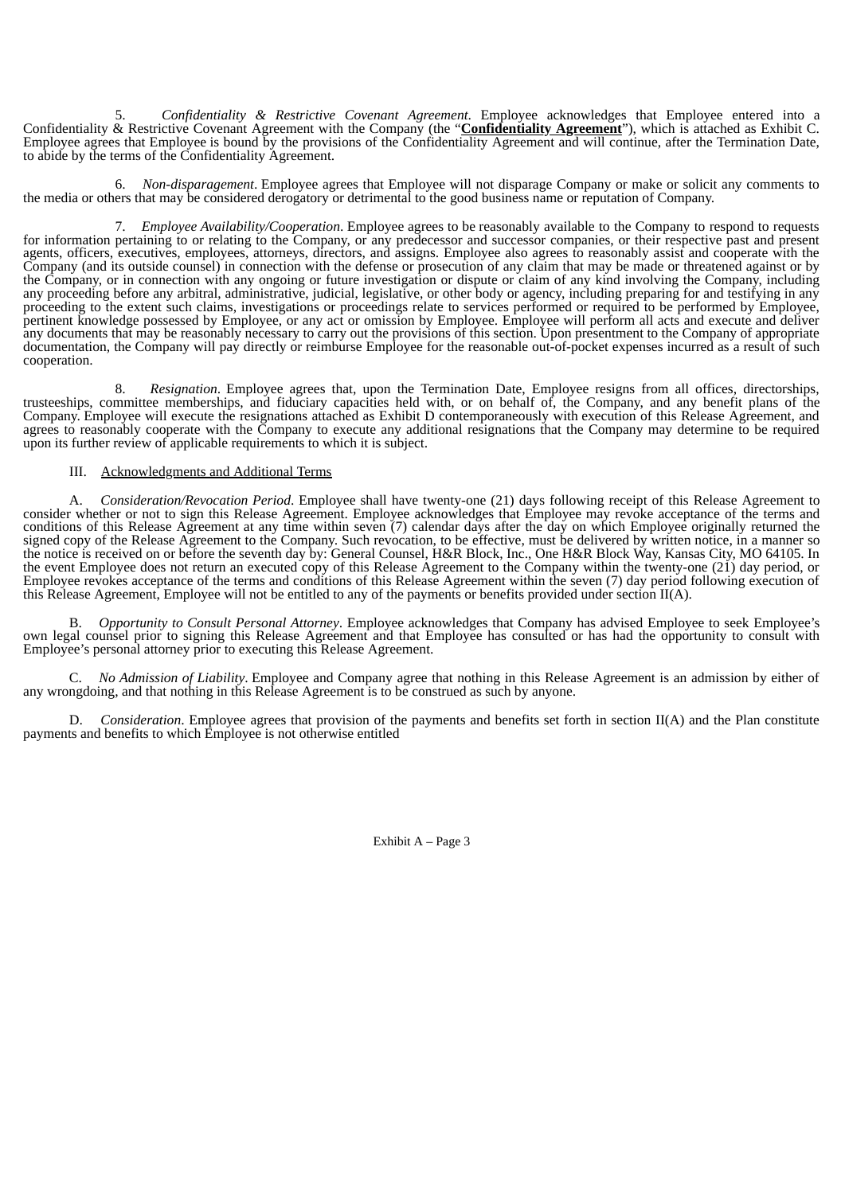5. *Confidentiality & Restrictive Covenant Agreement*. Employee acknowledges that Employee entered into a Confidentiality & Restrictive Covenant Agreement with the Company (the "**Confidentiality Agreement**"), which is attached as Exhibit C. Employee agrees that Employee is bound by the provisions of the Confidentiality Agreement and will continue, after the Termination Date, to abide by the terms of the Confidentiality Agreement.

6. *Non-disparagement*. Employee agrees that Employee will not disparage Company or make or solicit any comments to the media or others that may be considered derogatory or detrimental to the good business name or reputation of Company.

7. *Employee Availability/Cooperation*. Employee agrees to be reasonably available to the Company to respond to requests for information pertaining to or relating to the Company, or any predecessor and successor companies, or their respective past and present agents, officers, executives, employees, attorneys, directors, and assigns. Employee also agrees to reasonably assist and cooperate with the Company (and its outside counsel) in connection with the defense or prosecution of any claim that may be made or threatened against or by the Company, or in connection with any ongoing or future investigation or dispute or claim of any kind involving the Company, including any proceeding before any arbitral, administrative, judicial, legislative, or other body or agency, including preparing for and testifying in any proceeding to the extent such claims, investigations or proceedings relate to services performed or required to be performed by Employee, pertinent knowledge possessed by Employee, or any act or omission by Employee. Employee will perform all acts and execute and deliver any documents that may be reasonably necessary to carry out the provisions of this section. Upon presentment to the Company of appropriate documentation, the Company will pay directly or reimburse Employee for the reasonable out-of-pocket expenses incurred as a result of such cooperation.

8. *Resignation*. Employee agrees that, upon the Termination Date, Employee resigns from all offices, directorships, trusteeships, committee memberships, and fiduciary capacities held with, or on behalf of, the Company, and any benefit plans of the Company. Employee will execute the resignations attached as Exhibit D contemporaneously with execution of this Release Agreement, and agrees to reasonably cooperate with the Company to execute any additional resignations that the Company may determine to be required upon its further review of applicable requirements to which it is subject.

III. Acknowledgments and Additional Terms

A. *Consideration/Revocation Period*. Employee shall have twenty-one (21) days following receipt of this Release Agreement to consider whether or not to sign this Release Agreement. Employee acknowledges that Employee may revoke acceptance of the terms and conditions of this Release Agreement at any time within seven (7) calendar days after the day on which Employee originally returned the signed copy of the Release Agreement to the Company. Such revocation, to be effective, must be delivered by written notice, in a manner so the notice is received on or before the seventh day by: General Counsel, H&R Block, Inc., One H&R Block Way, Kansas City, MO 64105. In the event Employee does not return an executed copy of this Release Agreement to the Company within the twenty-one (21) day period, or Employee revokes acceptance of the terms and conditions of this Release Agreement within the seven (7) day period following execution of this Release Agreement, Employee will not be entitled to any of the payments or benefits provided under section II(A).

B. *Opportunity to Consult Personal Attorney*. Employee acknowledges that Company has advised Employee to seek Employee's own legal counsel prior to signing this Release Agreement and that Employee has consulted or has had the opportunity to consult with Employee's personal attorney prior to executing this Release Agreement.

C. *No Admission of Liability*. Employee and Company agree that nothing in this Release Agreement is an admission by either of any wrongdoing, and that nothing in this Release Agreement is to be construed as such by anyone.

D. *Consideration*. Employee agrees that provision of the payments and benefits set forth in section II(A) and the Plan constitute payments and benefits to which Employee is not otherwise entitled

Exhibit A – Page 3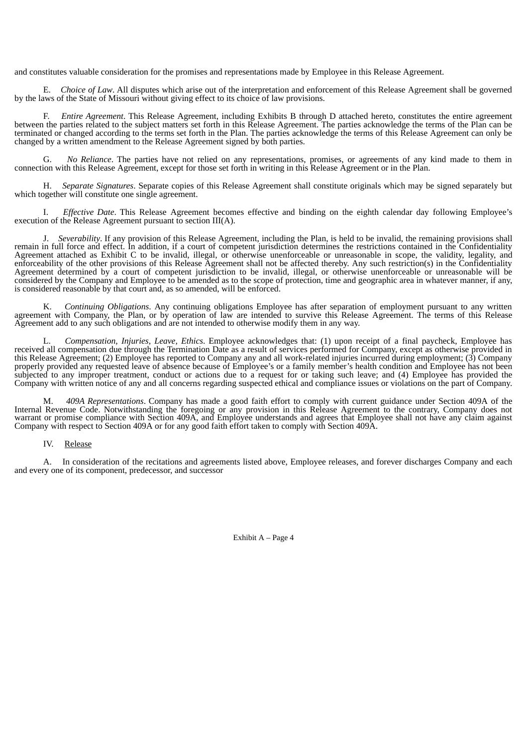and constitutes valuable consideration for the promises and representations made by Employee in this Release Agreement.

E. *Choice of Law*. All disputes which arise out of the interpretation and enforcement of this Release Agreement shall be governed by the laws of the State of Missouri without giving effect to its choice of law provisions.

F. *Entire Agreement*. This Release Agreement, including Exhibits B through D attached hereto, constitutes the entire agreement between the parties related to the subject matters set forth in this Release Agreement. The parties acknowledge the terms of the Plan can be terminated or changed according to the terms set forth in the Plan. The parties acknowledge the terms of this Release Agreement can only be changed by a written amendment to the Release Agreement signed by both parties.

G. *No Reliance*. The parties have not relied on any representations, promises, or agreements of any kind made to them in connection with this Release Agreement, except for those set forth in writing in this Release Agreement or in the Plan.

H. *Separate Signatures*. Separate copies of this Release Agreement shall constitute originals which may be signed separately but which together will constitute one single agreement.

I. *Effective Date*. This Release Agreement becomes effective and binding on the eighth calendar day following Employee's execution of the Release Agreement pursuant to section III(A).

J. *Severability*. If any provision of this Release Agreement, including the Plan, is held to be invalid, the remaining provisions shall remain in full force and effect. In addition, if a court of competent jurisdiction determines the restrictions contained in the Confidentiality Agreement attached as Exhibit C to be invalid, illegal, or otherwise unenforceable or unreasonable in scope, the validity, legality, and enforceability of the other provisions of this Release Agreement shall not be affected thereby. Any such restriction(s) in the Confidentiality Agreement determined by a court of competent jurisdiction to be invalid, illegal, or otherwise unenforceable or unreasonable will be considered by the Company and Employee to be amended as to the scope of protection, time and geographic area in whatever manner, if any, is considered reasonable by that court and, as so amended, will be enforced.

K. *Continuing Obligations*. Any continuing obligations Employee has after separation of employment pursuant to any written agreement with Company, the Plan, or by operation of law are intended to survive this Release Agreement. The terms of this Release Agreement add to any such obligations and are not intended to otherwise modify them in any way.

L. *Compensation, Injuries, Leave, Ethics*. Employee acknowledges that: (1) upon receipt of a final paycheck, Employee has received all compensation due through the Termination Date as a result of services performed for Company, except as otherwise provided in this Release Agreement; (2) Employee has reported to Company any and all work-related injuries incurred during employment; (3) Company properly provided any requested leave of absence because of Employee's or a family member's health condition and Employee has not been subjected to any improper treatment, conduct or actions due to a request for or taking such leave; and (4) Employee has provided the Company with written notice of any and all concerns regarding suspected ethical and compliance issues or violations on the part of Company.

M. *409A Representations*. Company has made a good faith effort to comply with current guidance under Section 409A of the Internal Revenue Code. Notwithstanding the foregoing or any provision in this Release Agreement to the contrary, Company does not warrant or promise compliance with Section 409A, and Employee understands and agrees that Employee shall not have any claim against Company with respect to Section 409A or for any good faith effort taken to comply with Section 409A.

IV. Release

A. In consideration of the recitations and agreements listed above, Employee releases, and forever discharges Company and each and every one of its component, predecessor, and successor

Exhibit A – Page 4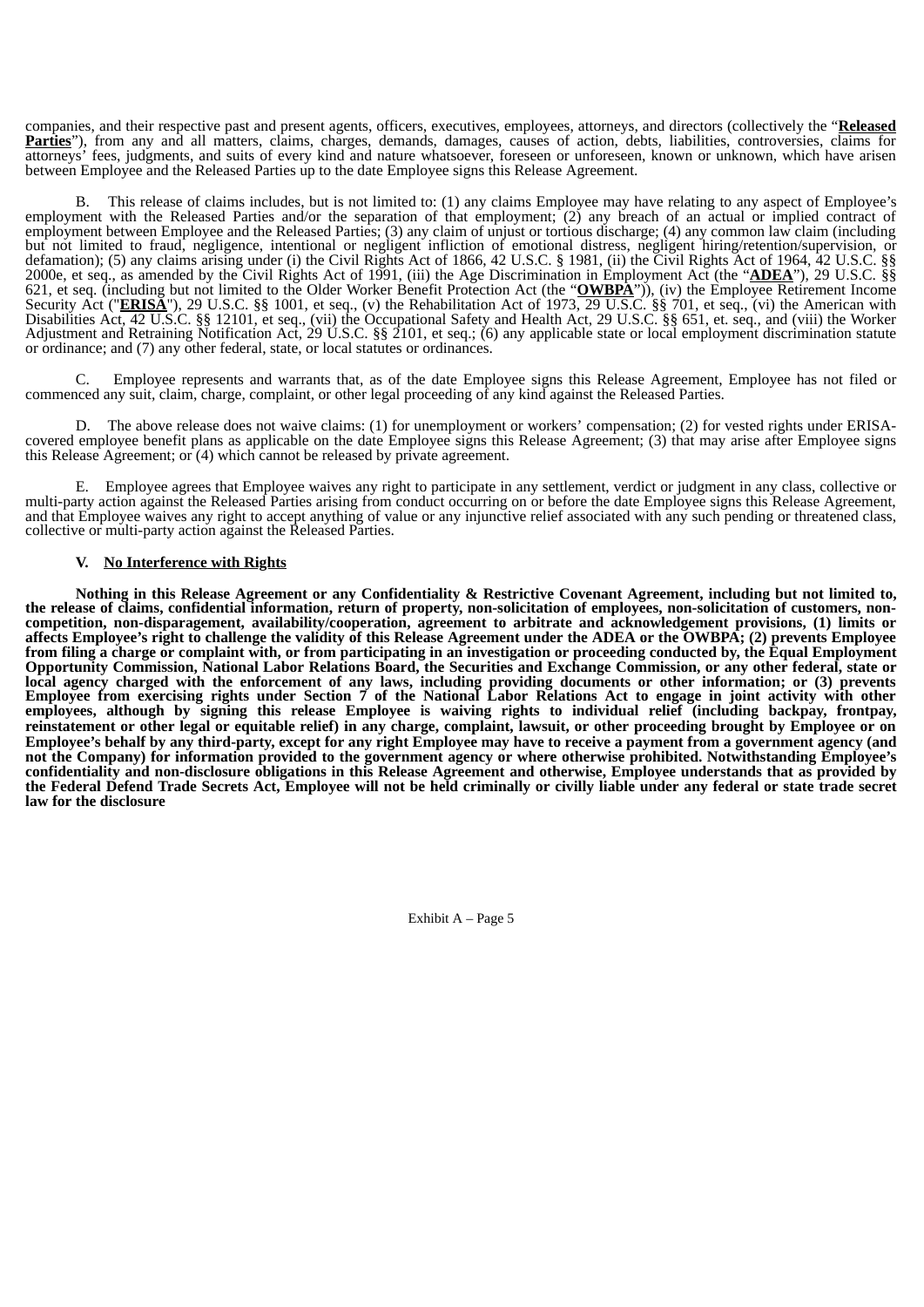companies, and their respective past and present agents, officers, executives, employees, attorneys, and directors (collectively the "**Released Parties**"), from any and all matters, claims, charges, demands, damages, causes of action, debts, liabilities, controversies, claims for attorneys' fees, judgments, and suits of every kind and nature whatsoever, foreseen or unforeseen, known or unknown, which have arisen between Employee and the Released Parties up to the date Employee signs this Release Agreement.

B. This release of claims includes, but is not limited to: (1) any claims Employee may have relating to any aspect of Employee's employment with the Released Parties and/or the separation of that employment; (2) any breach of an actual or implied contract of employment between Employee and the Released Parties; (3) any claim of unjust or tortious discharge; (4) any common law claim (including but not limited to fraud, negligence, intentional or negligent infliction of emotional distress, negligent hiring/retention/supervision, or defamation); (5) any claims arising under (i) the Civil Rights Act of 1866, 42 U.S.C. § 1981, (ii) the Civil Rights Act of 1964, 42 U.S.C. §§ 2000e, et seq., as amended by the Civil Rights Act of 1991, (iii) the Age Discrimination in Employment Act (the "**ADEA**"), 29 U.S.C. §§ 621, et seq. (including but not limited to the Older Worker Benefit Protection Act (the "**OWBPA**")), (iv) the Employee Retirement Income Security Act ("**ERISA**"), 29 U.S.C. §§ 1001, et seq., (v) the Rehabilitation Act of 1973, 29 U.S.C. §§ 701, et seq., (vi) the American with Disabilities Act, 42 U.S.C. §§ 12101, et seq., (vii) the Occupational Safety and Health Act, 29 U.S.C. §§ 651, et. seq., and (viii) the Worker Adjustment and Retraining Notification Act, 29 U.S.C. §§ 2101, et seq.; (6) any applicable state or local employment discrimination statute or ordinance; and (7) any other federal, state, or local statutes or ordinances.

C. Employee represents and warrants that, as of the date Employee signs this Release Agreement, Employee has not filed or commenced any suit, claim, charge, complaint, or other legal proceeding of any kind against the Released Parties.

D. The above release does not waive claims: (1) for unemployment or workers' compensation; (2) for vested rights under ERISA-covered employee benefit plans as applicable on the date Employee signs this Release Agreement; (3) that may arise after Employee signs this Release Agreement; or (4) which cannot be released by private agreement.

E. Employee agrees that Employee waives any right to participate in any settlement, verdict or judgment in any class, collective or multi-party action against the Released Parties arising from conduct occurring on or before the date Employee signs this Release Agreement, and that Employee waives any right to accept anything of value or any injunctive relief associated with any such pending or threatened class, collective or multi-party action against the Released Parties.

**V. No Interference with Rights**

**Nothing in this Release Agreement or any Confidentiality & Restrictive Covenant Agreement, including but not limited to, the release of claims, confidential information, return of property, non-solicitation of employees, non-solicitation of customers, non-competition, non-disparagement, availability/cooperation, agreement to arbitrate and acknowledgement provisions, (1) limits or affects Employee's right to challenge the validity of this Release Agreement under the ADEA or the OWBPA; (2) prevents Employee from filing a charge or complaint with, or from participating in an investigation or proceeding conducted by, the Equal Employment Opportunity Commission, National Labor Relations Board, the Securities and Exchange Commission, or any other federal, state or local agency charged with the enforcement of any laws, including providing documents or other information; or (3) prevents Employee from exercising rights under Section 7 of the National Labor Relations Act to engage in joint activity with other employees, although by signing this release Employee is waiving rights to individual relief (including backpay, frontpay, reinstatement or other legal or equitable relief) in any charge, complaint, lawsuit, or other proceeding brought by Employee or on Employee's behalf by any third-party, except for any right Employee may have to receive a payment from a government agency (and not the Company) for information provided to the government agency or where otherwise prohibited. Notwithstanding Employee's confidentiality and non-disclosure obligations in this Release Agreement and otherwise, Employee understands that as provided by the Federal Defend Trade Secrets Act, Employee will not be held criminally or civilly liable under any federal or state trade secret law for the disclosure**

Exhibit A – Page 5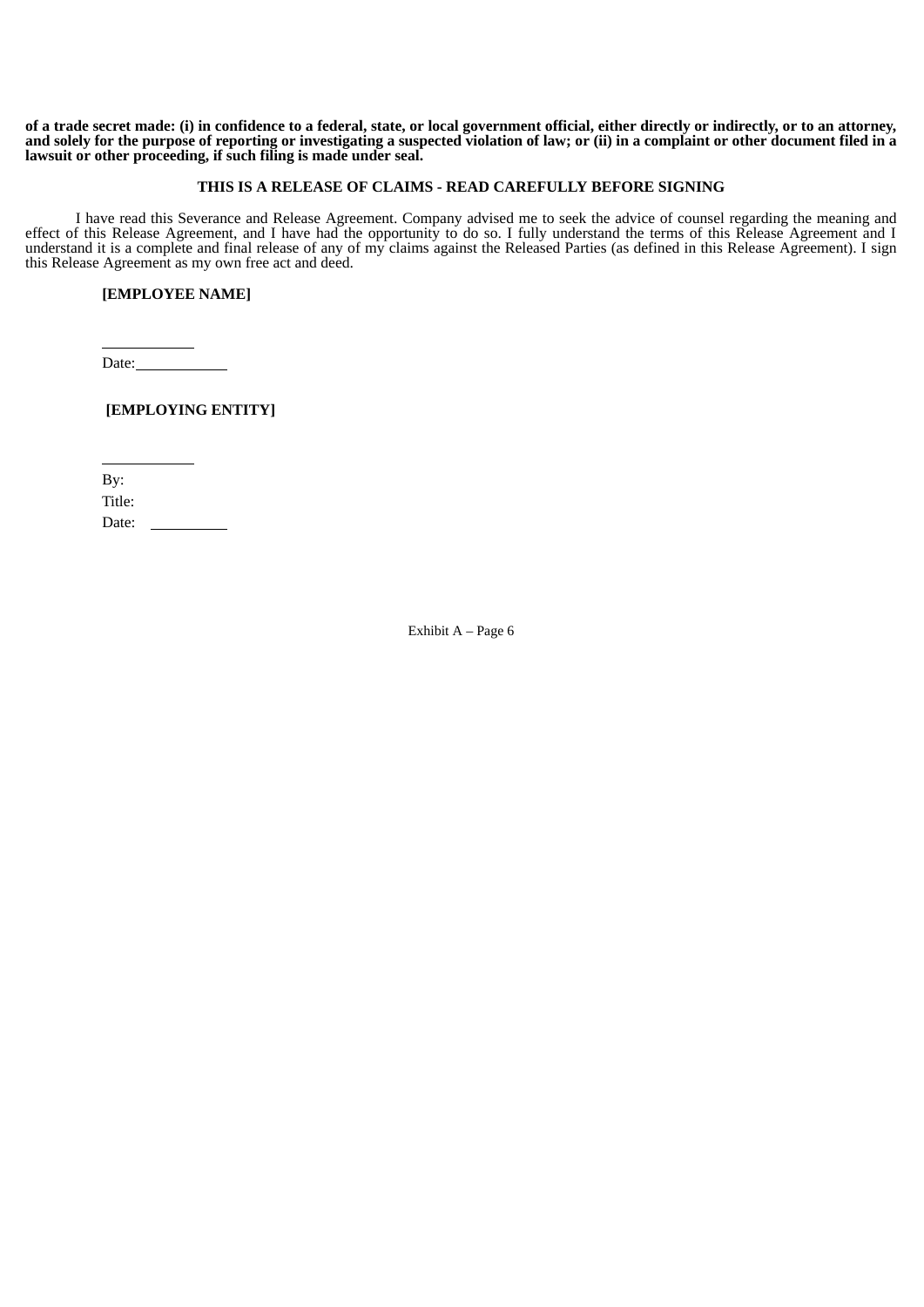**of a trade secret made: (i) in confidence to a federal, state, or local government official, either directly or indirectly, or to an attorney, and solely for the purpose of reporting or investigating a suspected violation of law; or (ii) in a complaint or other document filed in a lawsuit or other proceeding, if such filing is made under seal.**

**THIS IS A RELEASE OF CLAIMS - READ CAREFULLY BEFORE SIGNING**

I have read this Severance and Release Agreement. Company advised me to seek the advice of counsel regarding the meaning and effect of this Release Agreement, and I have had the opportunity to do so. I fully understand the terms of this Release Agreement and I understand it is a complete and final release of any of my claims against the Released Parties (as defined in this Release Agreement). I sign this Release Agreement as my own free act and deed.

**[EMPLOYEE NAME]**

\_\_\_\_\_\_\_\_\_\_\_\_

Date:\_\_\_\_\_\_\_\_\_\_\_\_

**[EMPLOYING ENTITY]**

\_\_\_\_\_\_\_\_\_\_\_\_

By:

Title:

Date: \_\_\_\_\_\_\_\_\_\_

Exhibit A – Page 6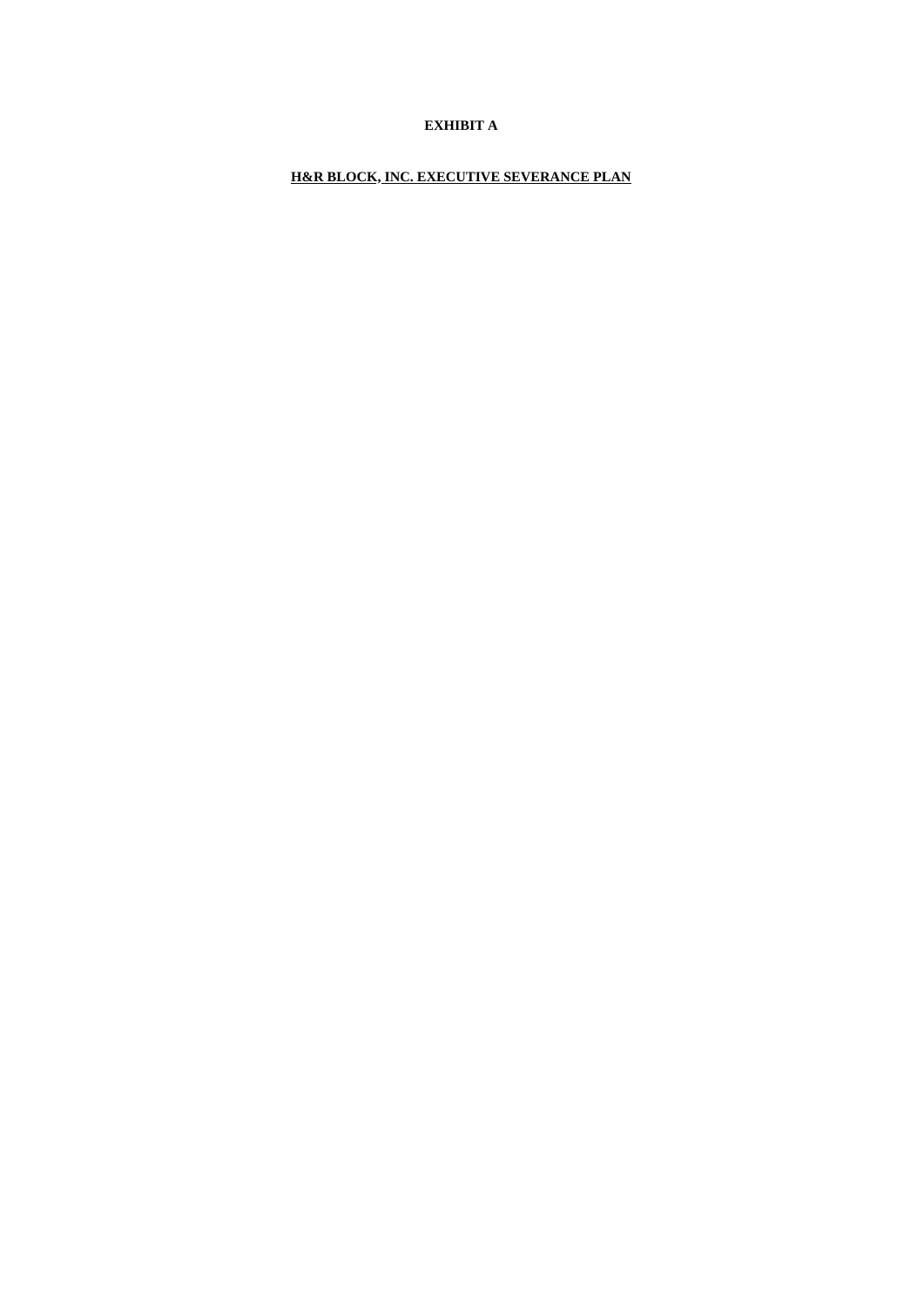**EXHIBIT A**

**H&R BLOCK, INC. EXECUTIVE SEVERANCE PLAN**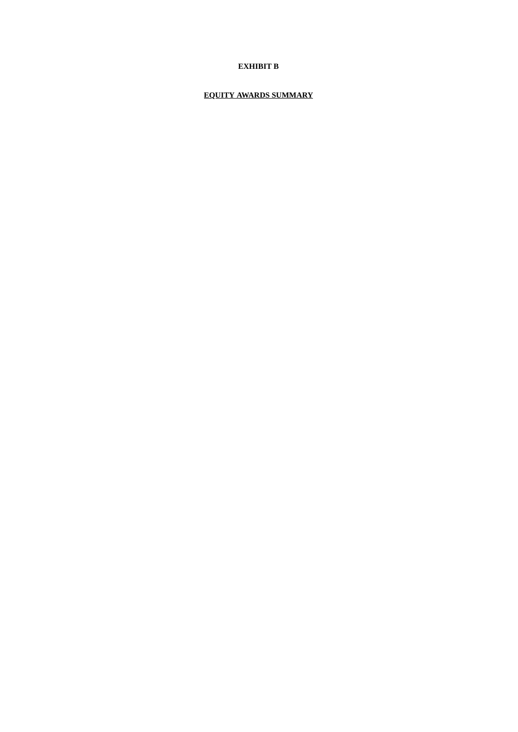**EXHIBIT B**

**EQUITY AWARDS SUMMARY**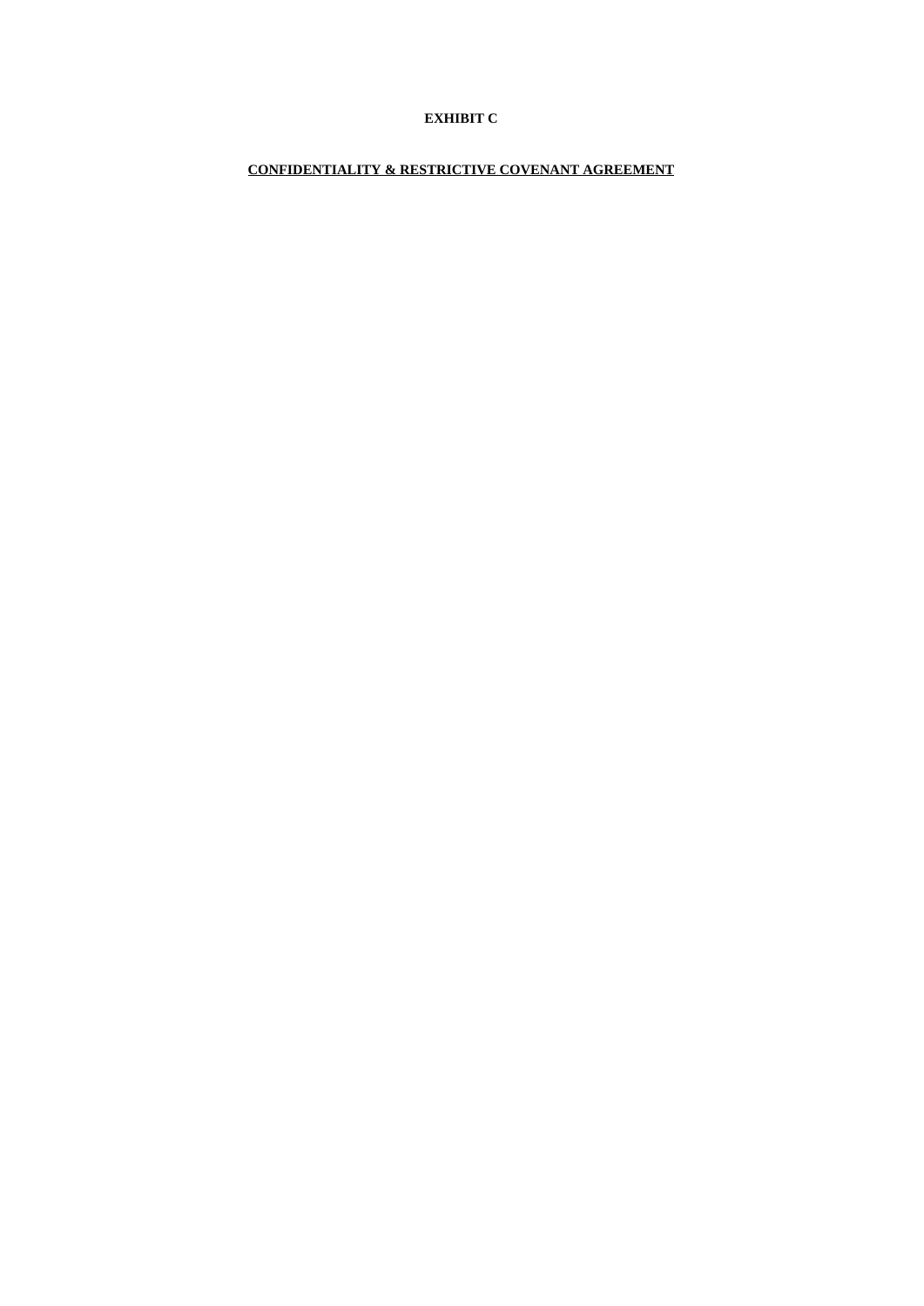**EXHIBIT C**

**CONFIDENTIALITY & RESTRICTIVE COVENANT AGREEMENT**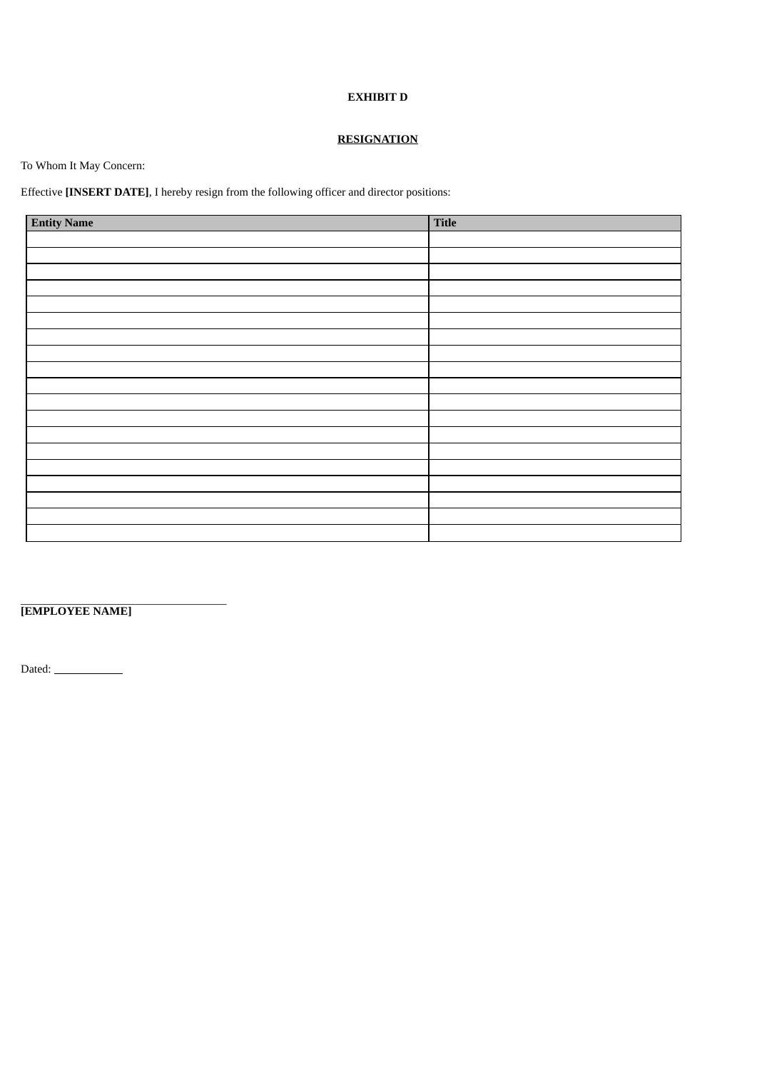**EXHIBIT D**

**RESIGNATION**

To Whom It May Concern:

Effective **[INSERT DATE]**, I hereby resign from the following officer and director positions:

| **Entity Name** | **Title** |
|---|---|
| | |
| | |
| | |
| | |
| | |
| | |
| | |
| | |
| | |
| | |
| | |
| | |
| | |
| | |
| | |
| | |
| | |
| | |
| | |

\_\_\_\_\_\_\_\_\_\_\_\_\_\_\_\_\_\_\_\_\_\_\_\_\_\_\_\_\_\_\_\_\_\_
**[EMPLOYEE NAME]**

Dated: \_\_\_\_\_\_\_\_\_\_\_\_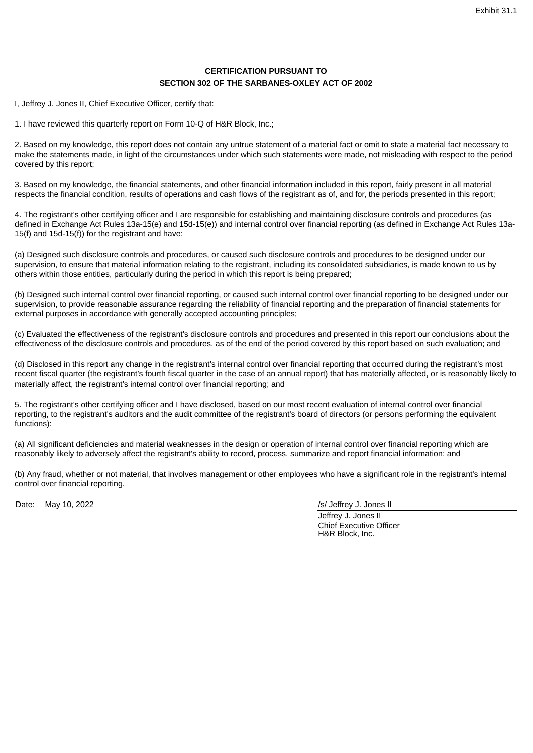Exhibit 31.1

**CERTIFICATION PURSUANT TO**
**SECTION 302 OF THE SARBANES-OXLEY ACT OF 2002**

I, Jeffrey J. Jones II, Chief Executive Officer, certify that:

1. I have reviewed this quarterly report on Form 10-Q of H&R Block, Inc.;

2. Based on my knowledge, this report does not contain any untrue statement of a material fact or omit to state a material fact necessary to make the statements made, in light of the circumstances under which such statements were made, not misleading with respect to the period covered by this report;

3. Based on my knowledge, the financial statements, and other financial information included in this report, fairly present in all material respects the financial condition, results of operations and cash flows of the registrant as of, and for, the periods presented in this report;

4. The registrant's other certifying officer and I are responsible for establishing and maintaining disclosure controls and procedures (as defined in Exchange Act Rules 13a-15(e) and 15d-15(e)) and internal control over financial reporting (as defined in Exchange Act Rules 13a-15(f) and 15d-15(f)) for the registrant and have:

(a) Designed such disclosure controls and procedures, or caused such disclosure controls and procedures to be designed under our supervision, to ensure that material information relating to the registrant, including its consolidated subsidiaries, is made known to us by others within those entities, particularly during the period in which this report is being prepared;

(b) Designed such internal control over financial reporting, or caused such internal control over financial reporting to be designed under our supervision, to provide reasonable assurance regarding the reliability of financial reporting and the preparation of financial statements for external purposes in accordance with generally accepted accounting principles;

(c) Evaluated the effectiveness of the registrant's disclosure controls and procedures and presented in this report our conclusions about the effectiveness of the disclosure controls and procedures, as of the end of the period covered by this report based on such evaluation; and

(d) Disclosed in this report any change in the registrant's internal control over financial reporting that occurred during the registrant's most recent fiscal quarter (the registrant's fourth fiscal quarter in the case of an annual report) that has materially affected, or is reasonably likely to materially affect, the registrant's internal control over financial reporting; and

5. The registrant's other certifying officer and I have disclosed, based on our most recent evaluation of internal control over financial reporting, to the registrant's auditors and the audit committee of the registrant's board of directors (or persons performing the equivalent functions):

(a) All significant deficiencies and material weaknesses in the design or operation of internal control over financial reporting which are reasonably likely to adversely affect the registrant's ability to record, process, summarize and report financial information; and

(b) Any fraud, whether or not material, that involves management or other employees who have a significant role in the registrant's internal control over financial reporting.

Date: May 10, 2022

/s/ Jeffrey J. Jones II
Jeffrey J. Jones II
Chief Executive Officer
H&R Block, Inc.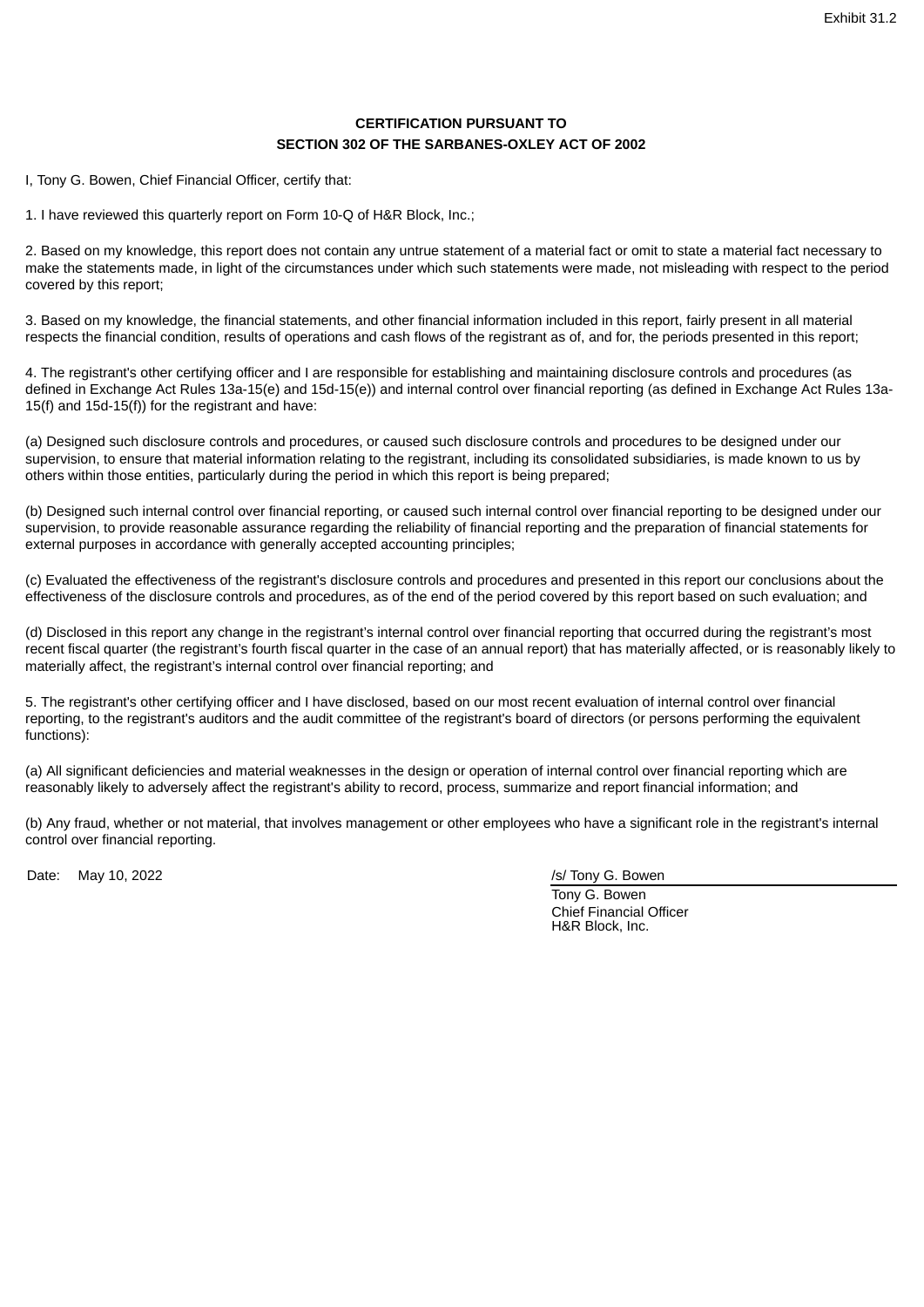Exhibit 31.2

**CERTIFICATION PURSUANT TO**
**SECTION 302 OF THE SARBANES-OXLEY ACT OF 2002**

I, Tony G. Bowen, Chief Financial Officer, certify that:

1. I have reviewed this quarterly report on Form 10-Q of H&R Block, Inc.;

2. Based on my knowledge, this report does not contain any untrue statement of a material fact or omit to state a material fact necessary to make the statements made, in light of the circumstances under which such statements were made, not misleading with respect to the period covered by this report;

3. Based on my knowledge, the financial statements, and other financial information included in this report, fairly present in all material respects the financial condition, results of operations and cash flows of the registrant as of, and for, the periods presented in this report;

4. The registrant's other certifying officer and I are responsible for establishing and maintaining disclosure controls and procedures (as defined in Exchange Act Rules 13a-15(e) and 15d-15(e)) and internal control over financial reporting (as defined in Exchange Act Rules 13a-15(f) and 15d-15(f)) for the registrant and have:

(a) Designed such disclosure controls and procedures, or caused such disclosure controls and procedures to be designed under our supervision, to ensure that material information relating to the registrant, including its consolidated subsidiaries, is made known to us by others within those entities, particularly during the period in which this report is being prepared;

(b) Designed such internal control over financial reporting, or caused such internal control over financial reporting to be designed under our supervision, to provide reasonable assurance regarding the reliability of financial reporting and the preparation of financial statements for external purposes in accordance with generally accepted accounting principles;

(c) Evaluated the effectiveness of the registrant's disclosure controls and procedures and presented in this report our conclusions about the effectiveness of the disclosure controls and procedures, as of the end of the period covered by this report based on such evaluation; and

(d) Disclosed in this report any change in the registrant's internal control over financial reporting that occurred during the registrant's most recent fiscal quarter (the registrant's fourth fiscal quarter in the case of an annual report) that has materially affected, or is reasonably likely to materially affect, the registrant's internal control over financial reporting; and

5. The registrant's other certifying officer and I have disclosed, based on our most recent evaluation of internal control over financial reporting, to the registrant's auditors and the audit committee of the registrant's board of directors (or persons performing the equivalent functions):

(a) All significant deficiencies and material weaknesses in the design or operation of internal control over financial reporting which are reasonably likely to adversely affect the registrant's ability to record, process, summarize and report financial information; and

(b) Any fraud, whether or not material, that involves management or other employees who have a significant role in the registrant's internal control over financial reporting.

Date: May 10, 2022

/s/ Tony G. Bowen
Tony G. Bowen
Chief Financial Officer
H&R Block, Inc.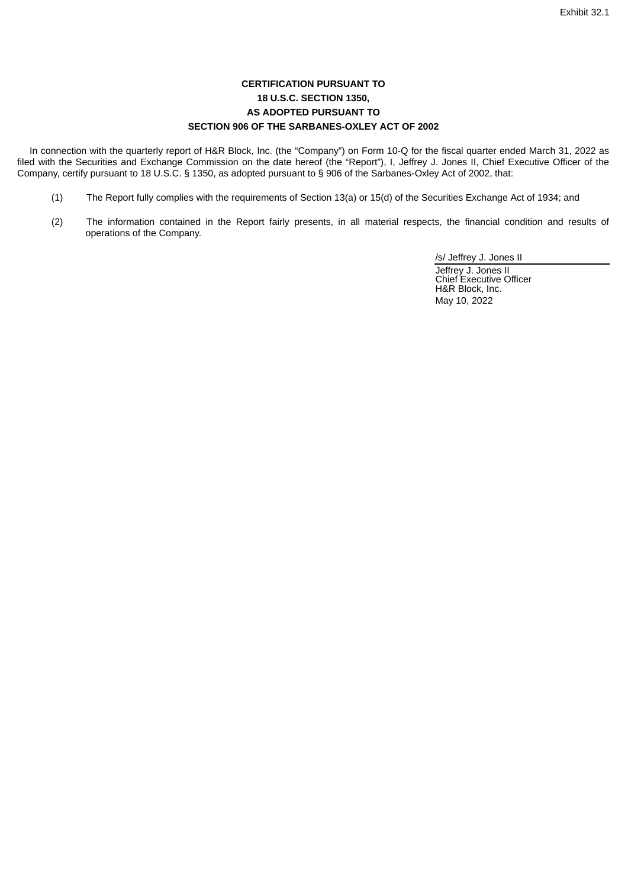Exhibit 32.1

**CERTIFICATION PURSUANT TO**
**18 U.S.C. SECTION 1350,**
**AS ADOPTED PURSUANT TO**
**SECTION 906 OF THE SARBANES-OXLEY ACT OF 2002**

In connection with the quarterly report of H&R Block, Inc. (the “Company”) on Form 10-Q for the fiscal quarter ended March 31, 2022 as filed with the Securities and Exchange Commission on the date hereof (the “Report”), I, Jeffrey J. Jones II, Chief Executive Officer of the Company, certify pursuant to 18 U.S.C. § 1350, as adopted pursuant to § 906 of the Sarbanes-Oxley Act of 2002, that:

(1) The Report fully complies with the requirements of Section 13(a) or 15(d) of the Securities Exchange Act of 1934; and

(2) The information contained in the Report fairly presents, in all material respects, the financial condition and results of operations of the Company.

/s/ Jeffrey J. Jones II

Jeffrey J. Jones II
Chief Executive Officer
H&R Block, Inc.
May 10, 2022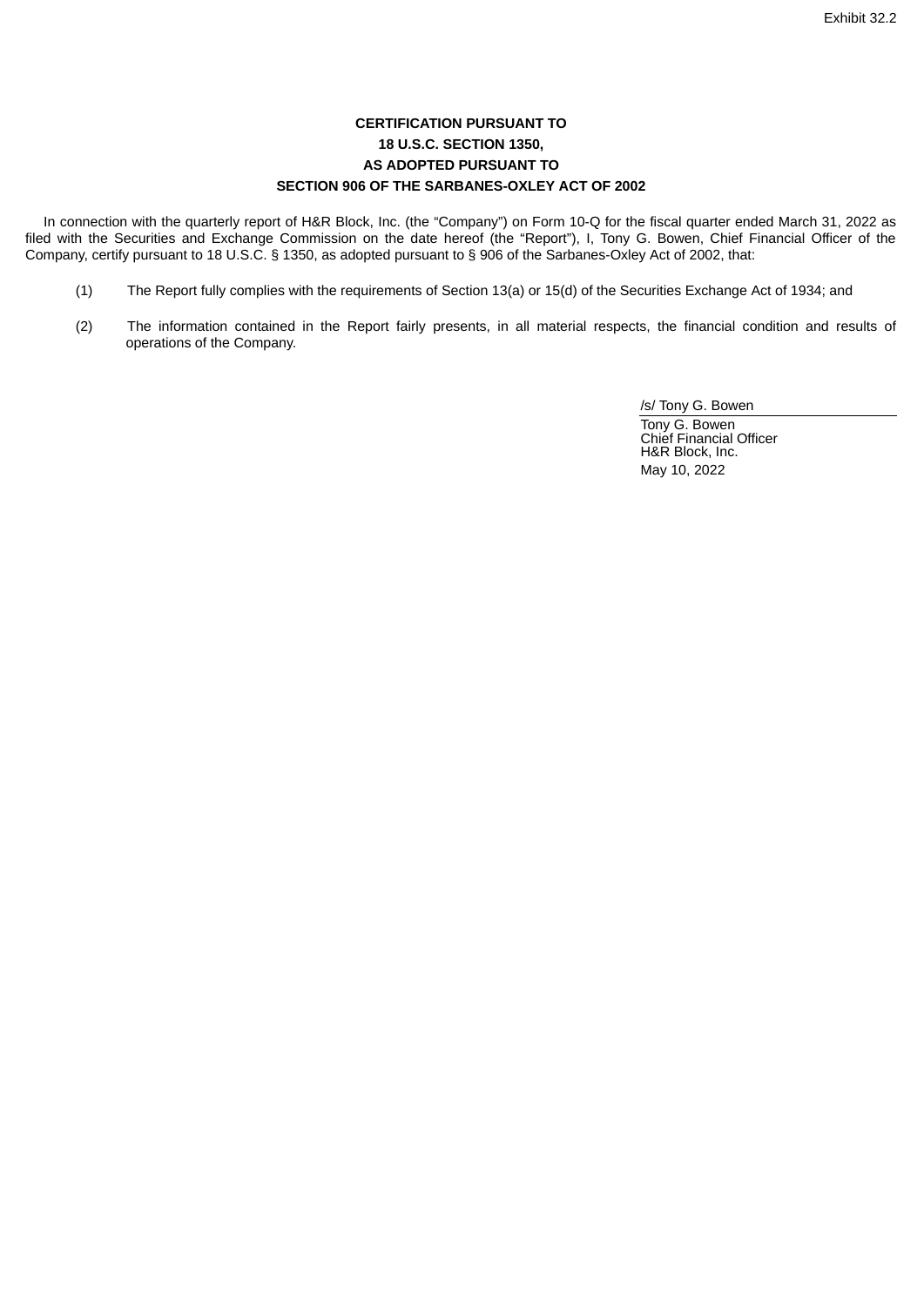Exhibit 32.2

**CERTIFICATION PURSUANT TO**
**18 U.S.C. SECTION 1350,**
**AS ADOPTED PURSUANT TO**
**SECTION 906 OF THE SARBANES-OXLEY ACT OF 2002**

In connection with the quarterly report of H&R Block, Inc. (the "Company") on Form 10-Q for the fiscal quarter ended March 31, 2022 as filed with the Securities and Exchange Commission on the date hereof (the "Report"), I, Tony G. Bowen, Chief Financial Officer of the Company, certify pursuant to 18 U.S.C. § 1350, as adopted pursuant to § 906 of the Sarbanes-Oxley Act of 2002, that:

(1) The Report fully complies with the requirements of Section 13(a) or 15(d) of the Securities Exchange Act of 1934; and

(2) The information contained in the Report fairly presents, in all material respects, the financial condition and results of operations of the Company.

/s/ Tony G. Bowen

Tony G. Bowen
Chief Financial Officer
H&R Block, Inc.
May 10, 2022